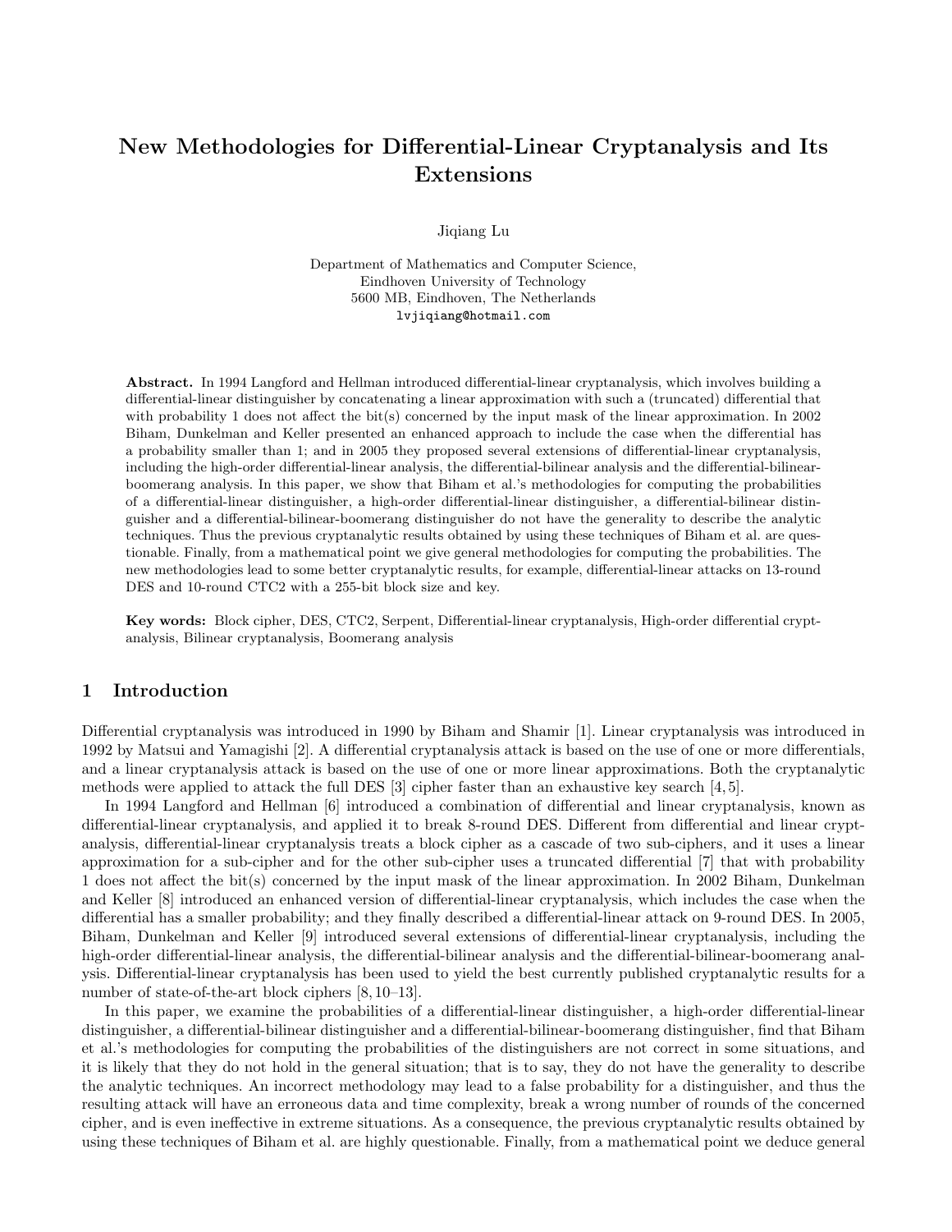# New Methodologies for Differential-Linear Cryptanalysis and Its Extensions

Jiqiang Lu

Department of Mathematics and Computer Science,
Eindhoven University of Technology
5600 MB, Eindhoven, The Netherlands
lvjiqiang@hotmail.com

**Abstract.** In 1994 Langford and Hellman introduced differential-linear cryptanalysis, which involves building a differential-linear distinguisher by concatenating a linear approximation with such a (truncated) differential that with probability 1 does not affect the bit(s) concerned by the input mask of the linear approximation. In 2002 Biham, Dunkelman and Keller presented an enhanced approach to include the case when the differential has a probability smaller than 1; and in 2005 they proposed several extensions of differential-linear cryptanalysis, including the high-order differential-linear analysis, the differential-bilinear analysis and the differential-bilinear-boomerang analysis. In this paper, we show that Biham et al.'s methodologies for computing the probabilities of a differential-linear distinguisher, a high-order differential-linear distinguisher, a differential-bilinear distinguisher and a differential-bilinear-boomerang distinguisher do not have the generality to describe the analytic techniques. Thus the previous cryptanalytic results obtained by using these techniques of Biham et al. are questionable. Finally, from a mathematical point we give general methodologies for computing the probabilities. The new methodologies lead to some better cryptanalytic results, for example, differential-linear attacks on 13-round DES and 10-round CTC2 with a 255-bit block size and key.

**Key words:** Block cipher, DES, CTC2, Serpent, Differential-linear cryptanalysis, High-order differential cryptanalysis, Bilinear cryptanalysis, Boomerang analysis

## 1 Introduction

Differential cryptanalysis was introduced in 1990 by Biham and Shamir [1]. Linear cryptanalysis was introduced in 1992 by Matsui and Yamagishi [2]. A differential cryptanalysis attack is based on the use of one or more differentials, and a linear cryptanalysis attack is based on the use of one or more linear approximations. Both the cryptanalytic methods were applied to attack the full DES [3] cipher faster than an exhaustive key search [4,5].

In 1994 Langford and Hellman [6] introduced a combination of differential and linear cryptanalysis, known as differential-linear cryptanalysis, and applied it to break 8-round DES. Different from differential and linear cryptanalysis, differential-linear cryptanalysis treats a block cipher as a cascade of two sub-ciphers, and it uses a linear approximation for a sub-cipher and for the other sub-cipher uses a truncated differential [7] that with probability 1 does not affect the bit(s) concerned by the input mask of the linear approximation. In 2002 Biham, Dunkelman and Keller [8] introduced an enhanced version of differential-linear cryptanalysis, which includes the case when the differential has a smaller probability; and they finally described a differential-linear attack on 9-round DES. In 2005, Biham, Dunkelman and Keller [9] introduced several extensions of differential-linear cryptanalysis, including the high-order differential-linear analysis, the differential-bilinear analysis and the differential-bilinear-boomerang analysis. Differential-linear cryptanalysis has been used to yield the best currently published cryptanalytic results for a number of state-of-the-art block ciphers [8,10–13].

In this paper, we examine the probabilities of a differential-linear distinguisher, a high-order differential-linear distinguisher, a differential-bilinear distinguisher and a differential-bilinear-boomerang distinguisher, find that Biham et al.'s methodologies for computing the probabilities of the distinguishers are not correct in some situations, and it is likely that they do not hold in the general situation; that is to say, they do not have the generality to describe the analytic techniques. An incorrect methodology may lead to a false probability for a distinguisher, and thus the resulting attack will have an erroneous data and time complexity, break a wrong number of rounds of the concerned cipher, and is even ineffective in extreme situations. As a consequence, the previous cryptanalytic results obtained by using these techniques of Biham et al. are highly questionable. Finally, from a mathematical point we deduce general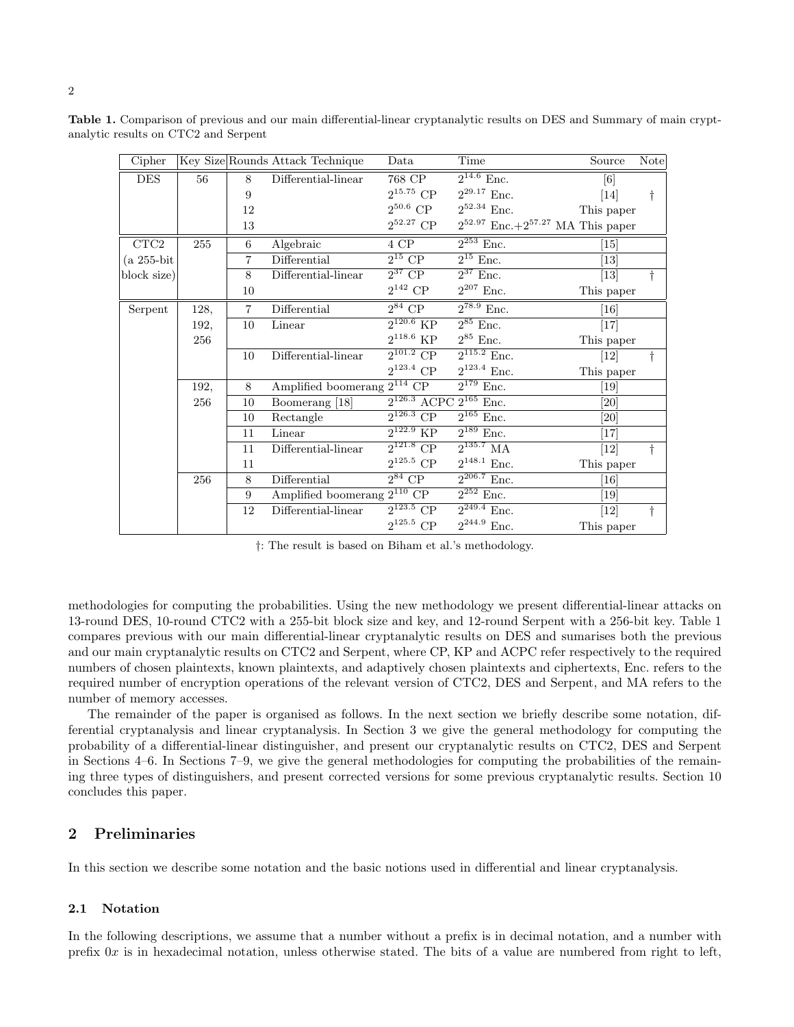**Table 1.** Comparison of previous and our main differential-linear cryptanalytic results on DES and Summary of main cryptanalytic results on CTC2 and Serpent

| Cipher | Key Size | Rounds | Attack Technique | Data | Time | Source | Note |
|---|---|---|---|---|---|---|---|
| DES | 56 | 8 | Differential-linear | 768 CP | $2^{14.6}$ Enc. | [6] | |
| | | 9 | | $2^{15.75}$ CP | $2^{29.17}$ Enc. | [14] | † |
| | | 12 | | $2^{50.6}$ CP | $2^{52.34}$ Enc. | This paper | |
| | | 13 | | $2^{52.27}$ CP | $2^{52.97}$ Enc.+$2^{57.27}$ MA | This paper | |
| CTC2 (a 255-bit block size) | 255 | 6 | Algebraic | 4 CP | $2^{253}$ Enc. | [15] | |
| | | 7 | Differential | $2^{15}$ CP | $2^{15}$ Enc. | [13] | |
| | | 8 | Differential-linear | $2^{37}$ CP | $2^{37}$ Enc. | [13] | † |
| | | 10 | | $2^{142}$ CP | $2^{207}$ Enc. | This paper | |
| Serpent | 128, 192, 256 | 7 | Differential | $2^{84}$ CP | $2^{78.9}$ Enc. | [16] | |
| | | 10 | Linear | $2^{120.6}$ KP | $2^{85}$ Enc. | [17] | |
| | | | | $2^{118.6}$ KP | $2^{85}$ Enc. | This paper | |
| | | 10 | Differential-linear | $2^{101.2}$ CP | $2^{115.2}$ Enc. | [12] | † |
| | | | | $2^{123.4}$ CP | $2^{123.4}$ Enc. | This paper | |
| | 192, 256 | 8 | Amplified boomerang | $2^{114}$ CP | $2^{179}$ Enc. | [19] | |
| | | 10 | Boomerang [18] | $2^{126.3}$ ACPC | $2^{165}$ Enc. | [20] | |
| | | 10 | Rectangle | $2^{126.3}$ CP | $2^{165}$ Enc. | [20] | |
| | | 11 | Linear | $2^{122.9}$ KP | $2^{189}$ Enc. | [17] | |
| | | 11 | Differential-linear | $2^{121.8}$ CP | $2^{135.7}$ MA | [12] | † |
| | | 11 | | $2^{125.5}$ CP | $2^{148.1}$ Enc. | This paper | |
| | 256 | 8 | Differential | $2^{84}$ CP | $2^{206.7}$ Enc. | [16] | |
| | | 9 | Amplified boomerang | $2^{110}$ CP | $2^{252}$ Enc. | [19] | |
| | | 12 | Differential-linear | $2^{123.5}$ CP | $2^{249.4}$ Enc. | [12] | † |
| | | | | $2^{125.5}$ CP | $2^{244.9}$ Enc. | This paper | |

†: The result is based on Biham et al.'s methodology.

methodologies for computing the probabilities. Using the new methodology we present differential-linear attacks on 13-round DES, 10-round CTC2 with a 255-bit block size and key, and 12-round Serpent with a 256-bit key. Table 1 compares previous with our main differential-linear cryptanalytic results on DES and sumarises both the previous and our main cryptanalytic results on CTC2 and Serpent, where CP, KP and ACPC refer respectively to the required numbers of chosen plaintexts, known plaintexts, and adaptively chosen plaintexts and ciphertexts, Enc. refers to the required number of encryption operations of the relevant version of CTC2, DES and Serpent, and MA refers to the number of memory accesses.

The remainder of the paper is organised as follows. In the next section we briefly describe some notation, differential cryptanalysis and linear cryptanalysis. In Section 3 we give the general methodology for computing the probability of a differential-linear distinguisher, and present our cryptanalytic results on CTC2, DES and Serpent in Sections 4–6. In Sections 7–9, we give the general methodologies for computing the probabilities of the remaining three types of distinguishers, and present corrected versions for some previous cryptanalytic results. Section 10 concludes this paper.

## 2 Preliminaries

In this section we describe some notation and the basic notions used in differential and linear cryptanalysis.

### 2.1 Notation

In the following descriptions, we assume that a number without a prefix is in decimal notation, and a number with prefix $0x$ is in hexadecimal notation, unless otherwise stated. The bits of a value are numbered from right to left,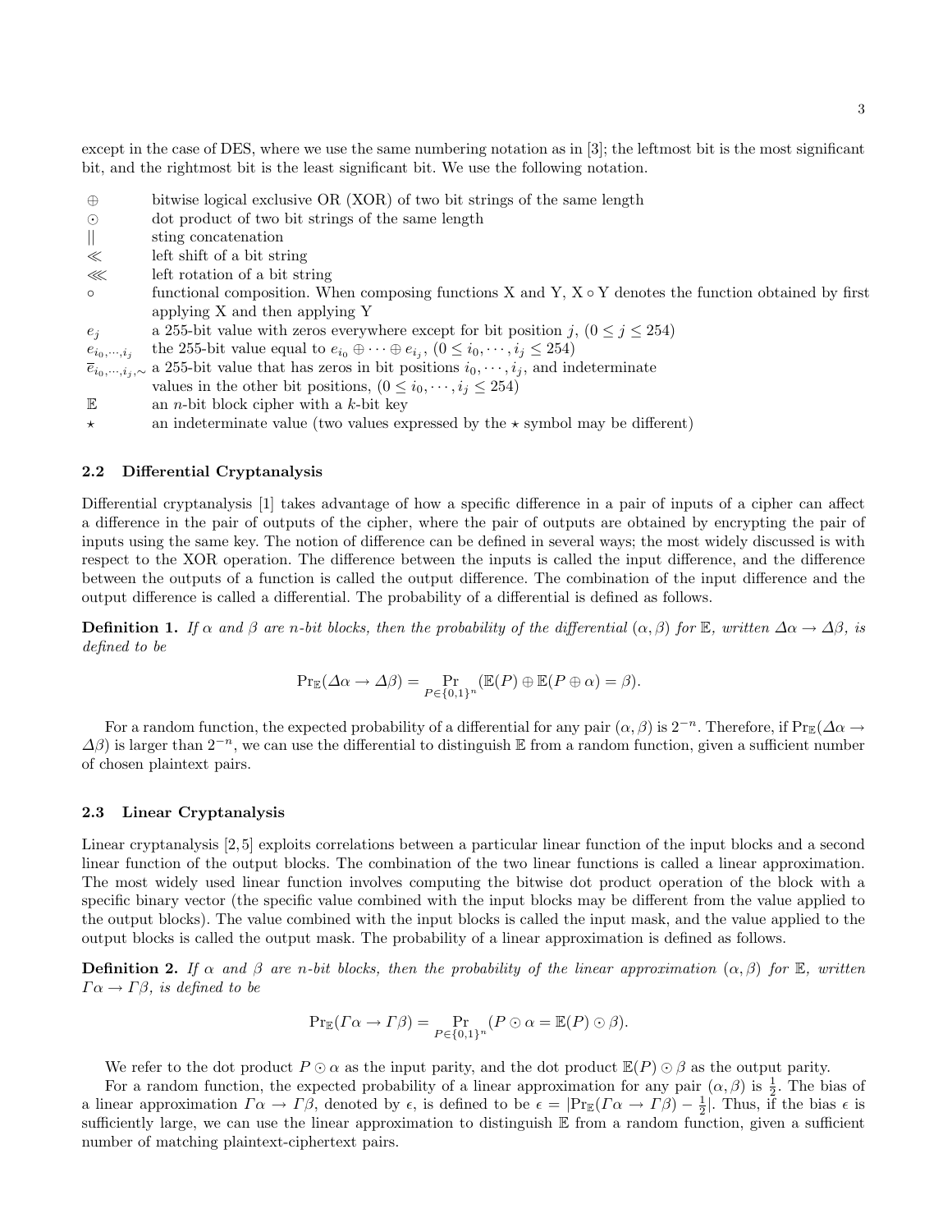except in the case of DES, where we use the same numbering notation as in [3]; the leftmost bit is the most significant bit, and the rightmost bit is the least significant bit. We use the following notation.

| | |
|---|---|
| $\oplus$ | bitwise logical exclusive OR (XOR) of two bit strings of the same length |
| $\odot$ | dot product of two bit strings of the same length |
| $\|\|$ | sting concatenation |
| $\ll$ | left shift of a bit string |
| $\lll$ | left rotation of a bit string |
| $\circ$ | functional composition. When composing functions X and Y, X $\circ$ Y denotes the function obtained by first applying X and then applying Y |
| $e_j$ | a 255-bit value with zeros everywhere except for bit position $j$, $(0 \le j \le 254)$ |
| $e_{i_0,\cdots,i_j}$ | the 255-bit value equal to $e_{i_0} \oplus \cdots \oplus e_{i_j}$, $(0 \le i_0, \cdots, i_j \le 254)$ |
| $\overline{e}_{i_0,\cdots,i_j,\sim}$ | a 255-bit value that has zeros in bit positions $i_0, \cdots, i_j$, and indeterminate values in the other bit positions, $(0 \le i_0, \cdots, i_j \le 254)$ |
| $\mathbb{E}$ | an $n$-bit block cipher with a $k$-bit key |
| $\star$ | an indeterminate value (two values expressed by the $\star$ symbol may be different) |

### 2.2 Differential Cryptanalysis

Differential cryptanalysis [1] takes advantage of how a specific difference in a pair of inputs of a cipher can affect a difference in the pair of outputs of the cipher, where the pair of outputs are obtained by encrypting the pair of inputs using the same key. The notion of difference can be defined in several ways; the most widely discussed is with respect to the XOR operation. The difference between the inputs is called the input difference, and the difference between the outputs of a function is called the output difference. The combination of the input difference and the output difference is called a differential. The probability of a differential is defined as follows.

**Definition 1.** *If $\alpha$ and $\beta$ are $n$-bit blocks, then the probability of the differential $(\alpha, \beta)$ for $\mathbb{E}$, written $\Delta\alpha \to \Delta\beta$, is defined to be*

$$\mathrm{Pr}_{\mathbb{E}}(\Delta\alpha \to \Delta\beta) = \Pr_{P \in \{0,1\}^n}(\mathbb{E}(P) \oplus \mathbb{E}(P \oplus \alpha) = \beta).$$

For a random function, the expected probability of a differential for any pair $(\alpha, \beta)$ is $2^{-n}$. Therefore, if $\mathrm{Pr}_{\mathbb{E}}(\Delta\alpha \to \Delta\beta)$ is larger than $2^{-n}$, we can use the differential to distinguish $\mathbb{E}$ from a random function, given a sufficient number of chosen plaintext pairs.

### 2.3 Linear Cryptanalysis

Linear cryptanalysis [2,5] exploits correlations between a particular linear function of the input blocks and a second linear function of the output blocks. The combination of the two linear functions is called a linear approximation. The most widely used linear function involves computing the bitwise dot product operation of the block with a specific binary vector (the specific value combined with the input blocks may be different from the value applied to the output blocks). The value combined with the input blocks is called the input mask, and the value applied to the output blocks is called the output mask. The probability of a linear approximation is defined as follows.

**Definition 2.** *If $\alpha$ and $\beta$ are $n$-bit blocks, then the probability of the linear approximation $(\alpha, \beta)$ for $\mathbb{E}$, written $\Gamma\alpha \to \Gamma\beta$, is defined to be*

$$\mathrm{Pr}_{\mathbb{E}}(\Gamma\alpha \to \Gamma\beta) = \Pr_{P \in \{0,1\}^n}(P \odot \alpha = \mathbb{E}(P) \odot \beta).$$

We refer to the dot product $P \odot \alpha$ as the input parity, and the dot product $\mathbb{E}(P) \odot \beta$ as the output parity.

For a random function, the expected probability of a linear approximation for any pair $(\alpha, \beta)$ is $\frac{1}{2}$. The bias of a linear approximation $\Gamma\alpha \to \Gamma\beta$, denoted by $\epsilon$, is defined to be $\epsilon = |\mathrm{Pr}_{\mathbb{E}}(\Gamma\alpha \to \Gamma\beta) - \frac{1}{2}|$. Thus, if the bias $\epsilon$ is sufficiently large, we can use the linear approximation to distinguish $\mathbb{E}$ from a random function, given a sufficient number of matching plaintext-ciphertext pairs.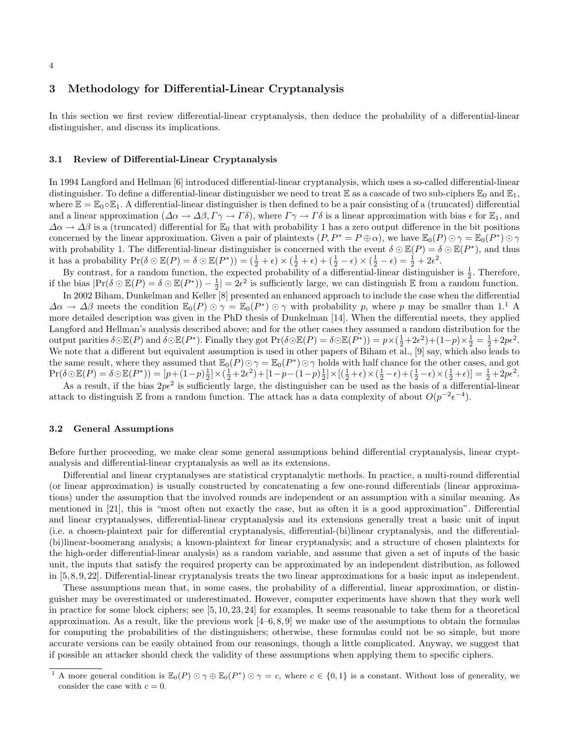## 3 Methodology for Differential-Linear Cryptanalysis

In this section we first review differential-linear cryptanalysis, then deduce the probability of a differential-linear distinguisher, and discuss its implications.

### 3.1 Review of Differential-Linear Cryptanalysis

In 1994 Langford and Hellman [6] introduced differential-linear cryptanalysis, which uses a so-called differential-linear distinguisher. To define a differential-linear distinguisher we need to treat $\mathbb{E}$ as a cascade of two sub-ciphers $\mathbb{E}_0$ and $\mathbb{E}_1$, where $\mathbb{E} = \mathbb{E}_0 \circ \mathbb{E}_1$. A differential-linear distinguisher is then defined to be a pair consisting of a (truncated) differential and a linear approximation ($\Delta\alpha \rightarrow \Delta\beta, \Gamma\gamma \rightarrow \Gamma\delta$), where $\Gamma\gamma \rightarrow \Gamma\delta$ is a linear approximation with bias $\epsilon$ for $\mathbb{E}_1$, and $\Delta\alpha \rightarrow \Delta\beta$ is a (truncated) differential for $\mathbb{E}_0$ that with probability 1 has a zero output difference in the bit positions concerned by the linear approximation. Given a pair of plaintexts $(P, P^* = P \oplus \alpha)$, we have $\mathbb{E}_0(P) \odot \gamma = \mathbb{E}_0(P^*) \odot \gamma$ with probability 1. The differential-linear distinguisher is concerned with the event $\delta \odot \mathbb{E}(P) = \delta \odot \mathbb{E}(P^*)$, and thus it has a probability $\Pr(\delta \odot \mathbb{E}(P) = \delta \odot \mathbb{E}(P^*)) = (\frac{1}{2} + \epsilon) \times (\frac{1}{2} + \epsilon) + (\frac{1}{2} - \epsilon) \times (\frac{1}{2} - \epsilon) = \frac{1}{2} + 2\epsilon^2$.

By contrast, for a random function, the expected probability of a differential-linear distinguisher is $\frac{1}{2}$. Therefore, if the bias $|\Pr(\delta \odot \mathbb{E}(P) = \delta \odot \mathbb{E}(P^*)) - \frac{1}{2}| = 2\epsilon^2$ is sufficiently large, we can distinguish $\mathbb{E}$ from a random function.

In 2002 Biham, Dunkelman and Keller [8] presented an enhanced approach to include the case when the differential $\Delta\alpha \rightarrow \Delta\beta$ meets the condition $\mathbb{E}_0(P) \odot \gamma = \mathbb{E}_0(P^*) \odot \gamma$ with probability $p$, where $p$ may be smaller than 1.[1] A more detailed description was given in the PhD thesis of Dunkelman [14]. When the differential meets, they applied Langford and Hellman's analysis described above; and for the other cases they assumed a random distribution for the output parities $\delta \odot \mathbb{E}(P)$ and $\delta \odot \mathbb{E}(P^*)$. Finally they got $\Pr(\delta \odot \mathbb{E}(P) = \delta \odot \mathbb{E}(P^*)) = p \times (\frac{1}{2} + 2\epsilon^2) + (1-p) \times \frac{1}{2} = \frac{1}{2} + 2p\epsilon^2$. We note that a different but equivalent assumption is used in other papers of Biham et al., [9] say, which also leads to the same result, where they assumed that $\mathbb{E}_0(P) \odot \gamma = \mathbb{E}_0(P^*) \odot \gamma$ holds with half chance for the other cases, and got $\Pr(\delta \odot \mathbb{E}(P) = \delta \odot \mathbb{E}(P^*)) = [p + (1-p)\frac{1}{2}] \times (\frac{1}{2} + 2\epsilon^2) + [1 - p - (1-p)\frac{1}{2}] \times [(\frac{1}{2} + \epsilon) \times (\frac{1}{2} - \epsilon) + (\frac{1}{2} - \epsilon) \times (\frac{1}{2} + \epsilon)] = \frac{1}{2} + 2p\epsilon^2$.

As a result, if the bias $2p\epsilon^2$ is sufficiently large, the distinguisher can be used as the basis of a differential-linear attack to distinguish $\mathbb{E}$ from a random function. The attack has a data complexity of about $O(p^{-2}\epsilon^{-4})$.

### 3.2 General Assumptions

Before further proceeding, we make clear some general assumptions behind differential cryptanalysis, linear cryptanalysis and differential-linear cryptanalysis as well as its extensions.

Differential and linear cryptanalyses are statistical cryptanalytic methods. In practice, a multi-round differential (or linear approximation) is usually constructed by concatenating a few one-round differentials (linear approximations) under the assumption that the involved rounds are independent or an assumption with a similar meaning. As mentioned in [21], this is "most often not exactly the case, but as often it is a good approximation". Differential and linear cryptanalyses, differential-linear cryptanalysis and its extensions generally treat a basic unit of input (i.e. a chosen-plaintext pair for differential cryptanalysis, differential-(bi)linear cryptanalysis, and the differential-(bi)linear-boomerang analysis; a known-plaintext for linear cryptanalysis; and a structure of chosen plaintexts for the high-order differential-linear analysis) as a random variable, and assume that given a set of inputs of the basic unit, the inputs that satisfy the required property can be approximated by an independent distribution, as followed in [5, 8, 9, 22]. Differential-linear cryptanalysis treats the two linear approximations for a basic input as independent.

These assumptions mean that, in some cases, the probability of a differential, linear approximation, or distinguisher may be overestimated or underestimated. However, computer experiments have shown that they work well in practice for some block ciphers; see [5, 10, 23, 24] for examples. It seems reasonable to take them for a theoretical approximation. As a result, like the previous work [4–6, 8, 9] we make use of the assumptions to obtain the formulas for computing the probabilities of the distinguishers; otherwise, these formulas could not be so simple, but more accurate versions can be easily obtained from our reasonings, though a little complicated. Anyway, we suggest that if possible an attacker should check the validity of these assumptions when applying them to specific ciphers.

---

[1] A more general condition is $\mathbb{E}_0(P) \odot \gamma \oplus \mathbb{E}_0(P^*) \odot \gamma = c$, where $c \in \{0, 1\}$ is a constant. Without loss of generality, we consider the case with $c = 0$.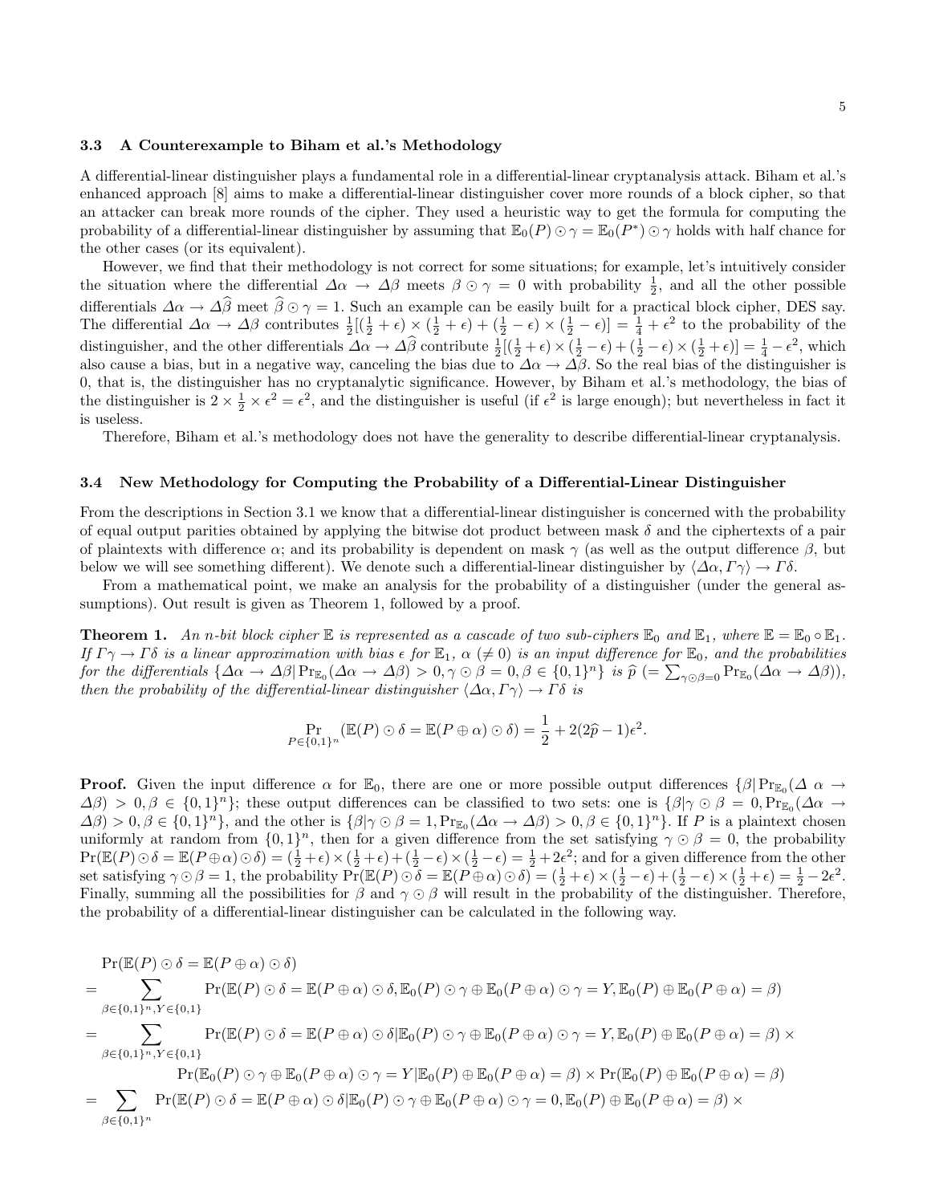### 3.3 A Counterexample to Biham et al.'s Methodology

A differential-linear distinguisher plays a fundamental role in a differential-linear cryptanalysis attack. Biham et al.'s enhanced approach [8] aims to make a differential-linear distinguisher cover more rounds of a block cipher, so that an attacker can break more rounds of the cipher. They used a heuristic way to get the formula for computing the probability of a differential-linear distinguisher by assuming that $\mathbb{E}_0(P) \odot \gamma = \mathbb{E}_0(P^*) \odot \gamma$ holds with half chance for the other cases (or its equivalent).

However, we find that their methodology is not correct for some situations; for example, let's intuitively consider the situation where the differential $\Delta\alpha \to \Delta\beta$ meets $\beta \odot \gamma = 0$ with probability $\frac{1}{2}$, and all the other possible differentials $\Delta\alpha \to \Delta\widehat{\beta}$ meet $\widehat{\beta} \odot \gamma = 1$. Such an example can be easily built for a practical block cipher, DES say. The differential $\Delta\alpha \to \Delta\beta$ contributes $\frac{1}{2}[(\frac{1}{2}+\epsilon) \times (\frac{1}{2}+\epsilon) + (\frac{1}{2}-\epsilon) \times (\frac{1}{2}-\epsilon)] = \frac{1}{4} + \epsilon^2$ to the probability of the distinguisher, and the other differentials $\Delta\alpha \to \Delta\widehat{\beta}$ contribute $\frac{1}{2}[(\frac{1}{2}+\epsilon) \times (\frac{1}{2}-\epsilon) + (\frac{1}{2}-\epsilon) \times (\frac{1}{2}+\epsilon)] = \frac{1}{4} - \epsilon^2$, which also cause a bias, but in a negative way, canceling the bias due to $\Delta\alpha \to \Delta\beta$. So the real bias of the distinguisher is 0, that is, the distinguisher has no cryptanalytic significance. However, by Biham et al.'s methodology, the bias of the distinguisher is $2 \times \frac{1}{2} \times \epsilon^2 = \epsilon^2$, and the distinguisher is useful (if $\epsilon^2$ is large enough); but nevertheless in fact it is useless.

Therefore, Biham et al.'s methodology does not have the generality to describe differential-linear cryptanalysis.

### 3.4 New Methodology for Computing the Probability of a Differential-Linear Distinguisher

From the descriptions in Section 3.1 we know that a differential-linear distinguisher is concerned with the probability of equal output parities obtained by applying the bitwise dot product between mask $\delta$ and the ciphertexts of a pair of plaintexts with difference $\alpha$; and its probability is dependent on mask $\gamma$ (as well as the output difference $\beta$, but below we will see something different). We denote such a differential-linear distinguisher by $\langle \Delta\alpha, \Gamma\gamma \rangle \to \Gamma\delta$.

From a mathematical point, we make an analysis for the probability of a distinguisher (under the general assumptions). Out result is given as Theorem 1, followed by a proof.

**Theorem 1.** *An $n$-bit block cipher $\mathbb{E}$ is represented as a cascade of two sub-ciphers $\mathbb{E}_0$ and $\mathbb{E}_1$, where $\mathbb{E} = \mathbb{E}_0 \circ \mathbb{E}_1$. If $\Gamma\gamma \to \Gamma\delta$ is a linear approximation with bias $\epsilon$ for $\mathbb{E}_1$, $\alpha$ ($\neq 0$) is an input difference for $\mathbb{E}_0$, and the probabilities for the differentials $\{\Delta\alpha \to \Delta\beta | \Pr_{\mathbb{E}_0}(\Delta\alpha \to \Delta\beta) > 0, \gamma \odot \beta = 0, \beta \in \{0,1\}^n\}$ is $\widehat{p}$ ($= \sum_{\gamma \odot \beta = 0} \Pr_{\mathbb{E}_0}(\Delta\alpha \to \Delta\beta)$), then the probability of the differential-linear distinguisher $\langle \Delta\alpha, \Gamma\gamma \rangle \to \Gamma\delta$ is*

$$\Pr_{P \in \{0,1\}^n}(\mathbb{E}(P) \odot \delta = \mathbb{E}(P \oplus \alpha) \odot \delta) = \frac{1}{2} + 2(2\widehat{p} - 1)\epsilon^2.$$

**Proof.** Given the input difference $\alpha$ for $\mathbb{E}_0$, there are one or more possible output differences $\{\beta | \Pr_{\mathbb{E}_0}(\Delta\alpha \to \Delta\beta) > 0, \beta \in \{0,1\}^n\}$; these output differences can be classified to two sets: one is $\{\beta | \gamma \odot \beta = 0, \Pr_{\mathbb{E}_0}(\Delta\alpha \to \Delta\beta) > 0, \beta \in \{0,1\}^n\}$, and the other is $\{\beta | \gamma \odot \beta = 1, \Pr_{\mathbb{E}_0}(\Delta\alpha \to \Delta\beta) > 0, \beta \in \{0,1\}^n\}$. If $P$ is a plaintext chosen uniformly at random from $\{0,1\}^n$, then for a given difference from the set satisfying $\gamma \odot \beta = 0$, the probability $\Pr(\mathbb{E}(P) \odot \delta = \mathbb{E}(P \oplus \alpha) \odot \delta) = (\frac{1}{2}+\epsilon) \times (\frac{1}{2}+\epsilon) + (\frac{1}{2}-\epsilon) \times (\frac{1}{2}-\epsilon) = \frac{1}{2} + 2\epsilon^2$; and for a given difference from the other set satisfying $\gamma \odot \beta = 1$, the probability $\Pr(\mathbb{E}(P) \odot \delta = \mathbb{E}(P \oplus \alpha) \odot \delta) = (\frac{1}{2}+\epsilon) \times (\frac{1}{2}-\epsilon) + (\frac{1}{2}-\epsilon) \times (\frac{1}{2}+\epsilon) = \frac{1}{2} - 2\epsilon^2$. Finally, summing all the possibilities for $\beta$ and $\gamma \odot \beta$ will result in the probability of the distinguisher. Therefore, the probability of a differential-linear distinguisher can be calculated in the following way.

$$
\begin{aligned}
& \Pr(\mathbb{E}(P) \odot \delta = \mathbb{E}(P \oplus \alpha) \odot \delta) \\
= & \sum_{\beta \in \{0,1\}^n, Y \in \{0,1\}} \Pr(\mathbb{E}(P) \odot \delta = \mathbb{E}(P \oplus \alpha) \odot \delta, \mathbb{E}_0(P) \odot \gamma \oplus \mathbb{E}_0(P \oplus \alpha) \odot \gamma = Y, \mathbb{E}_0(P) \oplus \mathbb{E}_0(P \oplus \alpha) = \beta) \\
= & \sum_{\beta \in \{0,1\}^n, Y \in \{0,1\}} \Pr(\mathbb{E}(P) \odot \delta = \mathbb{E}(P \oplus \alpha) \odot \delta | \mathbb{E}_0(P) \odot \gamma \oplus \mathbb{E}_0(P \oplus \alpha) \odot \gamma = Y, \mathbb{E}_0(P) \oplus \mathbb{E}_0(P \oplus \alpha) = \beta) \times \\
& \qquad \Pr(\mathbb{E}_0(P) \odot \gamma \oplus \mathbb{E}_0(P \oplus \alpha) \odot \gamma = Y | \mathbb{E}_0(P) \oplus \mathbb{E}_0(P \oplus \alpha) = \beta) \times \Pr(\mathbb{E}_0(P) \oplus \mathbb{E}_0(P \oplus \alpha) = \beta) \\
= & \sum_{\beta \in \{0,1\}^n} \Pr(\mathbb{E}(P) \odot \delta = \mathbb{E}(P \oplus \alpha) \odot \delta | \mathbb{E}_0(P) \odot \gamma \oplus \mathbb{E}_0(P \oplus \alpha) \odot \gamma = 0, \mathbb{E}_0(P) \oplus \mathbb{E}_0(P \oplus \alpha) = \beta) \times
\end{aligned}
$$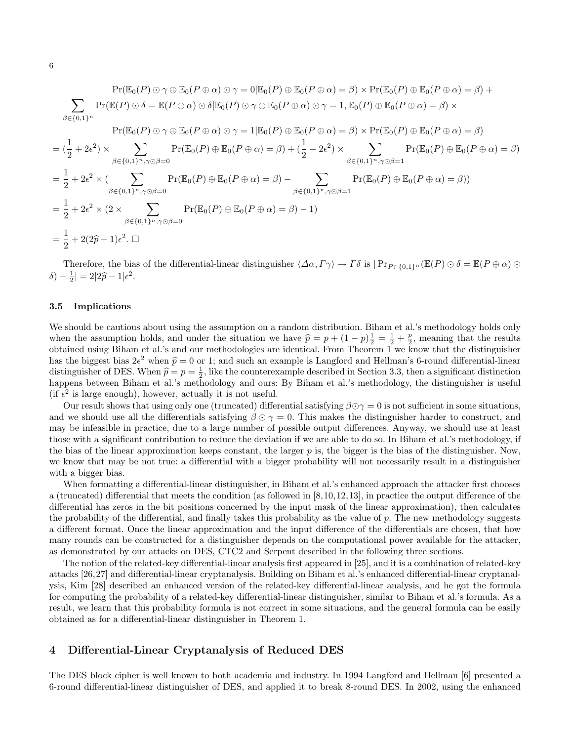$$
\begin{aligned}
&\Pr(\mathbb{E}_0(P) \odot \gamma \oplus \mathbb{E}_0(P \oplus \alpha) \odot \gamma = 0 | \mathbb{E}_0(P) \oplus \mathbb{E}_0(P \oplus \alpha) = \beta) \times \Pr(\mathbb{E}_0(P) \oplus \mathbb{E}_0(P \oplus \alpha) = \beta) + \\
\sum_{\beta \in \{0,1\}^n} &\Pr(\mathbb{E}(P) \odot \delta = \mathbb{E}(P \oplus \alpha) \odot \delta | \mathbb{E}_0(P) \odot \gamma \oplus \mathbb{E}_0(P \oplus \alpha) \odot \gamma = 1, \mathbb{E}_0(P) \oplus \mathbb{E}_0(P \oplus \alpha) = \beta) \times \\
&\Pr(\mathbb{E}_0(P) \odot \gamma \oplus \mathbb{E}_0(P \oplus \alpha) \odot \gamma = 1 | \mathbb{E}_0(P) \oplus \mathbb{E}_0(P \oplus \alpha) = \beta) \times \Pr(\mathbb{E}_0(P) \oplus \mathbb{E}_0(P \oplus \alpha) = \beta) \\
= &(\frac{1}{2} + 2\epsilon^2) \times \sum_{\beta \in \{0,1\}^n, \gamma \odot \beta = 0} \Pr(\mathbb{E}_0(P) \oplus \mathbb{E}_0(P \oplus \alpha) = \beta) + (\frac{1}{2} - 2\epsilon^2) \times \sum_{\beta \in \{0,1\}^n, \gamma \odot \beta = 1} \Pr(\mathbb{E}_0(P) \oplus \mathbb{E}_0(P \oplus \alpha) = \beta) \\
= &\frac{1}{2} + 2\epsilon^2 \times (\sum_{\beta \in \{0,1\}^n, \gamma \odot \beta = 0} \Pr(\mathbb{E}_0(P) \oplus \mathbb{E}_0(P \oplus \alpha) = \beta) - \sum_{\beta \in \{0,1\}^n, \gamma \odot \beta = 1} \Pr(\mathbb{E}_0(P) \oplus \mathbb{E}_0(P \oplus \alpha) = \beta)) \\
= &\frac{1}{2} + 2\epsilon^2 \times (2 \times \sum_{\beta \in \{0,1\}^n, \gamma \odot \beta = 0} \Pr(\mathbb{E}_0(P) \oplus \mathbb{E}_0(P \oplus \alpha) = \beta) - 1) \\
= &\frac{1}{2} + 2(2\widehat{p} - 1)\epsilon^2. \ \square
\end{aligned}
$$

Therefore, the bias of the differential-linear distinguisher $\langle \Delta\alpha, \Gamma\gamma \rangle \rightarrow \Gamma\delta$ is $|\Pr_{P \in \{0,1\}^n}(\mathbb{E}(P) \odot \delta = \mathbb{E}(P \oplus \alpha) \odot \delta) - \frac{1}{2}| = 2|2\widehat{p} - 1|\epsilon^2$.

### 3.5 Implications

We should be cautious about using the assumption on a random distribution. Biham et al.'s methodology holds only when the assumption holds, and under the situation we have $\widehat{p} = p + (1-p)\frac{1}{2} = \frac{1}{2} + \frac{p}{2}$, meaning that the results obtained using Biham et al.'s and our methodologies are identical. From Theorem 1 we know that the distinguisher has the biggest bias $2\epsilon^2$ when $\widehat{p} = 0$ or 1; and such an example is Langford and Hellman's 6-round differential-linear distinguisher of DES. When $\widehat{p} = p = \frac{1}{2}$, like the counterexample described in Section 3.3, then a significant distinction happens between Biham et al.'s methodology and ours: By Biham et al.'s methodology, the distinguisher is useful (if $\epsilon^2$ is large enough), however, actually it is not useful.

Our result shows that using only one (truncated) differential satisfying $\beta \odot \gamma = 0$ is not sufficient in some situations, and we should use all the differentials satisfying $\beta \odot \gamma = 0$. This makes the distinguisher harder to construct, and may be infeasible in practice, due to a large number of possible output differences. Anyway, we should use at least those with a significant contribution to reduce the deviation if we are able to do so. In Biham et al.'s methodology, if the bias of the linear approximation keeps constant, the larger $p$ is, the bigger is the bias of the distinguisher. Now, we know that may be not true: a differential with a bigger probability will not necessarily result in a distinguisher with a bigger bias.

When formatting a differential-linear distinguisher, in Biham et al.'s enhanced approach the attacker first chooses a (truncated) differential that meets the condition (as followed in [8,10,12,13], in practice the output difference of the differential has zeros in the bit positions concerned by the input mask of the linear approximation), then calculates the probability of the differential, and finally takes this probability as the value of $p$. The new methodology suggests a different format. Once the linear approximation and the input difference of the differentials are chosen, that how many rounds can be constructed for a distinguisher depends on the computational power available for the attacker, as demonstrated by our attacks on DES, CTC2 and Serpent described in the following three sections.

The notion of the related-key differential-linear analysis first appeared in [25], and it is a combination of related-key attacks [26,27] and differential-linear cryptanalysis. Building on Biham et al.'s enhanced differential-linear cryptanalysis, Kim [28] described an enhanced version of the related-key differential-linear analysis, and he got the formula for computing the probability of a related-key differential-linear distinguisher, similar to Biham et al.'s formula. As a result, we learn that this probability formula is not correct in some situations, and the general formula can be easily obtained as for a differential-linear distinguisher in Theorem 1.

## 4 Differential-Linear Cryptanalysis of Reduced DES

The DES block cipher is well known to both academia and industry. In 1994 Langford and Hellman [6] presented a 6-round differential-linear distinguisher of DES, and applied it to break 8-round DES. In 2002, using the enhanced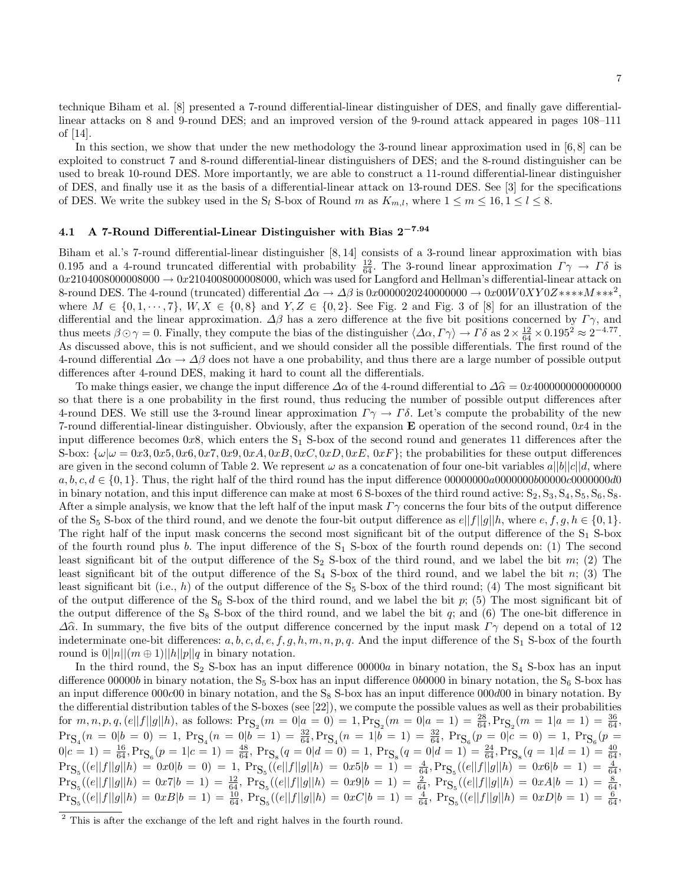technique Biham et al. [8] presented a 7-round differential-linear distinguisher of DES, and finally gave differential-linear attacks on 8 and 9-round DES; and an improved version of the 9-round attack appeared in pages 108–111 of [14].

In this section, we show that under the new methodology the 3-round linear approximation used in [6,8] can be exploited to construct 7 and 8-round differential-linear distinguishers of DES; and the 8-round distinguisher can be used to break 10-round DES. More importantly, we are able to construct a 11-round differential-linear distinguisher of DES, and finally use it as the basis of a differential-linear attack on 13-round DES. See [3] for the specifications of DES. We write the subkey used in the $S_l$ S-box of Round $m$ as $K_{m,l}$, where $1 \leq m \leq 16, 1 \leq l \leq 8$.

### 4.1 A 7-Round Differential-Linear Distinguisher with Bias $2^{-7.94}$

Biham et al.'s 7-round differential-linear distinguisher [8, 14] consists of a 3-round linear approximation with bias 0.195 and a 4-round truncated differential with probability $\frac{12}{64}$. The 3-round linear approximation $\Gamma\gamma \rightarrow \Gamma\delta$ is $0x2104008000008000 \rightarrow 0x2104008000008000$, which was used for Langford and Hellman's differential-linear attack on 8-round DES. The 4-round (truncated) differential $\Delta\alpha \rightarrow \Delta\beta$ is $0x0000020240000000 \rightarrow 0x00W0XY0Z{*}{*}{*}{*}M{*}{*}{*}$[2], where $M \in \{0, 1, \cdots, 7\}$, $W, X \in \{0, 8\}$ and $Y, Z \in \{0, 2\}$. See Fig. 2 and Fig. 3 of [8] for an illustration of the differential and the linear approximation. $\Delta\beta$ has a zero difference at the five bit positions concerned by $\Gamma\gamma$, and thus meets $\beta \odot \gamma = 0$. Finally, they compute the bias of the distinguisher $\langle \Delta\alpha, \Gamma\gamma \rangle \rightarrow \Gamma\delta$ as $2 \times \frac{12}{64} \times 0.195^2 \approx 2^{-4.77}$. As discussed above, this is not sufficient, and we should consider all the possible differentials. The first round of the 4-round differential $\Delta\alpha \rightarrow \Delta\beta$ does not have a one probability, and thus there are a large number of possible output differences after 4-round DES, making it hard to count all the differentials.

To make things easier, we change the input difference $\Delta\alpha$ of the 4-round differential to $\Delta\widehat{\alpha} = 0x4000000000000000$ so that there is a one probability in the first round, thus reducing the number of possible output differences after 4-round DES. We still use the 3-round linear approximation $\Gamma\gamma \rightarrow \Gamma\delta$. Let's compute the probability of the new 7-round differential-linear distinguisher. Obviously, after the expansion $\mathbf{E}$ operation of the second round, $0x4$ in the input difference becomes $0x8$, which enters the $S_1$ S-box of the second round and generates 11 differences after the S-box: $\{\omega | \omega = 0x3, 0x5, 0x6, 0x7, 0x9, 0xA, 0xB, 0xC, 0xD, 0xE, 0xF\}$; the probabilities for these output differences are given in the second column of Table 2. We represent $\omega$ as a concatenation of four one-bit variables $a||b||c||d$, where $a, b, c, d \in \{0, 1\}$. Thus, the right half of the third round has the input difference $00000000a0000000b000000c0000000d0$ in binary notation, and this input difference can make at most 6 S-boxes of the third round active: $S_2, S_3, S_4, S_5, S_6, S_8$. After a simple analysis, we know that the left half of the input mask $\Gamma\gamma$ concerns the four bits of the output difference of the $S_5$ S-box of the third round, and we denote the four-bit output difference as $e||f||g||h$, where $e, f, g, h \in \{0, 1\}$. The right half of the input mask concerns the second most significant bit of the output difference of the $S_1$ S-box of the fourth round plus $b$. The input difference of the $S_1$ S-box of the fourth round depends on: (1) The second least significant bit of the output difference of the $S_2$ S-box of the third round, and we label the bit $m$; (2) The least significant bit of the output difference of the $S_4$ S-box of the third round, and we label the bit $n$; (3) The least significant bit (i.e., $h$) of the output difference of the $S_5$ S-box of the third round; (4) The most significant bit of the output difference of the $S_6$ S-box of the third round, and we label the bit $p$; (5) The most significant bit of the output difference of the $S_8$ S-box of the third round, and we label the bit $q$; and (6) The one-bit difference in $\Delta\widehat{\alpha}$. In summary, the five bits of the output difference concerned by the input mask $\Gamma\gamma$ depend on a total of 12 indeterminate one-bit differences: $a, b, c, d, e, f, g, h, m, n, p, q$. And the input difference of the $S_1$ S-box of the fourth round is $0||n||(m \oplus 1)||h||p||q$ in binary notation.

In the third round, the $S_2$ S-box has an input difference $00000a$ in binary notation, the $S_4$ S-box has an input difference $00000b$ in binary notation, the $S_5$ S-box has an input difference $0b0000$ in binary notation, the $S_6$ S-box has an input difference $000c00$ in binary notation, and the $S_8$ S-box has an input difference $000d00$ in binary notation. By the differential distribution tables of the S-boxes (see [22]), we compute the possible values as well as their probabilities for $m, n, p, q, (e||f||g||h)$, as follows: $\Pr_{S_2}(m = 0|a = 0) = 1, \Pr_{S_2}(m = 0|a = 1) = \frac{28}{64}, \Pr_{S_2}(m = 1|a = 1) = \frac{36}{64}$, $\Pr_{S_4}(n = 0|b = 0) = 1$, $\Pr_{S_4}(n = 0|b = 1) = \frac{32}{64}, \Pr_{S_4}(n = 1|b = 1) = \frac{32}{64}$, $\Pr_{S_6}(p = 0|c = 0) = 1$, $\Pr_{S_6}(p = 0|c = 1) = \frac{16}{64}, \Pr_{S_6}(p = 1|c = 1) = \frac{48}{64}$, $\Pr_{S_8}(q = 0|d = 0) = 1$, $\Pr_{S_8}(q = 0|d = 1) = \frac{24}{64}, \Pr_{S_8}(q = 1|d = 1) = \frac{40}{64}$, $\Pr_{S_5}((e||f||g||h) = 0x0|b = 0) = 1$, $\Pr_{S_5}((e||f||g||h) = 0x5|b = 1) = \frac{4}{64}, \Pr_{S_5}((e||f||g||h) = 0x6|b = 1) = \frac{4}{64}$, $\Pr_{S_5}((e||f||g||h) = 0x7|b = 1) = \frac{12}{64}$, $\Pr_{S_5}((e||f||g||h) = 0x9|b = 1) = \frac{2}{64}$, $\Pr_{S_5}((e||f||g||h) = 0xA|b = 1) = \frac{8}{64}$, $\Pr_{S_5}((e||f||g||h) = 0xB|b = 1) = \frac{10}{64}$, $\Pr_{S_5}((e||f||g||h) = 0xC|b = 1) = \frac{4}{64}$, $\Pr_{S_5}((e||f||g||h) = 0xD|b = 1) = \frac{6}{64}$,

[2] This is after the exchange of the left and right halves in the fourth round.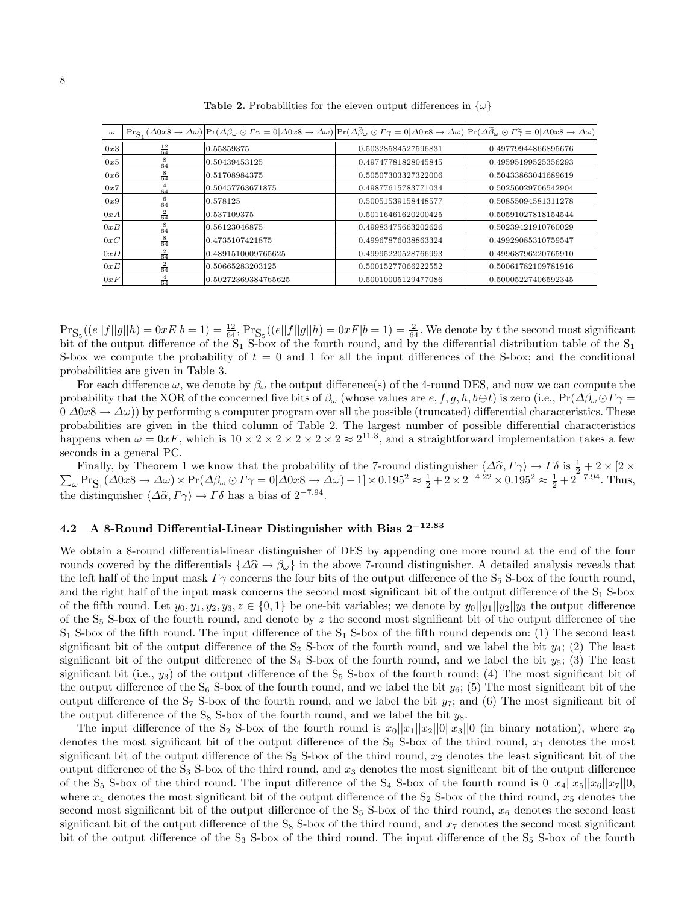**Table 2.** Probabilities for the eleven output differences in $\{\omega\}$

| $\omega$ | $\Pr_{S_1}(\Delta 0x8 \to \Delta\omega)$ | $\Pr(\Delta\beta_\omega \odot \Gamma\gamma = 0 \mid \Delta 0x8 \to \Delta\omega)$ | $\Pr(\Delta\widehat{\beta}_\omega \odot \Gamma\gamma = 0 \mid \Delta 0x8 \to \Delta\omega)$ | $\Pr(\Delta\widetilde{\beta}_\omega \odot \Gamma\widetilde{\gamma} = 0 \mid \Delta 0x8 \to \Delta\omega)$ |
|---|---|---|---|---|
| $0x3$ | $\frac{12}{64}$ | 0.55859375 | 0.50328584527596831 | 0.49779944866895676 |
| $0x5$ | $\frac{8}{64}$ | 0.50439453125 | 0.49747781828045845 | 0.49595199525356293 |
| $0x6$ | $\frac{8}{64}$ | 0.51708984375 | 0.50507303327322006 | 0.50433863041689619 |
| $0x7$ | $\frac{4}{64}$ | 0.50457763671875 | 0.49877615783771034 | 0.50256029706542904 |
| $0x9$ | $\frac{6}{64}$ | 0.578125 | 0.50051539158448577 | 0.50855094581311278 |
| $0xA$ | $\frac{2}{64}$ | 0.537109375 | 0.50116461620200425 | 0.50591027818154544 |
| $0xB$ | $\frac{8}{64}$ | 0.56123046875 | 0.49983475663202626 | 0.50239421910760029 |
| $0xC$ | $\frac{8}{64}$ | 0.4735107421875 | 0.49967876038863324 | 0.49929085310759547 |
| $0xD$ | $\frac{2}{64}$ | 0.4891510009765625 | 0.49995220528766993 | 0.49968796220765910 |
| $0xE$ | $\frac{2}{64}$ | 0.50665283203125 | 0.50015277066222552 | 0.50061782109781916 |
| $0xF$ | $\frac{4}{64}$ | 0.50272369384765625 | 0.50010005129477086 | 0.50005227406592345 |

$\Pr_{S_5}((e||f||g||h) = 0xE|b = 1) = \frac{12}{64}$, $\Pr_{S_5}((e||f||g||h) = 0xF|b = 1) = \frac{2}{64}$. We denote by $t$ the second most significant bit of the output difference of the $S_1$ S-box of the fourth round, and by the differential distribution table of the $S_1$ S-box we compute the probability of $t = 0$ and 1 for all the input differences of the S-box; and the conditional probabilities are given in Table 3.

For each difference $\omega$, we denote by $\beta_\omega$ the output difference(s) of the 4-round DES, and now we can compute the probability that the XOR of the concerned five bits of $\beta_\omega$ (whose values are $e, f, g, h, b \oplus t$) is zero (i.e., $\Pr(\Delta\beta_\omega \odot \Gamma\gamma = 0|\Delta 0x8 \to \Delta\omega)$) by performing a computer program over all the possible (truncated) differential characteristics. These probabilities are given in the third column of Table 2. The largest number of possible differential characteristics happens when $\omega = 0xF$, which is $10 \times 2 \times 2 \times 2 \times 2 \times 2 \approx 2^{11.3}$, and a straightforward implementation takes a few seconds in a general PC.

Finally, by Theorem 1 we know that the probability of the 7-round distinguisher $\langle \Delta\widehat{\alpha}, \Gamma\gamma \rangle \to \Gamma\delta$ is $\frac{1}{2} + 2 \times [2 \times \sum_\omega \Pr_{S_1}(\Delta 0x8 \to \Delta\omega) \times \Pr(\Delta\beta_\omega \odot \Gamma\gamma = 0|\Delta 0x8 \to \Delta\omega) - 1] \times 0.195^2 \approx \frac{1}{2} + 2 \times 2^{-4.22} \times 0.195^2 \approx \frac{1}{2} + 2^{-7.94}$. Thus, the distinguisher $\langle \Delta\widehat{\alpha}, \Gamma\gamma \rangle \to \Gamma\delta$ has a bias of $2^{-7.94}$.

### 4.2 A 8-Round Differential-Linear Distinguisher with Bias $2^{-12.83}$

We obtain a 8-round differential-linear distinguisher of DES by appending one more round at the end of the four rounds covered by the differentials $\{\Delta\widehat{\alpha} \to \beta_\omega\}$ in the above 7-round distinguisher. A detailed analysis reveals that the left half of the input mask $\Gamma\gamma$ concerns the four bits of the output difference of the $S_5$ S-box of the fourth round, and the right half of the input mask concerns the second most significant bit of the output difference of the $S_1$ S-box of the fifth round. Let $y_0, y_1, y_2, y_3, z \in \{0, 1\}$ be one-bit variables; we denote by $y_0||y_1||y_2||y_3$ the output difference of the $S_5$ S-box of the fourth round, and denote by $z$ the second most significant bit of the output difference of the $S_1$ S-box of the fifth round. The input difference of the $S_1$ S-box of the fifth round depends on: (1) The second least significant bit of the output difference of the $S_2$ S-box of the fourth round, and we label the bit $y_4$; (2) The least significant bit of the output difference of the $S_4$ S-box of the fourth round, and we label the bit $y_5$; (3) The least significant bit (i.e., $y_3$) of the output difference of the $S_5$ S-box of the fourth round; (4) The most significant bit of the output difference of the $S_6$ S-box of the fourth round, and we label the bit $y_6$; (5) The most significant bit of the output difference of the $S_7$ S-box of the fourth round, and we label the bit $y_7$; and (6) The most significant bit of the output difference of the $S_8$ S-box of the fourth round, and we label the bit $y_8$.

The input difference of the $S_2$ S-box of the fourth round is $x_0||x_1||x_2||0||x_3||0$ (in binary notation), where $x_0$ denotes the most significant bit of the output difference of the $S_6$ S-box of the third round, $x_1$ denotes the most significant bit of the output difference of the $S_8$ S-box of the third round, $x_2$ denotes the least significant bit of the output difference of the $S_3$ S-box of the third round, and $x_3$ denotes the most significant bit of the output difference of the $S_5$ S-box of the third round. The input difference of the $S_4$ S-box of the fourth round is $0||x_4||x_5||x_6||x_7||0$, where $x_4$ denotes the most significant bit of the output difference of the $S_2$ S-box of the third round, $x_5$ denotes the second most significant bit of the output difference of the $S_5$ S-box of the third round, $x_6$ denotes the second least significant bit of the output difference of the $S_8$ S-box of the third round, and $x_7$ denotes the second most significant bit of the output difference of the $S_3$ S-box of the third round. The input difference of the $S_5$ S-box of the fourth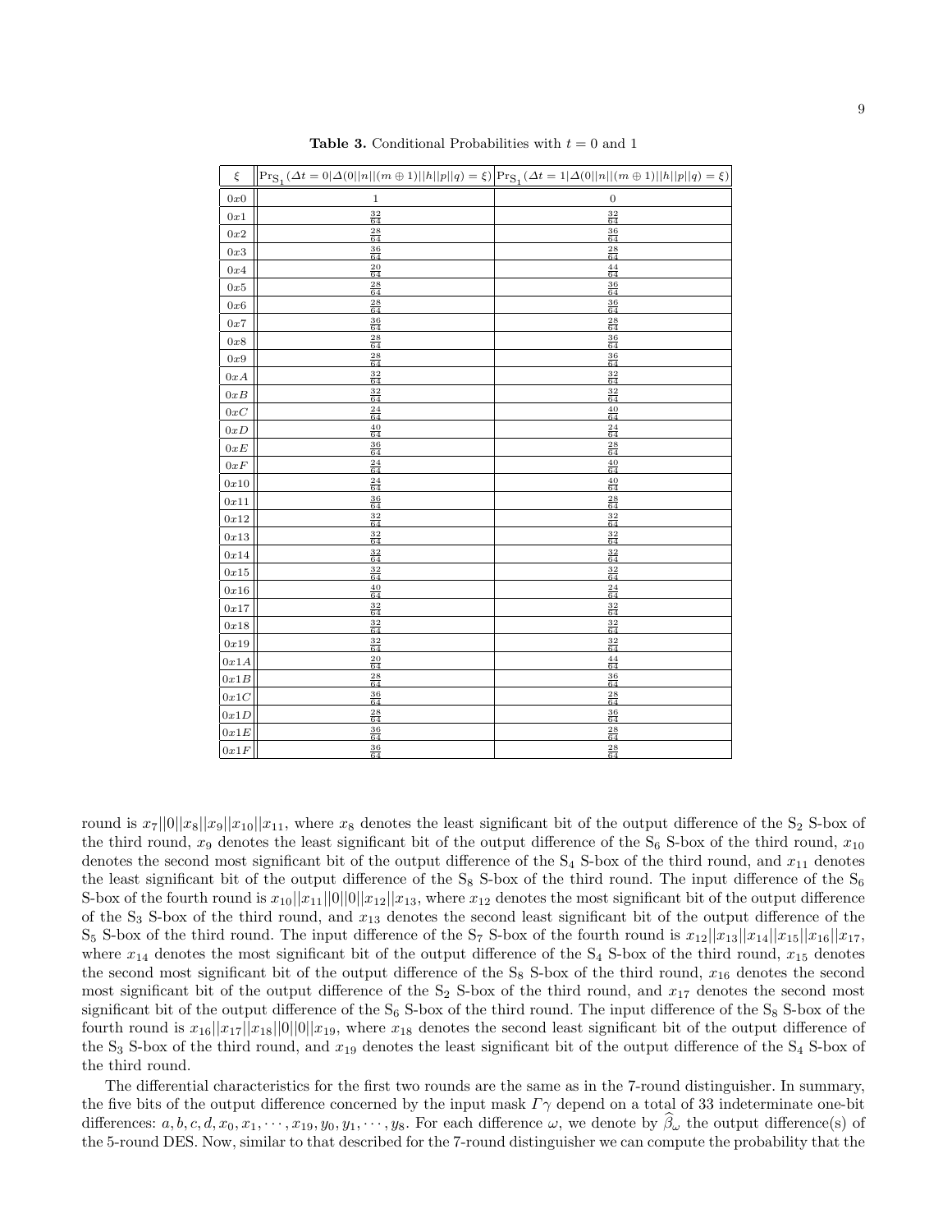**Table 3.** Conditional Probabilities with $t = 0$ and 1

| $\xi$ | $\Pr_{S_1}(\varDelta t = 0 \vert \varDelta(0 \vert\vert n \vert\vert (m \oplus 1) \vert\vert h \vert\vert p \vert\vert q) = \xi)$ | $\Pr_{S_1}(\varDelta t = 1 \vert \varDelta(0 \vert\vert n \vert\vert (m \oplus 1) \vert\vert h \vert\vert p \vert\vert q) = \xi)$ |
|---|---|---|
| $0x0$ | 1 | 0 |
| $0x1$ | $\frac{32}{64}$ | $\frac{32}{64}$ |
| $0x2$ | $\frac{28}{64}$ | $\frac{36}{64}$ |
| $0x3$ | $\frac{36}{64}$ | $\frac{28}{64}$ |
| $0x4$ | $\frac{20}{64}$ | $\frac{44}{64}$ |
| $0x5$ | $\frac{28}{64}$ | $\frac{36}{64}$ |
| $0x6$ | $\frac{28}{64}$ | $\frac{36}{64}$ |
| $0x7$ | $\frac{36}{64}$ | $\frac{28}{64}$ |
| $0x8$ | $\frac{28}{64}$ | $\frac{36}{64}$ |
| $0x9$ | $\frac{28}{64}$ | $\frac{36}{64}$ |
| $0xA$ | $\frac{32}{64}$ | $\frac{32}{64}$ |
| $0xB$ | $\frac{32}{64}$ | $\frac{32}{64}$ |
| $0xC$ | $\frac{24}{64}$ | $\frac{40}{64}$ |
| $0xD$ | $\frac{40}{64}$ | $\frac{24}{64}$ |
| $0xE$ | $\frac{36}{64}$ | $\frac{28}{64}$ |
| $0xF$ | $\frac{24}{64}$ | $\frac{40}{64}$ |
| $0x10$ | $\frac{24}{64}$ | $\frac{40}{64}$ |
| $0x11$ | $\frac{36}{64}$ | $\frac{28}{64}$ |
| $0x12$ | $\frac{32}{64}$ | $\frac{32}{64}$ |
| $0x13$ | $\frac{32}{64}$ | $\frac{32}{64}$ |
| $0x14$ | $\frac{32}{64}$ | $\frac{32}{64}$ |
| $0x15$ | $\frac{32}{64}$ | $\frac{32}{64}$ |
| $0x16$ | $\frac{40}{64}$ | $\frac{24}{64}$ |
| $0x17$ | $\frac{32}{64}$ | $\frac{32}{64}$ |
| $0x18$ | $\frac{32}{64}$ | $\frac{32}{64}$ |
| $0x19$ | $\frac{32}{64}$ | $\frac{32}{64}$ |
| $0x1A$ | $\frac{20}{64}$ | $\frac{44}{64}$ |
| $0x1B$ | $\frac{28}{64}$ | $\frac{36}{64}$ |
| $0x1C$ | $\frac{36}{64}$ | $\frac{28}{64}$ |
| $0x1D$ | $\frac{28}{64}$ | $\frac{36}{64}$ |
| $0x1E$ | $\frac{36}{64}$ | $\frac{28}{64}$ |
| $0x1F$ | $\frac{36}{64}$ | $\frac{28}{64}$ |

round is $x_7||0||x_8||x_9||x_{10}||x_{11}$, where $x_8$ denotes the least significant bit of the output difference of the $S_2$ S-box of the third round, $x_9$ denotes the least significant bit of the output difference of the $S_6$ S-box of the third round, $x_{10}$ denotes the second most significant bit of the output difference of the $S_4$ S-box of the third round, and $x_{11}$ denotes the least significant bit of the output difference of the $S_8$ S-box of the third round. The input difference of the $S_6$ S-box of the fourth round is $x_{10}||x_{11}||0||0||x_{12}||x_{13}$, where $x_{12}$ denotes the most significant bit of the output difference of the $S_3$ S-box of the third round, and $x_{13}$ denotes the second least significant bit of the output difference of the $S_5$ S-box of the third round. The input difference of the $S_7$ S-box of the fourth round is $x_{12}||x_{13}||x_{14}||x_{15}||x_{16}||x_{17}$, where $x_{14}$ denotes the most significant bit of the output difference of the $S_4$ S-box of the third round, $x_{15}$ denotes the second most significant bit of the output difference of the $S_8$ S-box of the third round, $x_{16}$ denotes the second most significant bit of the output difference of the $S_2$ S-box of the third round, and $x_{17}$ denotes the second most significant bit of the output difference of the $S_6$ S-box of the third round. The input difference of the $S_8$ S-box of the fourth round is $x_{16}||x_{17}||x_{18}||0||0||x_{19}$, where $x_{18}$ denotes the second least significant bit of the output difference of the $S_3$ S-box of the third round, and $x_{19}$ denotes the least significant bit of the output difference of the $S_4$ S-box of the third round.

The differential characteristics for the first two rounds are the same as in the 7-round distinguisher. In summary, the five bits of the output difference concerned by the input mask $\varGamma\gamma$ depend on a total of 33 indeterminate one-bit differences: $a, b, c, d, x_0, x_1, \cdots, x_{19}, y_0, y_1, \cdots, y_8$. For each difference $\omega$, we denote by $\widehat{\beta}_\omega$ the output difference(s) of the 5-round DES. Now, similar to that described for the 7-round distinguisher we can compute the probability that the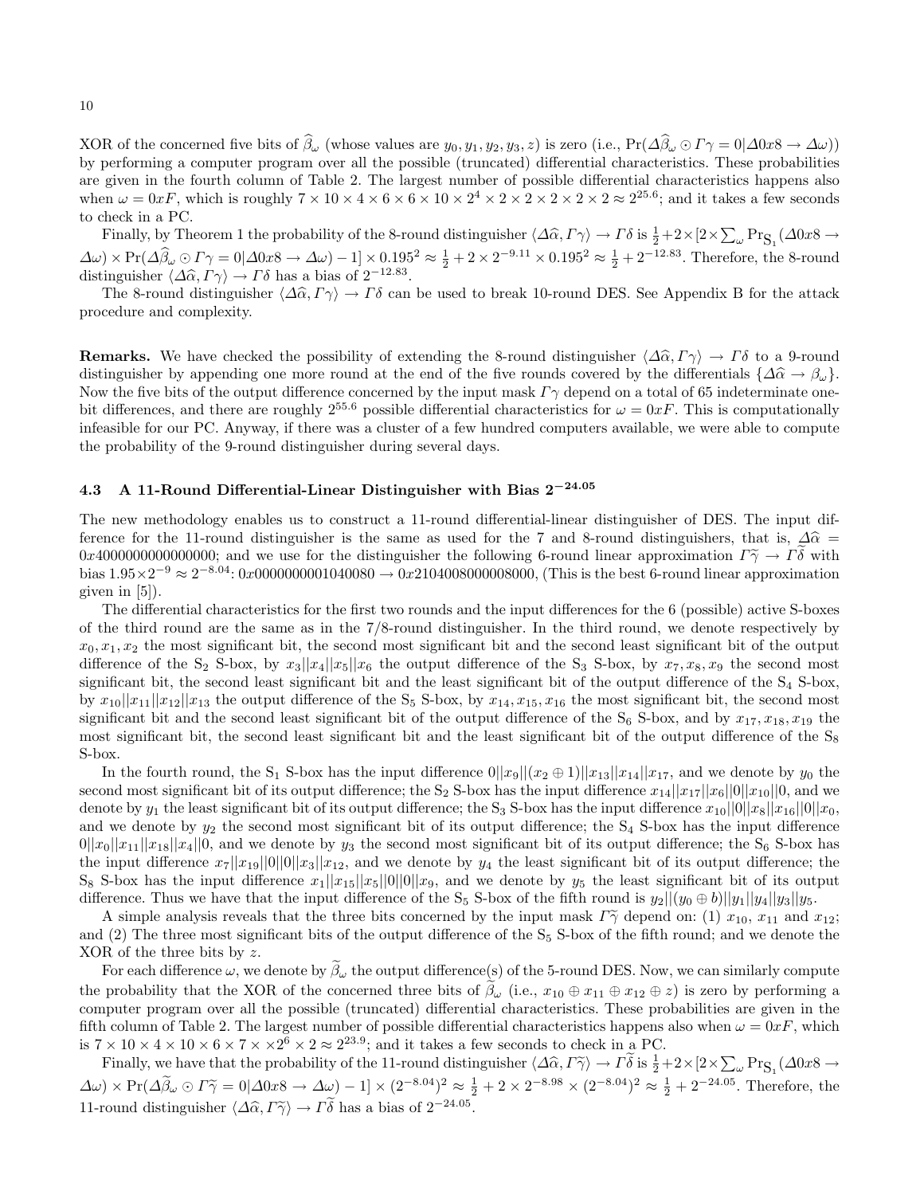XOR of the concerned five bits of $\widehat{\beta}_\omega$ (whose values are $y_0, y_1, y_2, y_3, z$) is zero (i.e., $\Pr(\Delta\widehat{\beta}_\omega \odot \Gamma\gamma = 0|\Delta 0x8 \to \Delta\omega)$) by performing a computer program over all the possible (truncated) differential characteristics. These probabilities are given in the fourth column of Table 2. The largest number of possible differential characteristics happens also when $\omega = 0xF$, which is roughly $7 \times 10 \times 4 \times 6 \times 6 \times 10 \times 2^4 \times 2 \times 2 \times 2 \times 2 \times 2 \times 2 \approx 2^{25.6}$; and it takes a few seconds to check in a PC.

Finally, by Theorem 1 the probability of the 8-round distinguisher $\langle\Delta\widehat{\alpha}, \Gamma\gamma\rangle \to \Gamma\delta$ is $\frac{1}{2}+2\times[2\times\sum_\omega \Pr_{S_1}(\Delta 0x8 \to \Delta\omega) \times \Pr(\Delta\widehat{\beta}_\omega \odot \Gamma\gamma = 0|\Delta 0x8 \to \Delta\omega) - 1] \times 0.195^2 \approx \frac{1}{2} + 2 \times 2^{-9.11} \times 0.195^2 \approx \frac{1}{2} + 2^{-12.83}$. Therefore, the 8-round distinguisher $\langle\Delta\widehat{\alpha}, \Gamma\gamma\rangle \to \Gamma\delta$ has a bias of $2^{-12.83}$.

The 8-round distinguisher $\langle\Delta\widehat{\alpha}, \Gamma\gamma\rangle \to \Gamma\delta$ can be used to break 10-round DES. See Appendix B for the attack procedure and complexity.

**Remarks.** We have checked the possibility of extending the 8-round distinguisher $\langle\Delta\widehat{\alpha}, \Gamma\gamma\rangle \to \Gamma\delta$ to a 9-round distinguisher by appending one more round at the end of the five rounds covered by the differentials $\{\Delta\widehat{\alpha} \to \beta_\omega\}$. Now the five bits of the output difference concerned by the input mask $\Gamma\gamma$ depend on a total of 65 indeterminate one-bit differences, and there are roughly $2^{55.6}$ possible differential characteristics for $\omega = 0xF$. This is computationally infeasible for our PC. Anyway, if there was a cluster of a few hundred computers available, we were able to compute the probability of the 9-round distinguisher during several days.

### 4.3 A 11-Round Differential-Linear Distinguisher with Bias $2^{-24.05}$

The new methodology enables us to construct a 11-round differential-linear distinguisher of DES. The input difference for the 11-round distinguisher is the same as used for the 7 and 8-round distinguishers, that is, $\Delta\widehat{\alpha} = 0x4000000000000000$; and we use for the distinguisher the following 6-round linear approximation $\Gamma\widetilde{\gamma} \to \Gamma\widetilde{\delta}$ with bias $1.95\times 2^{-9} \approx 2^{-8.04}$: $0x0000000001040080 \to 0x2104008000008000$, (This is the best 6-round linear approximation given in [5]).

The differential characteristics for the first two rounds and the input differences for the 6 (possible) active S-boxes of the third round are the same as in the 7/8-round distinguisher. In the third round, we denote respectively by $x_0, x_1, x_2$ the most significant bit, the second most significant bit and the second least significant bit of the output difference of the $S_2$ S-box, by $x_3||x_4||x_5||x_6$ the output difference of the $S_3$ S-box, by $x_7, x_8, x_9$ the second most significant bit, the second least significant bit and the least significant bit of the output difference of the $S_4$ S-box, by $x_{10}||x_{11}||x_{12}||x_{13}$ the output difference of the $S_5$ S-box, by $x_{14}, x_{15}, x_{16}$ the most significant bit, the second most significant bit and the second least significant bit of the output difference of the $S_6$ S-box, and by $x_{17}, x_{18}, x_{19}$ the most significant bit, the second least significant bit and the least significant bit of the output difference of the $S_8$ S-box.

In the fourth round, the $S_1$ S-box has the input difference $0||x_9||(x_2 \oplus 1)||x_{13}||x_{14}||x_{17}$, and we denote by $y_0$ the second most significant bit of its output difference; the $S_2$ S-box has the input difference $x_{14}||x_{17}||x_6||0||x_{10}||0$, and we denote by $y_1$ the least significant bit of its output difference; the $S_3$ S-box has the input difference $x_{10}||0||x_8||x_{16}||0||x_0$, and we denote by $y_2$ the second most significant bit of its output difference; the $S_4$ S-box has the input difference $0||x_0||x_{11}||x_{18}||x_4||0$, and we denote by $y_3$ the second most significant bit of its output difference; the $S_6$ S-box has the input difference $x_7||x_{19}||0||0||x_3||x_{12}$, and we denote by $y_4$ the least significant bit of its output difference; the $S_8$ S-box has the input difference $x_1||x_{15}||x_5||0||0||x_9$, and we denote by $y_5$ the least significant bit of its output difference. Thus we have that the input difference of the $S_5$ S-box of the fifth round is $y_2||(y_0 \oplus b)||y_1||y_4||y_3||y_5$.

A simple analysis reveals that the three bits concerned by the input mask $\Gamma\widetilde{\gamma}$ depend on: (1) $x_{10}$, $x_{11}$ and $x_{12}$; and (2) The three most significant bits of the output difference of the $S_5$ S-box of the fifth round; and we denote the XOR of the three bits by $z$.

For each difference $\omega$, we denote by $\widetilde{\beta}_\omega$ the output difference(s) of the 5-round DES. Now, we can similarly compute the probability that the XOR of the concerned three bits of $\widetilde{\beta}_\omega$ (i.e., $x_{10} \oplus x_{11} \oplus x_{12} \oplus z$) is zero by performing a computer program over all the possible (truncated) differential characteristics. These probabilities are given in the fifth column of Table 2. The largest number of possible differential characteristics happens also when $\omega = 0xF$, which is $7 \times 10 \times 4 \times 10 \times 6 \times 7 \times \times 2^6 \times 2 \approx 2^{23.9}$; and it takes a few seconds to check in a PC.

Finally, we have that the probability of the 11-round distinguisher $\langle\Delta\widehat{\alpha}, \Gamma\widetilde{\gamma}\rangle \to \Gamma\widetilde{\delta}$ is $\frac{1}{2}+2\times[2\times\sum_\omega \Pr_{S_1}(\Delta 0x8 \to \Delta\omega) \times \Pr(\Delta\widetilde{\beta}_\omega \odot \Gamma\widetilde{\gamma} = 0|\Delta 0x8 \to \Delta\omega) - 1] \times (2^{-8.04})^2 \approx \frac{1}{2} + 2 \times 2^{-8.98} \times (2^{-8.04})^2 \approx \frac{1}{2} + 2^{-24.05}$. Therefore, the 11-round distinguisher $\langle\Delta\widehat{\alpha}, \Gamma\widetilde{\gamma}\rangle \to \Gamma\widetilde{\delta}$ has a bias of $2^{-24.05}$.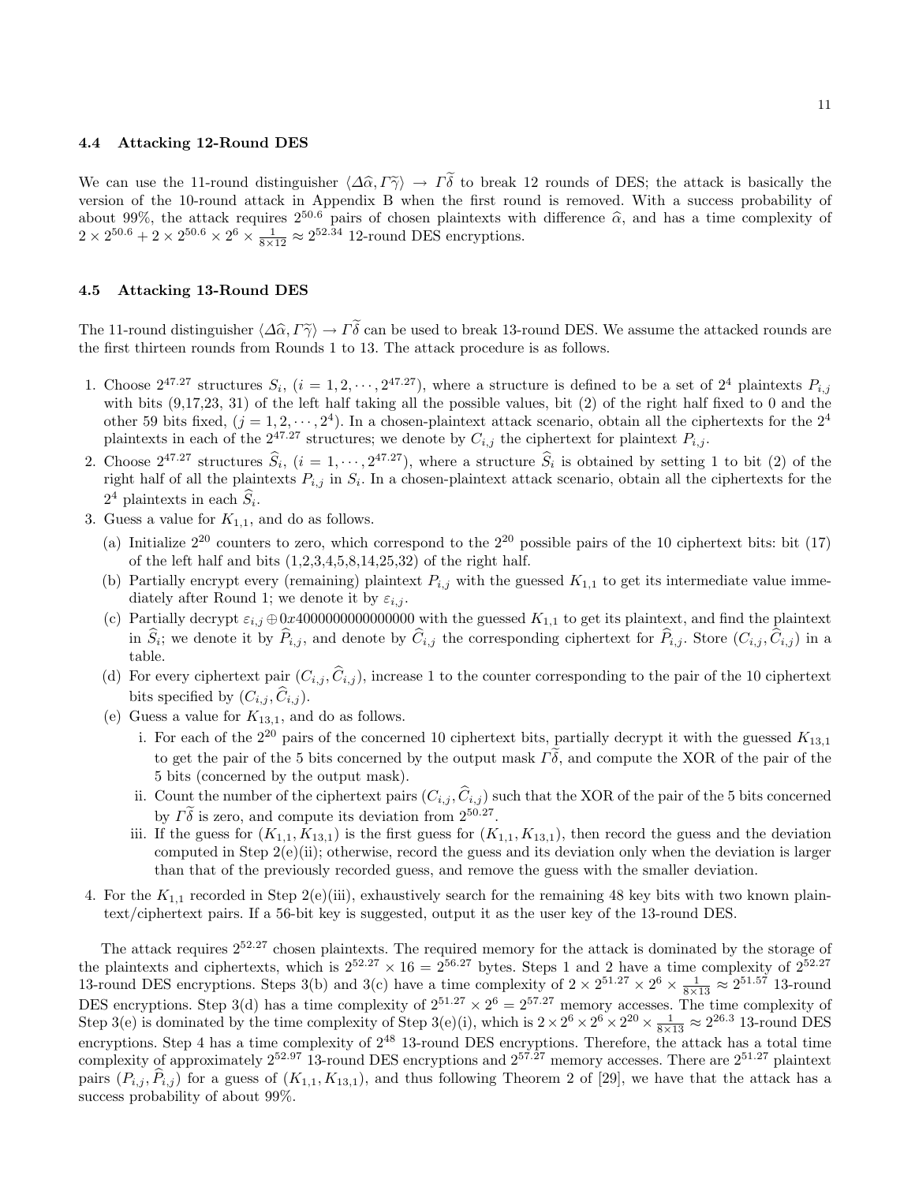### 4.4 Attacking 12-Round DES

We can use the 11-round distinguisher $\langle \Delta\widehat{\alpha}, \Gamma\widetilde{\gamma}\rangle \rightarrow \Gamma\widetilde{\delta}$ to break 12 rounds of DES; the attack is basically the version of the 10-round attack in Appendix B when the first round is removed. With a success probability of about 99%, the attack requires $2^{50.6}$ pairs of chosen plaintexts with difference $\widehat{\alpha}$, and has a time complexity of $2 \times 2^{50.6} + 2 \times 2^{50.6} \times 2^6 \times \frac{1}{8\times 12} \approx 2^{52.34}$ 12-round DES encryptions.

### 4.5 Attacking 13-Round DES

The 11-round distinguisher $\langle \Delta\widehat{\alpha}, \Gamma\widetilde{\gamma}\rangle \rightarrow \Gamma\widetilde{\delta}$ can be used to break 13-round DES. We assume the attacked rounds are the first thirteen rounds from Rounds 1 to 13. The attack procedure is as follows.

1. Choose $2^{47.27}$ structures $S_i$, $(i = 1, 2, \cdots, 2^{47.27})$, where a structure is defined to be a set of $2^4$ plaintexts $P_{i,j}$ with bits (9,17,23, 31) of the left half taking all the possible values, bit (2) of the right half fixed to 0 and the other 59 bits fixed, $(j = 1, 2, \cdots, 2^4)$. In a chosen-plaintext attack scenario, obtain all the ciphertexts for the $2^4$ plaintexts in each of the $2^{47.27}$ structures; we denote by $C_{i,j}$ the ciphertext for plaintext $P_{i,j}$.
2. Choose $2^{47.27}$ structures $\widehat{S}_i$, $(i = 1, \cdots, 2^{47.27})$, where a structure $\widehat{S}_i$ is obtained by setting 1 to bit (2) of the right half of all the plaintexts $P_{i,j}$ in $S_i$. In a chosen-plaintext attack scenario, obtain all the ciphertexts for the $2^4$ plaintexts in each $\widehat{S}_i$.
3. Guess a value for $K_{1,1}$, and do as follows.
   (a) Initialize $2^{20}$ counters to zero, which correspond to the $2^{20}$ possible pairs of the 10 ciphertext bits: bit (17) of the left half and bits (1,2,3,4,5,8,14,25,32) of the right half.
   (b) Partially encrypt every (remaining) plaintext $P_{i,j}$ with the guessed $K_{1,1}$ to get its intermediate value immediately after Round 1; we denote it by $\varepsilon_{i,j}$.
   (c) Partially decrypt $\varepsilon_{i,j} \oplus 0x4000000000000000$ with the guessed $K_{1,1}$ to get its plaintext, and find the plaintext in $\widehat{S}_i$; we denote it by $\widehat{P}_{i,j}$, and denote by $\widehat{C}_{i,j}$ the corresponding ciphertext for $\widehat{P}_{i,j}$. Store $(C_{i,j}, \widehat{C}_{i,j})$ in a table.
   (d) For every ciphertext pair $(C_{i,j}, \widehat{C}_{i,j})$, increase 1 to the counter corresponding to the pair of the 10 ciphertext bits specified by $(C_{i,j}, \widehat{C}_{i,j})$.
   (e) Guess a value for $K_{13,1}$, and do as follows.
      i. For each of the $2^{20}$ pairs of the concerned 10 ciphertext bits, partially decrypt it with the guessed $K_{13,1}$ to get the pair of the 5 bits concerned by the output mask $\Gamma\widetilde{\delta}$, and compute the XOR of the pair of the 5 bits (concerned by the output mask).
      ii. Count the number of the ciphertext pairs $(C_{i,j}, \widehat{C}_{i,j})$ such that the XOR of the pair of the 5 bits concerned by $\Gamma\widetilde{\delta}$ is zero, and compute its deviation from $2^{50.27}$.
      iii. If the guess for $(K_{1,1}, K_{13,1})$ is the first guess for $(K_{1,1}, K_{13,1})$, then record the guess and the deviation computed in Step 2(e)(ii); otherwise, record the guess and its deviation only when the deviation is larger than that of the previously recorded guess, and remove the guess with the smaller deviation.
4. For the $K_{1,1}$ recorded in Step 2(e)(iii), exhaustively search for the remaining 48 key bits with two known plaintext/ciphertext pairs. If a 56-bit key is suggested, output it as the user key of the 13-round DES.

The attack requires $2^{52.27}$ chosen plaintexts. The required memory for the attack is dominated by the storage of the plaintexts and ciphertexts, which is $2^{52.27} \times 16 = 2^{56.27}$ bytes. Steps 1 and 2 have a time complexity of $2^{52.27}$ 13-round DES encryptions. Steps 3(b) and 3(c) have a time complexity of $2 \times 2^{51.27} \times 2^6 \times \frac{1}{8\times 13} \approx 2^{51.57}$ 13-round DES encryptions. Step 3(d) has a time complexity of $2^{51.27} \times 2^6 = 2^{57.27}$ memory accesses. The time complexity of Step 3(e) is dominated by the time complexity of Step 3(e)(i), which is $2 \times 2^6 \times 2^6 \times 2^{20} \times \frac{1}{8\times 13} \approx 2^{26.3}$ 13-round DES encryptions. Step 4 has a time complexity of $2^{48}$ 13-round DES encryptions. Therefore, the attack has a total time complexity of approximately $2^{52.97}$ 13-round DES encryptions and $2^{57.27}$ memory accesses. There are $2^{51.27}$ plaintext pairs $(P_{i,j}, \widehat{P}_{i,j})$ for a guess of $(K_{1,1}, K_{13,1})$, and thus following Theorem 2 of [29], we have that the attack has a success probability of about 99%.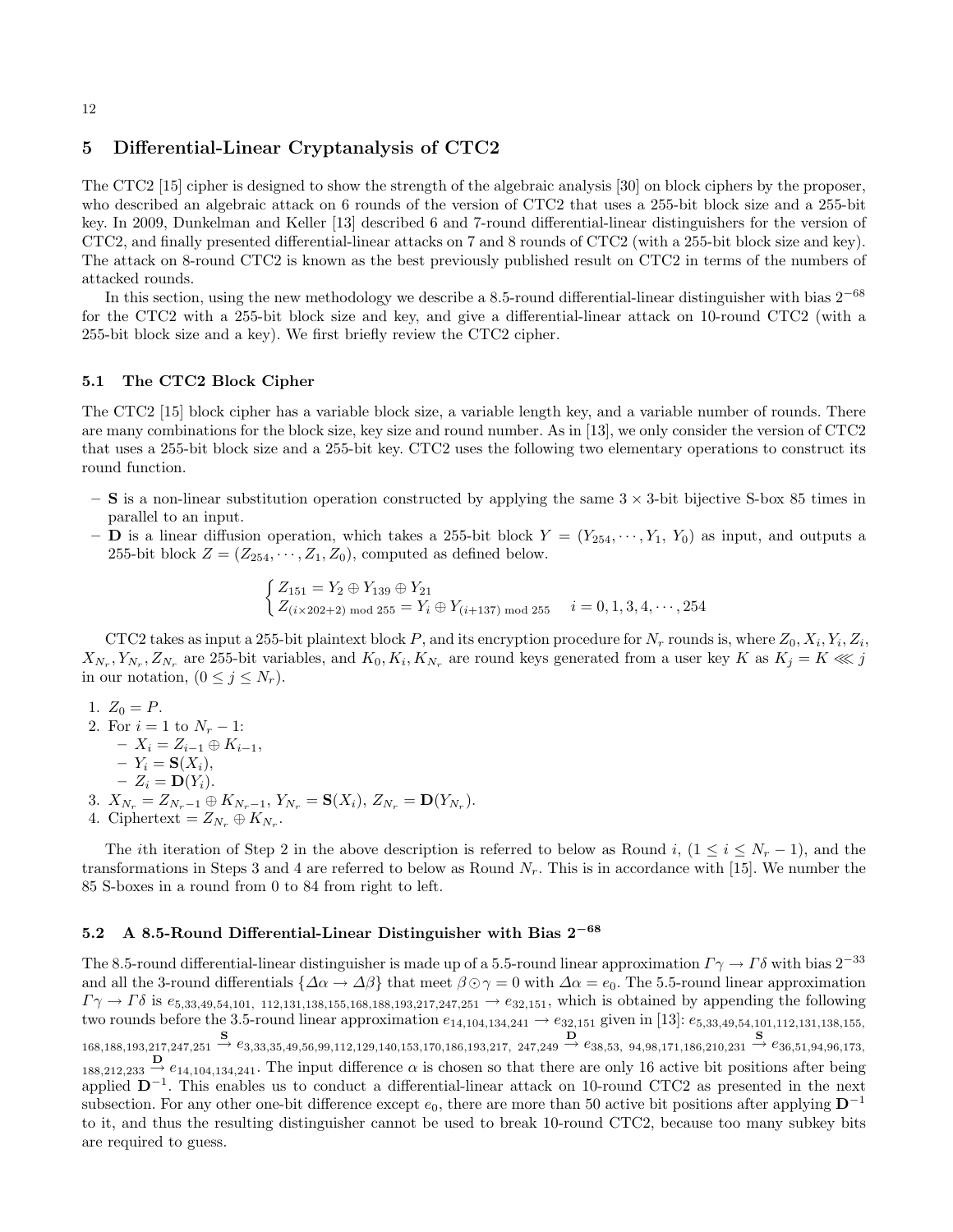## 5 Differential-Linear Cryptanalysis of CTC2

The CTC2 [15] cipher is designed to show the strength of the algebraic analysis [30] on block ciphers by the proposer, who described an algebraic attack on 6 rounds of the version of CTC2 that uses a 255-bit block size and a 255-bit key. In 2009, Dunkelman and Keller [13] described 6 and 7-round differential-linear distinguishers for the version of CTC2, and finally presented differential-linear attacks on 7 and 8 rounds of CTC2 (with a 255-bit block size and key). The attack on 8-round CTC2 is known as the best previously published result on CTC2 in terms of the numbers of attacked rounds.

In this section, using the new methodology we describe a 8.5-round differential-linear distinguisher with bias $2^{-68}$ for the CTC2 with a 255-bit block size and key, and give a differential-linear attack on 10-round CTC2 (with a 255-bit block size and a key). We first briefly review the CTC2 cipher.

### 5.1 The CTC2 Block Cipher

The CTC2 [15] block cipher has a variable block size, a variable length key, and a variable number of rounds. There are many combinations for the block size, key size and round number. As in [13], we only consider the version of CTC2 that uses a 255-bit block size and a 255-bit key. CTC2 uses the following two elementary operations to construct its round function.

- **S** is a non-linear substitution operation constructed by applying the same $3 \times 3$-bit bijective S-box 85 times in parallel to an input.
- **D** is a linear diffusion operation, which takes a 255-bit block $Y = (Y_{254}, \cdots, Y_1, Y_0)$ as input, and outputs a 255-bit block $Z = (Z_{254}, \cdots, Z_1, Z_0)$, computed as defined below.

$$\begin{cases} Z_{151} = Y_2 \oplus Y_{139} \oplus Y_{21} \\ Z_{(i \times 202+2) \bmod 255} = Y_i \oplus Y_{(i+137) \bmod 255} \quad i = 0, 1, 3, 4, \cdots, 254 \end{cases}$$

CTC2 takes as input a 255-bit plaintext block $P$, and its encryption procedure for $N_r$ rounds is, where $Z_0, X_i, Y_i, Z_i, X_{N_r}, Y_{N_r}, Z_{N_r}$ are 255-bit variables, and $K_0, K_i, K_{N_r}$ are round keys generated from a user key $K$ as $K_j = K \lll j$ in our notation, $(0 \leq j \leq N_r)$.

1. $Z_0 = P$.
2. For $i = 1$ to $N_r - 1$:
   - $X_i = Z_{i-1} \oplus K_{i-1}$,
   - $Y_i = \mathbf{S}(X_i)$,
   - $Z_i = \mathbf{D}(Y_i)$.
3. $X_{N_r} = Z_{N_r-1} \oplus K_{N_r-1}$, $Y_{N_r} = \mathbf{S}(X_i)$, $Z_{N_r} = \mathbf{D}(Y_{N_r})$.
4. Ciphertext $= Z_{N_r} \oplus K_{N_r}$.

The $i$th iteration of Step 2 in the above description is referred to below as Round $i$, $(1 \leq i \leq N_r - 1)$, and the transformations in Steps 3 and 4 are referred to below as Round $N_r$. This is in accordance with [15]. We number the 85 S-boxes in a round from 0 to 84 from right to left.

### 5.2 A 8.5-Round Differential-Linear Distinguisher with Bias $2^{-68}$

The 8.5-round differential-linear distinguisher is made up of a 5.5-round linear approximation $\Gamma\gamma \rightarrow \Gamma\delta$ with bias $2^{-33}$ and all the 3-round differentials $\{\Delta\alpha \rightarrow \Delta\beta\}$ that meet $\beta \odot \gamma = 0$ with $\Delta\alpha = e_0$. The 5.5-round linear approximation $\Gamma\gamma \rightarrow \Gamma\delta$ is $e_{5,33,49,54,101,\ 112,131,138,155,168,188,193,217,247,251} \rightarrow e_{32,151}$, which is obtained by appending the following two rounds before the 3.5-round linear approximation $e_{14,104,134,241} \rightarrow e_{32,151}$ given in [13]: $e_{5,33,49,54,101,112,131,138,155,168,188,193,217,247,251} \xrightarrow{\mathbf{S}} e_{3,33,35,49,56,99,112,129,140,153,170,186,193,217,\ 247,249} \xrightarrow{\mathbf{D}} e_{38,53,\ 94,98,171,186,210,231} \xrightarrow{\mathbf{S}} e_{36,51,94,96,173,188,212,233} \xrightarrow{\mathbf{D}} e_{14,104,134,241}$. The input difference $\alpha$ is chosen so that there are only 16 active bit positions after being applied $\mathbf{D}^{-1}$. This enables us to conduct a differential-linear attack on 10-round CTC2 as presented in the next subsection. For any other one-bit difference except $e_0$, there are more than 50 active bit positions after applying $\mathbf{D}^{-1}$ to it, and thus the resulting distinguisher cannot be used to break 10-round CTC2, because too many subkey bits are required to guess.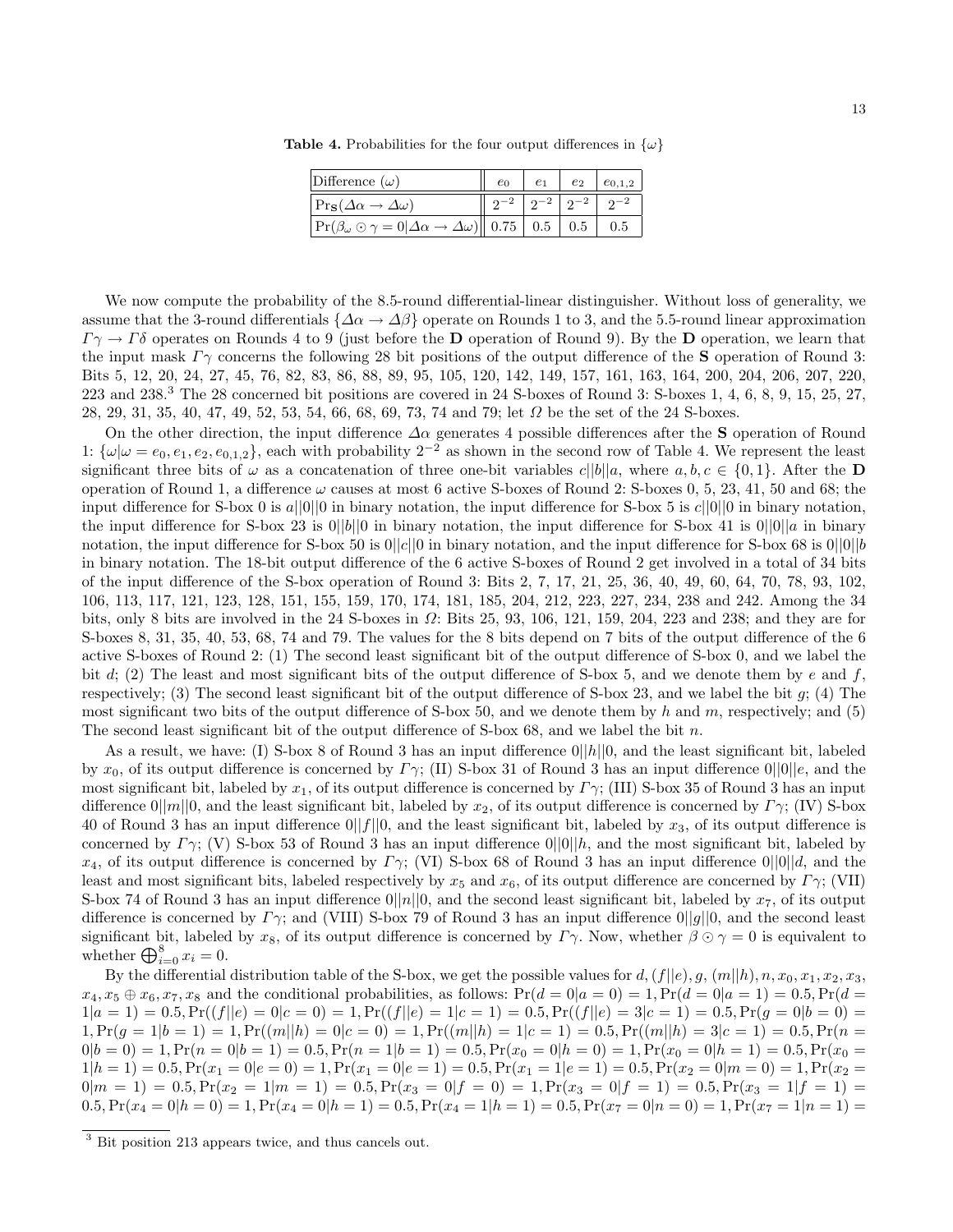**Table 4.** Probabilities for the four output differences in $\{\omega\}$

| Difference ($\omega$) | $e_0$ | $e_1$ | $e_2$ | $e_{0,1,2}$ |
|---|---|---|---|---|
| $\Pr_{\mathbf{S}}(\Delta\alpha \to \Delta\omega)$ | $2^{-2}$ | $2^{-2}$ | $2^{-2}$ | $2^{-2}$ |
| $\Pr(\beta_\omega \odot \gamma = 0 \vert \Delta\alpha \to \Delta\omega)$ | 0.75 | 0.5 | 0.5 | 0.5 |

We now compute the probability of the 8.5-round differential-linear distinguisher. Without loss of generality, we assume that the 3-round differentials $\{\Delta\alpha \to \Delta\beta\}$ operate on Rounds 1 to 3, and the 5.5-round linear approximation $\Gamma\gamma \to \Gamma\delta$ operates on Rounds 4 to 9 (just before the $\mathbf{D}$ operation of Round 9). By the $\mathbf{D}$ operation, we learn that the input mask $\Gamma\gamma$ concerns the following 28 bit positions of the output difference of the $\mathbf{S}$ operation of Round 3: Bits 5, 12, 20, 24, 27, 45, 76, 82, 83, 86, 88, 89, 95, 105, 120, 142, 149, 157, 161, 163, 164, 200, 204, 206, 207, 220, 223 and 238.[3] The 28 concerned bit positions are covered in 24 S-boxes of Round 3: S-boxes 1, 4, 6, 8, 9, 15, 25, 27, 28, 29, 31, 35, 40, 47, 49, 52, 53, 54, 66, 68, 69, 73, 74 and 79; let $\Omega$ be the set of the 24 S-boxes.

On the other direction, the input difference $\Delta\alpha$ generates 4 possible differences after the $\mathbf{S}$ operation of Round 1: $\{\omega|\omega = e_0, e_1, e_2, e_{0,1,2}\}$, each with probability $2^{-2}$ as shown in the second row of Table 4. We represent the least significant three bits of $\omega$ as a concatenation of three one-bit variables $c||b||a$, where $a, b, c \in \{0, 1\}$. After the $\mathbf{D}$ operation of Round 1, a difference $\omega$ causes at most 6 active S-boxes of Round 2: S-boxes 0, 5, 23, 41, 50 and 68; the input difference for S-box 0 is $a||0||0$ in binary notation, the input difference for S-box 5 is $c||0||0$ in binary notation, the input difference for S-box 23 is $0||b||0$ in binary notation, the input difference for S-box 41 is $0||0||a$ in binary notation, the input difference for S-box 50 is $0||c||0$ in binary notation, and the input difference for S-box 68 is $0||0||b$ in binary notation. The 18-bit output difference of the 6 active S-boxes of Round 2 get involved in a total of 34 bits of the input difference of the S-box operation of Round 3: Bits 2, 7, 17, 21, 25, 36, 40, 49, 60, 64, 70, 78, 93, 102, 106, 113, 117, 121, 123, 128, 151, 155, 159, 170, 174, 181, 185, 204, 212, 223, 227, 234, 238 and 242. Among the 34 bits, only 8 bits are involved in the 24 S-boxes in $\Omega$: Bits 25, 93, 106, 121, 159, 204, 223 and 238; and they are for S-boxes 8, 31, 35, 40, 53, 68, 74 and 79. The values for the 8 bits depend on 7 bits of the output difference of the 6 active S-boxes of Round 2: (1) The second least significant bit of the output difference of S-box 0, and we label the bit $d$; (2) The least and most significant bits of the output difference of S-box 5, and we denote them by $e$ and $f$, respectively; (3) The second least significant bit of the output difference of S-box 23, and we label the bit $g$; (4) The most significant two bits of the output difference of S-box 50, and we denote them by $h$ and $m$, respectively; and (5) The second least significant bit of the output difference of S-box 68, and we label the bit $n$.

As a result, we have: (I) S-box 8 of Round 3 has an input difference $0||h||0$, and the least significant bit, labeled by $x_0$, of its output difference is concerned by $\Gamma\gamma$; (II) S-box 31 of Round 3 has an input difference $0||0||e$, and the most significant bit, labeled by $x_1$, of its output difference is concerned by $\Gamma\gamma$; (III) S-box 35 of Round 3 has an input difference $0||m||0$, and the least significant bit, labeled by $x_2$, of its output difference is concerned by $\Gamma\gamma$; (IV) S-box 40 of Round 3 has an input difference $0||f||0$, and the least significant bit, labeled by $x_3$, of its output difference is concerned by $\Gamma\gamma$; (V) S-box 53 of Round 3 has an input difference $0||0||h$, and the most significant bit, labeled by $x_4$, of its output difference is concerned by $\Gamma\gamma$; (VI) S-box 68 of Round 3 has an input difference $0||0||d$, and the least and most significant bits, labeled respectively by $x_5$ and $x_6$, of its output difference are concerned by $\Gamma\gamma$; (VII) S-box 74 of Round 3 has an input difference $0||n||0$, and the second least significant bit, labeled by $x_7$, of its output difference is concerned by $\Gamma\gamma$; and (VIII) S-box 79 of Round 3 has an input difference $0||g||0$, and the second least significant bit, labeled by $x_8$, of its output difference is concerned by $\Gamma\gamma$. Now, whether $\beta \odot \gamma = 0$ is equivalent to whether $\bigoplus_{i=0}^{8} x_i = 0$.

By the differential distribution table of the S-box, we get the possible values for $d, (f||e), g, (m||h), n, x_0, x_1, x_2, x_3, x_4, x_5 \oplus x_6, x_7, x_8$ and the conditional probabilities, as follows: $\Pr(d = 0|a = 0) = 1, \Pr(d = 0|a = 1) = 0.5, \Pr(d = 1|a = 1) = 0.5, \Pr((f||e) = 0|c = 0) = 1, \Pr((f||e) = 1|c = 1) = 0.5, \Pr((f||e) = 3|c = 1) = 0.5, \Pr(g = 0|b = 0) = 1, \Pr(g = 1|b = 1) = 1, \Pr((m||h) = 0|c = 0) = 1, \Pr((m||h) = 1|c = 1) = 0.5, \Pr((m||h) = 3|c = 1) = 0.5, \Pr(n = 0|b = 0) = 1, \Pr(n = 0|b = 1) = 0.5, \Pr(n = 1|b = 1) = 0.5, \Pr(x_0 = 0|h = 0) = 1, \Pr(x_0 = 0|h = 1) = 0.5, \Pr(x_0 = 1|h = 1) = 0.5, \Pr(x_1 = 0|e = 0) = 1, \Pr(x_1 = 0|e = 1) = 0.5, \Pr(x_1 = 1|e = 1) = 0.5, \Pr(x_2 = 0|m = 0) = 1, \Pr(x_2 = 0|m = 1) = 0.5, \Pr(x_2 = 1|m = 1) = 0.5, \Pr(x_3 = 0|f = 0) = 1, \Pr(x_3 = 0|f = 1) = 0.5, \Pr(x_3 = 1|f = 1) = 0.5, \Pr(x_4 = 0|h = 0) = 1, \Pr(x_4 = 0|h = 1) = 0.5, \Pr(x_4 = 1|h = 1) = 0.5, \Pr(x_7 = 0|n = 0) = 1, \Pr(x_7 = 1|n = 1) =$

[3] Bit position 213 appears twice, and thus cancels out.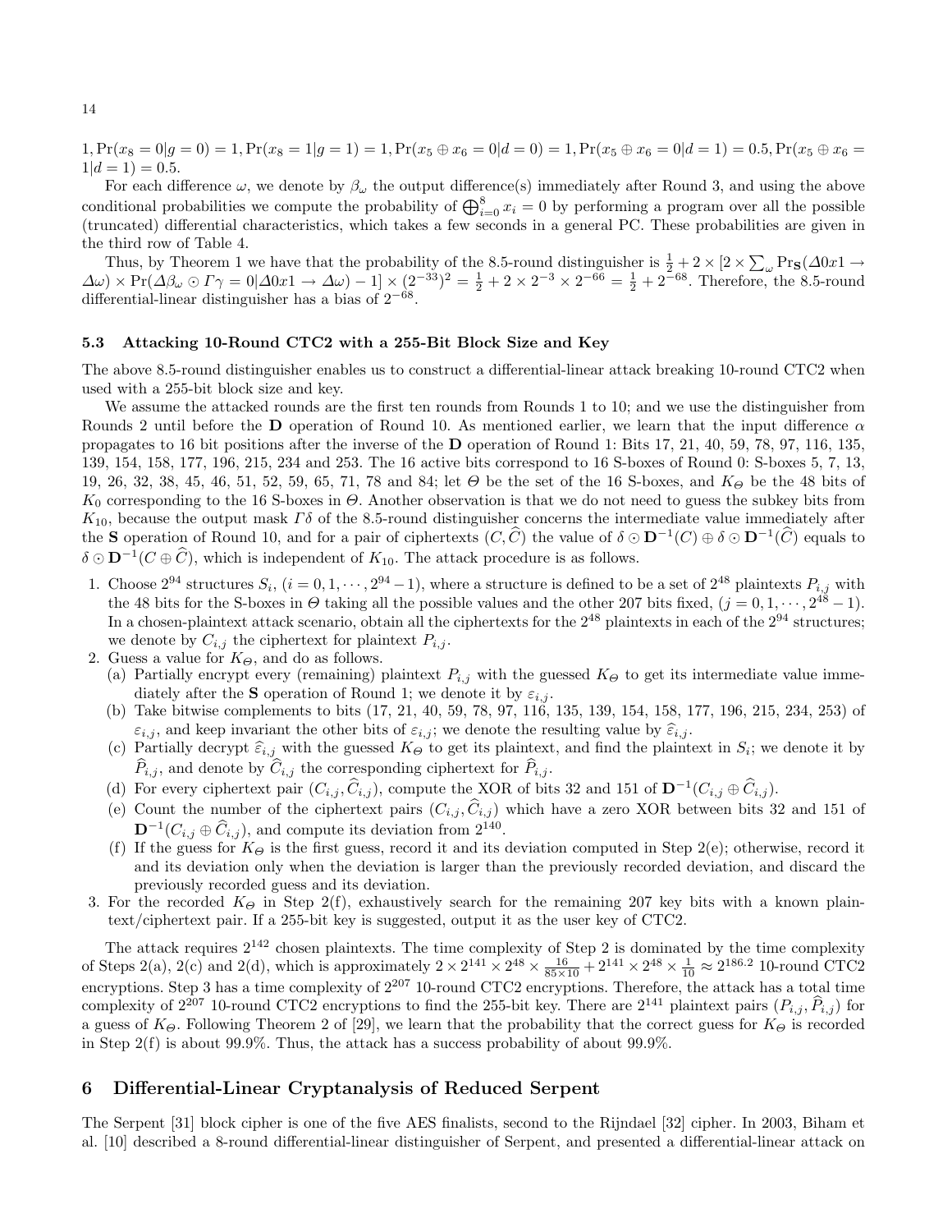$1, \Pr(x_8 = 0|g = 0) = 1, \Pr(x_8 = 1|g = 1) = 1, \Pr(x_5 \oplus x_6 = 0|d = 0) = 1, \Pr(x_5 \oplus x_6 = 0|d = 1) = 0.5, \Pr(x_5 \oplus x_6 = 1|d = 1) = 0.5$.

For each difference $\omega$, we denote by $\beta_\omega$ the output difference(s) immediately after Round 3, and using the above conditional probabilities we compute the probability of $\bigoplus_{i=0}^{8} x_i = 0$ by performing a program over all the possible (truncated) differential characteristics, which takes a few seconds in a general PC. These probabilities are given in the third row of Table 4.

Thus, by Theorem 1 we have that the probability of the 8.5-round distinguisher is $\frac{1}{2} + 2 \times [2 \times \sum_\omega \Pr_{\mathbf{S}}(\Delta 0x1 \to \Delta\omega) \times \Pr(\Delta\beta_\omega \odot \Gamma\gamma = 0|\Delta 0x1 \to \Delta\omega) - 1] \times (2^{-33})^2 = \frac{1}{2} + 2 \times 2^{-3} \times 2^{-66} = \frac{1}{2} + 2^{-68}$. Therefore, the 8.5-round differential-linear distinguisher has a bias of $2^{-68}$.

### 5.3 Attacking 10-Round CTC2 with a 255-Bit Block Size and Key

The above 8.5-round distinguisher enables us to construct a differential-linear attack breaking 10-round CTC2 when used with a 255-bit block size and key.

We assume the attacked rounds are the first ten rounds from Rounds 1 to 10; and we use the distinguisher from Rounds 2 until before the $\mathbf{D}$ operation of Round 10. As mentioned earlier, we learn that the input difference $\alpha$ propagates to 16 bit positions after the inverse of the $\mathbf{D}$ operation of Round 1: Bits 17, 21, 40, 59, 78, 97, 116, 135, 139, 154, 158, 177, 196, 215, 234 and 253. The 16 active bits correspond to 16 S-boxes of Round 0: S-boxes 5, 7, 13, 19, 26, 32, 38, 45, 46, 51, 52, 59, 65, 71, 78 and 84; let $\Theta$ be the set of the 16 S-boxes, and $K_\Theta$ be the 48 bits of $K_0$ corresponding to the 16 S-boxes in $\Theta$. Another observation is that we do not need to guess the subkey bits from $K_{10}$, because the output mask $\Gamma\delta$ of the 8.5-round distinguisher concerns the intermediate value immediately after the $\mathbf{S}$ operation of Round 10, and for a pair of ciphertexts $(C, \widehat{C})$ the value of $\delta \odot \mathbf{D}^{-1}(C) \oplus \delta \odot \mathbf{D}^{-1}(\widehat{C})$ equals to $\delta \odot \mathbf{D}^{-1}(C \oplus \widehat{C})$, which is independent of $K_{10}$. The attack procedure is as follows.

1. Choose $2^{94}$ structures $S_i$, $(i = 0, 1, \cdots, 2^{94}-1)$, where a structure is defined to be a set of $2^{48}$ plaintexts $P_{i,j}$ with the 48 bits for the S-boxes in $\Theta$ taking all the possible values and the other 207 bits fixed, $(j = 0, 1, \cdots, 2^{48}-1)$. In a chosen-plaintext attack scenario, obtain all the ciphertexts for the $2^{48}$ plaintexts in each of the $2^{94}$ structures; we denote by $C_{i,j}$ the ciphertext for plaintext $P_{i,j}$.
2. Guess a value for $K_\Theta$, and do as follows.
   (a) Partially encrypt every (remaining) plaintext $P_{i,j}$ with the guessed $K_\Theta$ to get its intermediate value immediately after the $\mathbf{S}$ operation of Round 1; we denote it by $\varepsilon_{i,j}$.
   (b) Take bitwise complements to bits (17, 21, 40, 59, 78, 97, 116, 135, 139, 154, 158, 177, 196, 215, 234, 253) of $\varepsilon_{i,j}$, and keep invariant the other bits of $\varepsilon_{i,j}$; we denote the resulting value by $\widehat{\varepsilon}_{i,j}$.
   (c) Partially decrypt $\widehat{\varepsilon}_{i,j}$ with the guessed $K_\Theta$ to get its plaintext, and find the plaintext in $S_i$; we denote it by $\widehat{P}_{i,j}$, and denote by $\widehat{C}_{i,j}$ the corresponding ciphertext for $\widehat{P}_{i,j}$.
   (d) For every ciphertext pair $(C_{i,j}, \widehat{C}_{i,j})$, compute the XOR of bits 32 and 151 of $\mathbf{D}^{-1}(C_{i,j} \oplus \widehat{C}_{i,j})$.
   (e) Count the number of the ciphertext pairs $(C_{i,j}, \widehat{C}_{i,j})$ which have a zero XOR between bits 32 and 151 of $\mathbf{D}^{-1}(C_{i,j} \oplus \widehat{C}_{i,j})$, and compute its deviation from $2^{140}$.
   (f) If the guess for $K_\Theta$ is the first guess, record it and its deviation computed in Step 2(e); otherwise, record it and its deviation only when the deviation is larger than the previously recorded deviation, and discard the previously recorded guess and its deviation.
3. For the recorded $K_\Theta$ in Step 2(f), exhaustively search for the remaining 207 key bits with a known plaintext/ciphertext pair. If a 255-bit key is suggested, output it as the user key of CTC2.

The attack requires $2^{142}$ chosen plaintexts. The time complexity of Step 2 is dominated by the time complexity of Steps 2(a), 2(c) and 2(d), which is approximately $2 \times 2^{141} \times 2^{48} \times \frac{16}{85 \times 10} + 2^{141} \times 2^{48} \times \frac{1}{10} \approx 2^{186.2}$ 10-round CTC2 encryptions. Step 3 has a time complexity of $2^{207}$ 10-round CTC2 encryptions. Therefore, the attack has a total time complexity of $2^{207}$ 10-round CTC2 encryptions to find the 255-bit key. There are $2^{141}$ plaintext pairs $(P_{i,j}, \widehat{P}_{i,j})$ for a guess of $K_\Theta$. Following Theorem 2 of [29], we learn that the probability that the correct guess for $K_\Theta$ is recorded in Step 2(f) is about 99.9%. Thus, the attack has a success probability of about 99.9%.

## 6 Differential-Linear Cryptanalysis of Reduced Serpent

The Serpent [31] block cipher is one of the five AES finalists, second to the Rijndael [32] cipher. In 2003, Biham et al. [10] described a 8-round differential-linear distinguisher of Serpent, and presented a differential-linear attack on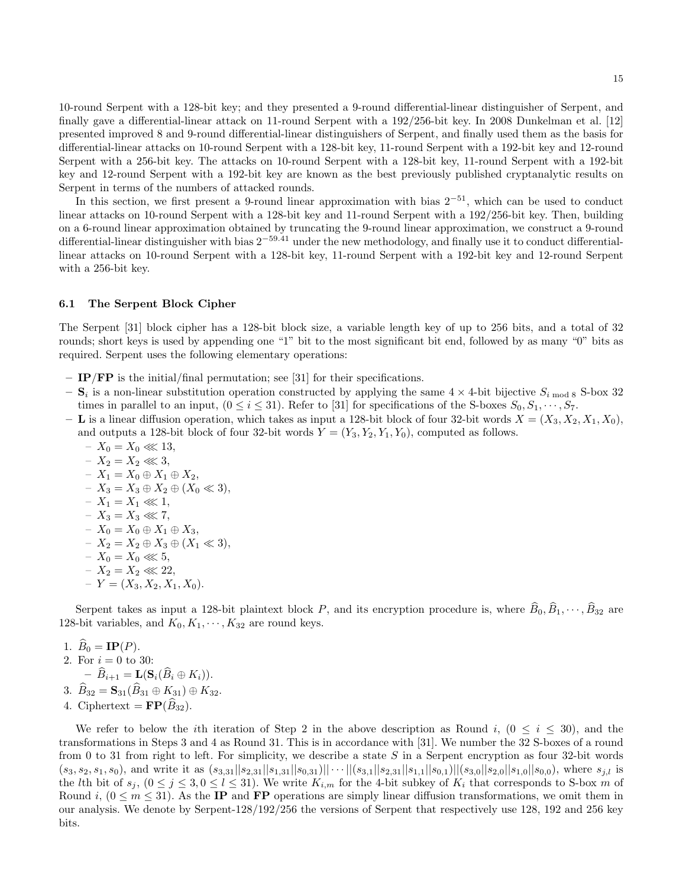10-round Serpent with a 128-bit key; and they presented a 9-round differential-linear distinguisher of Serpent, and finally gave a differential-linear attack on 11-round Serpent with a 192/256-bit key. In 2008 Dunkelman et al. [12] presented improved 8 and 9-round differential-linear distinguishers of Serpent, and finally used them as the basis for differential-linear attacks on 10-round Serpent with a 128-bit key, 11-round Serpent with a 192-bit key and 12-round Serpent with a 256-bit key. The attacks on 10-round Serpent with a 128-bit key, 11-round Serpent with a 192-bit key and 12-round Serpent with a 192-bit key are known as the best previously published cryptanalytic results on Serpent in terms of the numbers of attacked rounds.

In this section, we first present a 9-round linear approximation with bias $2^{-51}$, which can be used to conduct linear attacks on 10-round Serpent with a 128-bit key and 11-round Serpent with a 192/256-bit key. Then, building on a 6-round linear approximation obtained by truncating the 9-round linear approximation, we construct a 9-round differential-linear distinguisher with bias $2^{-59.41}$ under the new methodology, and finally use it to conduct differential-linear attacks on 10-round Serpent with a 128-bit key, 11-round Serpent with a 192-bit key and 12-round Serpent with a 256-bit key.

### 6.1 The Serpent Block Cipher

The Serpent [31] block cipher has a 128-bit block size, a variable length key of up to 256 bits, and a total of 32 rounds; short keys is used by appending one "1" bit to the most significant bit end, followed by as many "0" bits as required. Serpent uses the following elementary operations:

- **IP/FP** is the initial/final permutation; see [31] for their specifications.
- $\mathbf{S}_i$ is a non-linear substitution operation constructed by applying the same $4 \times 4$-bit bijective $S_{i \bmod 8}$ S-box 32 times in parallel to an input, $(0 \leq i \leq 31)$. Refer to [31] for specifications of the S-boxes $S_0, S_1, \cdots, S_7$.
- $\mathbf{L}$ is a linear diffusion operation, which takes as input a 128-bit block of four 32-bit words $X = (X_3, X_2, X_1, X_0)$, and outputs a 128-bit block of four 32-bit words $Y = (Y_3, Y_2, Y_1, Y_0)$, computed as follows.
  - $X_0 = X_0 \lll 13$,
  - $X_2 = X_2 \lll 3$,
  - $X_1 = X_0 \oplus X_1 \oplus X_2$,
  - $X_3 = X_3 \oplus X_2 \oplus (X_0 \ll 3)$,
  - $X_1 = X_1 \lll 1$,
  - $X_3 = X_3 \lll 7$,
  - $X_0 = X_0 \oplus X_1 \oplus X_3$,
  - $X_2 = X_2 \oplus X_3 \oplus (X_1 \ll 3)$,
  - $X_0 = X_0 \lll 5$,
  - $X_2 = X_2 \lll 22$,
  - $Y = (X_3, X_2, X_1, X_0)$.

Serpent takes as input a 128-bit plaintext block $P$, and its encryption procedure is, where $\widehat{B}_0, \widehat{B}_1, \cdots, \widehat{B}_{32}$ are 128-bit variables, and $K_0, K_1, \cdots, K_{32}$ are round keys.

1. $\widehat{B}_0 = \mathbf{IP}(P)$.
2. For $i = 0$ to 30:
   - $\widehat{B}_{i+1} = \mathbf{L}(\mathbf{S}_i(\widehat{B}_i \oplus K_i))$.
3. $\widehat{B}_{32} = \mathbf{S}_{31}(\widehat{B}_{31} \oplus K_{31}) \oplus K_{32}$.
4. Ciphertext $= \mathbf{FP}(\widehat{B}_{32})$.

We refer to below the $i$th iteration of Step 2 in the above description as Round $i$, $(0 \leq i \leq 30)$, and the transformations in Steps 3 and 4 as Round 31. This is in accordance with [31]. We number the 32 S-boxes of a round from 0 to 31 from right to left. For simplicity, we describe a state $S$ in a Serpent encryption as four 32-bit words $(s_3, s_2, s_1, s_0)$, and write it as $(s_{3,31}||s_{2,31}||s_{1,31}||s_{0,31})||\cdots||(s_{3,1}||s_{2,1}||s_{1,1}||s_{0,1})||(s_{3,0}||s_{2,0}||s_{1,0}||s_{0,0})$, where $s_{j,l}$ is the $l$th bit of $s_j$, $(0 \leq j \leq 3, 0 \leq l \leq 31)$. We write $K_{i,m}$ for the 4-bit subkey of $K_i$ that corresponds to S-box $m$ of Round $i$, $(0 \leq m \leq 31)$. As the **IP** and **FP** operations are simply linear diffusion transformations, we omit them in our analysis. We denote by Serpent-128/192/256 the versions of Serpent that respectively use 128, 192 and 256 key bits.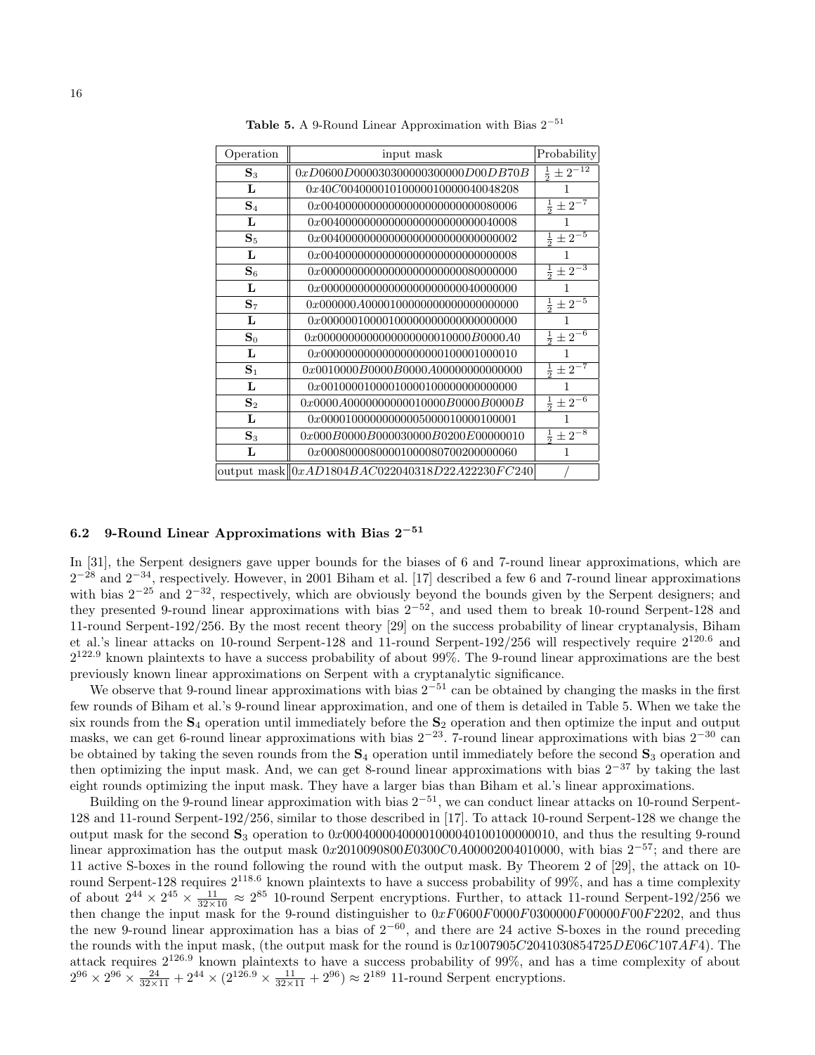**Table 5.** A 9-Round Linear Approximation with Bias $2^{-51}$

| Operation | input mask | Probability |
|---|---|---|
| $\mathbf{S}_3$ | $0xD0600D000030300000300000D00DB70B$ | $\frac{1}{2} \pm 2^{-12}$ |
| $\mathbf{L}$ | $0x40C00400001010000010000040048208$ | 1 |
| $\mathbf{S}_4$ | $0x00400000000000000000000000080006$ | $\frac{1}{2} \pm 2^{-7}$ |
| $\mathbf{L}$ | $0x00400000000000000000000000040008$ | 1 |
| $\mathbf{S}_5$ | $0x00400000000000000000000000000002$ | $\frac{1}{2} \pm 2^{-5}$ |
| $\mathbf{L}$ | $0x00400000000000000000000000000008$ | 1 |
| $\mathbf{S}_6$ | $0x00000000000000000000000080000000$ | $\frac{1}{2} \pm 2^{-3}$ |
| $\mathbf{L}$ | $0x00000000000000000000000040000000$ | 1 |
| $\mathbf{S}_7$ | $0x000000A0000100000000000000000000$ | $\frac{1}{2} \pm 2^{-5}$ |
| $\mathbf{L}$ | $0x00000001000010000000000000000000$ | 1 |
| $\mathbf{S}_0$ | $0x000000000000000000010000B00000A0$ | $\frac{1}{2} \pm 2^{-6}$ |
| $\mathbf{L}$ | $0x00000000000000000000100001000010$ | 1 |
| $\mathbf{S}_1$ | $0x0010000B0000B0000A000000000000000$ | $\frac{1}{2} \pm 2^{-7}$ |
| $\mathbf{L}$ | $0x00100001000010000100000000000000$ | 1 |
| $\mathbf{S}_2$ | $0x0000A000000000000010000B0000B0000B$ | $\frac{1}{2} \pm 2^{-6}$ |
| $\mathbf{L}$ | $0x00001000000000005000010000100001$ | 1 |
| $\mathbf{S}_3$ | $0x000B0000B000030000B0200E00000010$ | $\frac{1}{2} \pm 2^{-8}$ |
| $\mathbf{L}$ | $0x00080000800001000080700200000060$ | 1 |
| output mask | $0xAD1804BAC022040318D22A22230FC240$ | / |

### 6.2 9-Round Linear Approximations with Bias $2^{-51}$

In [31], the Serpent designers gave upper bounds for the biases of 6 and 7-round linear approximations, which are $2^{-28}$ and $2^{-34}$, respectively. However, in 2001 Biham et al. [17] described a few 6 and 7-round linear approximations with bias $2^{-25}$ and $2^{-32}$, respectively, which are obviously beyond the bounds given by the Serpent designers; and they presented 9-round linear approximations with bias $2^{-52}$, and used them to break 10-round Serpent-128 and 11-round Serpent-192/256. By the most recent theory [29] on the success probability of linear cryptanalysis, Biham et al.'s linear attacks on 10-round Serpent-128 and 11-round Serpent-192/256 will respectively require $2^{120.6}$ and $2^{122.9}$ known plaintexts to have a success probability of about 99%. The 9-round linear approximations are the best previously known linear approximations on Serpent with a cryptanalytic significance.

We observe that 9-round linear approximations with bias $2^{-51}$ can be obtained by changing the masks in the first few rounds of Biham et al.'s 9-round linear approximation, and one of them is detailed in Table 5. When we take the six rounds from the $\mathbf{S}_4$ operation until immediately before the $\mathbf{S}_2$ operation and then optimize the input and output masks, we can get 6-round linear approximations with bias $2^{-23}$. 7-round linear approximations with bias $2^{-30}$ can be obtained by taking the seven rounds from the $\mathbf{S}_4$ operation until immediately before the second $\mathbf{S}_3$ operation and then optimizing the input mask. And, we can get 8-round linear approximations with bias $2^{-37}$ by taking the last eight rounds optimizing the input mask. They have a larger bias than Biham et al.'s linear approximations.

Building on the 9-round linear approximation with bias $2^{-51}$, we can conduct linear attacks on 10-round Serpent-128 and 11-round Serpent-192/256, similar to those described in [17]. To attack 10-round Serpent-128 we change the output mask for the second $\mathbf{S}_3$ operation to $0x00040000400001000040100100000010$, and thus the resulting 9-round linear approximation has the output mask $0x2010090800E0300C0A00002004010000$, with bias $2^{-57}$; and there are 11 active S-boxes in the round following the round with the output mask. By Theorem 2 of [29], the attack on 10-round Serpent-128 requires $2^{118.6}$ known plaintexts to have a success probability of 99%, and has a time complexity of about $2^{44} \times 2^{45} \times \frac{11}{32 \times 10} \approx 2^{85}$ 10-round Serpent encryptions. Further, to attack 11-round Serpent-192/256 we then change the input mask for the 9-round distinguisher to $0xF0600F0000F0300000F00000F00F2202$, and thus the new 9-round linear approximation has a bias of $2^{-60}$, and there are 24 active S-boxes in the round preceding the rounds with the input mask, (the output mask for the round is $0x1007905C2041030854725DE06C107AF4$). The attack requires $2^{126.9}$ known plaintexts to have a success probability of 99%, and has a time complexity of about $2^{96} \times 2^{96} \times \frac{24}{32 \times 11} + 2^{44} \times (2^{126.9} \times \frac{11}{32 \times 11} + 2^{96}) \approx 2^{189}$ 11-round Serpent encryptions.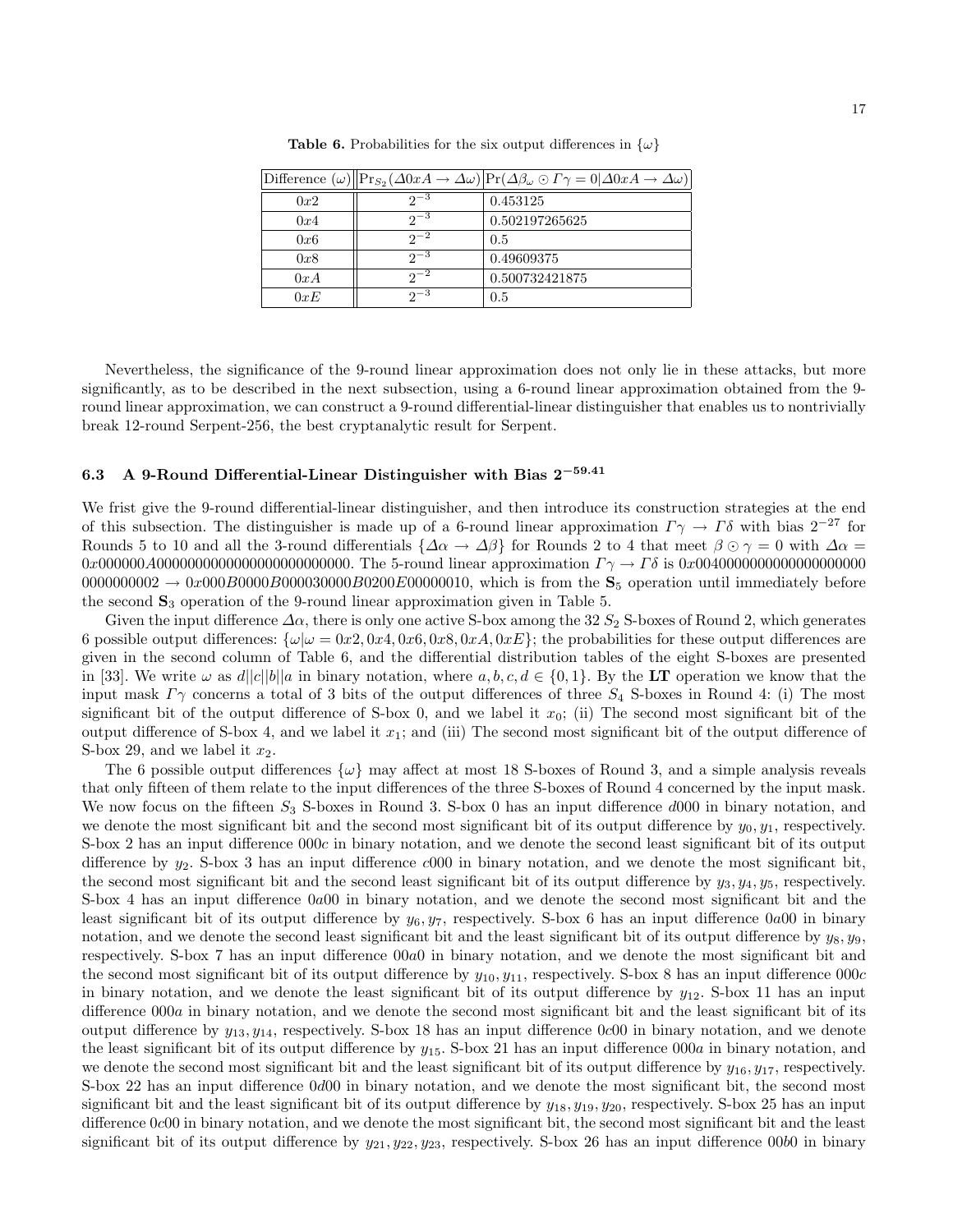**Table 6.** Probabilities for the six output differences in $\{\omega\}$

| Difference ($\omega$) | $\Pr_{S_2}(\Delta 0xA \to \Delta\omega)$ | $\Pr(\Delta\beta_\omega \odot \Gamma\gamma = 0 \vert \Delta 0xA \to \Delta\omega)$ |
|---|---|---|
| $0x2$ | $2^{-3}$ | 0.453125 |
| $0x4$ | $2^{-3}$ | 0.502197265625 |
| $0x6$ | $2^{-2}$ | 0.5 |
| $0x8$ | $2^{-3}$ | 0.49609375 |
| $0xA$ | $2^{-2}$ | 0.500732421875 |
| $0xE$ | $2^{-3}$ | 0.5 |

Nevertheless, the significance of the 9-round linear approximation does not only lie in these attacks, but more significantly, as to be described in the next subsection, using a 6-round linear approximation obtained from the 9-round linear approximation, we can construct a 9-round differential-linear distinguisher that enables us to nontrivially break 12-round Serpent-256, the best cryptanalytic result for Serpent.

### 6.3 A 9-Round Differential-Linear Distinguisher with Bias $2^{-59.41}$

We frist give the 9-round differential-linear distinguisher, and then introduce its construction strategies at the end of this subsection. The distinguisher is made up of a 6-round linear approximation $\Gamma\gamma \to \Gamma\delta$ with bias $2^{-27}$ for Rounds 5 to 10 and all the 3-round differentials $\{\Delta\alpha \to \Delta\beta\}$ for Rounds 2 to 4 that meet $\beta \odot \gamma = 0$ with $\Delta\alpha = 0x000000A000000000000000000000000$. The 5-round linear approximation $\Gamma\gamma \to \Gamma\delta$ is $0x00400000000000000000000000000002 \to 0x000B0000B000030000B0200E00000010$, which is from the $\mathbf{S}_5$ operation until immediately before the second $\mathbf{S}_3$ operation of the 9-round linear approximation given in Table 5.

Given the input difference $\Delta\alpha$, there is only one active S-box among the 32 $S_2$ S-boxes of Round 2, which generates 6 possible output differences: $\{\omega|\omega = 0x2, 0x4, 0x6, 0x8, 0xA, 0xE\}$; the probabilities for these output differences are given in the second column of Table 6, and the differential distribution tables of the eight S-boxes are presented in [33]. We write $\omega$ as $d||c||b||a$ in binary notation, where $a, b, c, d \in \{0, 1\}$. By the **LT** operation we know that the input mask $\Gamma\gamma$ concerns a total of 3 bits of the output differences of three $S_4$ S-boxes in Round 4: (i) The most significant bit of the output difference of S-box 0, and we label it $x_0$; (ii) The second most significant bit of the output difference of S-box 4, and we label it $x_1$; and (iii) The second most significant bit of the output difference of S-box 29, and we label it $x_2$.

The 6 possible output differences $\{\omega\}$ may affect at most 18 S-boxes of Round 3, and a simple analysis reveals that only fifteen of them relate to the input differences of the three S-boxes of Round 4 concerned by the input mask. We now focus on the fifteen $S_3$ S-boxes in Round 3. S-box 0 has an input difference $d000$ in binary notation, and we denote the most significant bit and the second most significant bit of its output difference by $y_0, y_1$, respectively. S-box 2 has an input difference $000c$ in binary notation, and we denote the second least significant bit of its output difference by $y_2$. S-box 3 has an input difference $c000$ in binary notation, and we denote the most significant bit, the second most significant bit and the second least significant bit of its output difference by $y_3, y_4, y_5$, respectively. S-box 4 has an input difference $0a00$ in binary notation, and we denote the second most significant bit and the least significant bit of its output difference by $y_6, y_7$, respectively. S-box 6 has an input difference $0a00$ in binary notation, and we denote the second least significant bit and the least significant bit of its output difference by $y_8, y_9$, respectively. S-box 7 has an input difference $00a0$ in binary notation, and we denote the most significant bit and the second most significant bit of its output difference by $y_{10}, y_{11}$, respectively. S-box 8 has an input difference $000c$ in binary notation, and we denote the least significant bit of its output difference by $y_{12}$. S-box 11 has an input difference $000a$ in binary notation, and we denote the second most significant bit and the least significant bit of its output difference by $y_{13}, y_{14}$, respectively. S-box 18 has an input difference $0c00$ in binary notation, and we denote the least significant bit of its output difference by $y_{15}$. S-box 21 has an input difference $000a$ in binary notation, and we denote the second most significant bit and the least significant bit of its output difference by $y_{16}, y_{17}$, respectively. S-box 22 has an input difference $0d00$ in binary notation, and we denote the most significant bit, the second most significant bit and the least significant bit of its output difference by $y_{18}, y_{19}, y_{20}$, respectively. S-box 25 has an input difference $0c00$ in binary notation, and we denote the most significant bit, the second most significant bit and the least significant bit of its output difference by $y_{21}, y_{22}, y_{23}$, respectively. S-box 26 has an input difference $00b0$ in binary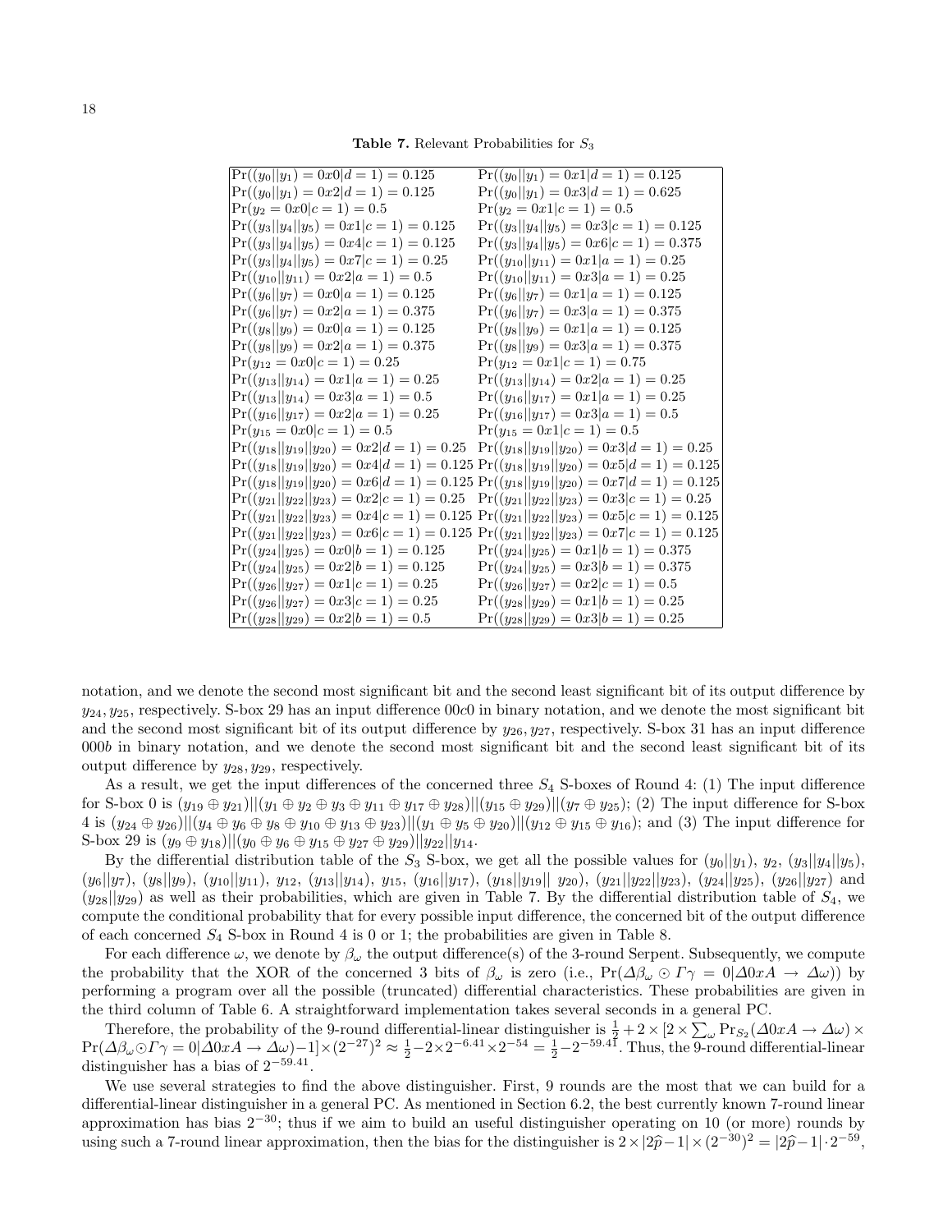**Table 7.** Relevant Probabilities for $S_3$

| | |
|---|---|
| $\Pr((y_0\|\|y_1) = 0x0\|d = 1) = 0.125$ | $\Pr((y_0\|\|y_1) = 0x1\|d = 1) = 0.125$ |
| $\Pr((y_0\|\|y_1) = 0x2\|d = 1) = 0.125$ | $\Pr((y_0\|\|y_1) = 0x3\|d = 1) = 0.625$ |
| $\Pr(y_2 = 0x0\|c = 1) = 0.5$ | $\Pr(y_2 = 0x1\|c = 1) = 0.5$ |
| $\Pr((y_3\|\|y_4\|\|y_5) = 0x1\|c = 1) = 0.125$ | $\Pr((y_3\|\|y_4\|\|y_5) = 0x3\|c = 1) = 0.125$ |
| $\Pr((y_3\|\|y_4\|\|y_5) = 0x4\|c = 1) = 0.125$ | $\Pr((y_3\|\|y_4\|\|y_5) = 0x6\|c = 1) = 0.375$ |
| $\Pr((y_3\|\|y_4\|\|y_5) = 0x7\|c = 1) = 0.25$ | $\Pr((y_{10}\|\|y_{11}) = 0x1\|a = 1) = 0.25$ |
| $\Pr((y_{10}\|\|y_{11}) = 0x2\|a = 1) = 0.5$ | $\Pr((y_{10}\|\|y_{11}) = 0x3\|a = 1) = 0.25$ |
| $\Pr((y_6\|\|y_7) = 0x0\|a = 1) = 0.125$ | $\Pr((y_6\|\|y_7) = 0x1\|a = 1) = 0.125$ |
| $\Pr((y_6\|\|y_7) = 0x2\|a = 1) = 0.375$ | $\Pr((y_6\|\|y_7) = 0x3\|a = 1) = 0.375$ |
| $\Pr((y_8\|\|y_9) = 0x0\|a = 1) = 0.125$ | $\Pr((y_8\|\|y_9) = 0x1\|a = 1) = 0.125$ |
| $\Pr((y_8\|\|y_9) = 0x2\|a = 1) = 0.375$ | $\Pr((y_8\|\|y_9) = 0x3\|a = 1) = 0.375$ |
| $\Pr(y_{12} = 0x0\|c = 1) = 0.25$ | $\Pr(y_{12} = 0x1\|c = 1) = 0.75$ |
| $\Pr((y_{13}\|\|y_{14}) = 0x1\|a = 1) = 0.25$ | $\Pr((y_{13}\|\|y_{14}) = 0x2\|a = 1) = 0.25$ |
| $\Pr((y_{13}\|\|y_{14}) = 0x3\|a = 1) = 0.5$ | $\Pr((y_{16}\|\|y_{17}) = 0x1\|a = 1) = 0.25$ |
| $\Pr((y_{16}\|\|y_{17}) = 0x2\|a = 1) = 0.25$ | $\Pr((y_{16}\|\|y_{17}) = 0x3\|a = 1) = 0.5$ |
| $\Pr(y_{15} = 0x0\|c = 1) = 0.5$ | $\Pr(y_{15} = 0x1\|c = 1) = 0.5$ |
| $\Pr((y_{18}\|\|y_{19}\|\|y_{20}) = 0x2\|d = 1) = 0.25$ | $\Pr((y_{18}\|\|y_{19}\|\|y_{20}) = 0x3\|d = 1) = 0.25$ |
| $\Pr((y_{18}\|\|y_{19}\|\|y_{20}) = 0x4\|d = 1) = 0.125$ | $\Pr((y_{18}\|\|y_{19}\|\|y_{20}) = 0x5\|d = 1) = 0.125$ |
| $\Pr((y_{18}\|\|y_{19}\|\|y_{20}) = 0x6\|d = 1) = 0.125$ | $\Pr((y_{18}\|\|y_{19}\|\|y_{20}) = 0x7\|d = 1) = 0.125$ |
| $\Pr((y_{21}\|\|y_{22}\|\|y_{23}) = 0x2\|c = 1) = 0.25$ | $\Pr((y_{21}\|\|y_{22}\|\|y_{23}) = 0x3\|c = 1) = 0.25$ |
| $\Pr((y_{21}\|\|y_{22}\|\|y_{23}) = 0x4\|c = 1) = 0.125$ | $\Pr((y_{21}\|\|y_{22}\|\|y_{23}) = 0x5\|c = 1) = 0.125$ |
| $\Pr((y_{21}\|\|y_{22}\|\|y_{23}) = 0x6\|c = 1) = 0.125$ | $\Pr((y_{21}\|\|y_{22}\|\|y_{23}) = 0x7\|c = 1) = 0.125$ |
| $\Pr((y_{24}\|\|y_{25}) = 0x0\|b = 1) = 0.125$ | $\Pr((y_{24}\|\|y_{25}) = 0x1\|b = 1) = 0.375$ |
| $\Pr((y_{24}\|\|y_{25}) = 0x2\|b = 1) = 0.125$ | $\Pr((y_{24}\|\|y_{25}) = 0x3\|b = 1) = 0.375$ |
| $\Pr((y_{26}\|\|y_{27}) = 0x1\|c = 1) = 0.25$ | $\Pr((y_{26}\|\|y_{27}) = 0x2\|c = 1) = 0.5$ |
| $\Pr((y_{26}\|\|y_{27}) = 0x3\|c = 1) = 0.25$ | $\Pr((y_{28}\|\|y_{29}) = 0x1\|b = 1) = 0.25$ |
| $\Pr((y_{28}\|\|y_{29}) = 0x2\|b = 1) = 0.5$ | $\Pr((y_{28}\|\|y_{29}) = 0x3\|b = 1) = 0.25$ |

notation, and we denote the second most significant bit and the second least significant bit of its output difference by $y_{24}, y_{25}$, respectively. S-box 29 has an input difference $00c0$ in binary notation, and we denote the most significant bit and the second most significant bit of its output difference by $y_{26}, y_{27}$, respectively. S-box 31 has an input difference $000b$ in binary notation, and we denote the second most significant bit and the second least significant bit of its output difference by $y_{28}, y_{29}$, respectively.

As a result, we get the input differences of the concerned three $S_4$ S-boxes of Round 4: (1) The input difference for S-box 0 is $(y_{19} \oplus y_{21})||(y_1 \oplus y_2 \oplus y_3 \oplus y_{11} \oplus y_{17} \oplus y_{28})||(y_{15} \oplus y_{29})||(y_7 \oplus y_{25})$; (2) The input difference for S-box 4 is $(y_{24} \oplus y_{26})||(y_4 \oplus y_6 \oplus y_8 \oplus y_{10} \oplus y_{13} \oplus y_{23})||(y_1 \oplus y_5 \oplus y_{20})||(y_{12} \oplus y_{15} \oplus y_{16})$; and (3) The input difference for S-box 29 is $(y_9 \oplus y_{18})||(y_0 \oplus y_6 \oplus y_{15} \oplus y_{27} \oplus y_{29})||y_{22}||y_{14}$.

By the differential distribution table of the $S_3$ S-box, we get all the possible values for $(y_0||y_1)$, $y_2$, $(y_3||y_4||y_5)$, $(y_6||y_7)$, $(y_8||y_9)$, $(y_{10}||y_{11})$, $y_{12}$, $(y_{13}||y_{14})$, $y_{15}$, $(y_{16}||y_{17})$, $(y_{18}||y_{19}||y_{20})$, $(y_{21}||y_{22}||y_{23})$, $(y_{24}||y_{25})$, $(y_{26}||y_{27})$ and $(y_{28}||y_{29})$ as well as their probabilities, which are given in Table 7. By the differential distribution table of $S_4$, we compute the conditional probability that for every possible input difference, the concerned bit of the output difference of each concerned $S_4$ S-box in Round 4 is 0 or 1; the probabilities are given in Table 8.

For each difference $\omega$, we denote by $\beta_\omega$ the output difference(s) of the 3-round Serpent. Subsequently, we compute the probability that the XOR of the concerned 3 bits of $\beta_\omega$ is zero (i.e., $\Pr(\Delta\beta_\omega \odot \Gamma\gamma = 0|\Delta 0xA \to \Delta\omega)$) by performing a program over all the possible (truncated) differential characteristics. These probabilities are given in the third column of Table 6. A straightforward implementation takes several seconds in a general PC.

Therefore, the probability of the 9-round differential-linear distinguisher is $\frac{1}{2} + 2 \times [2 \times \sum_\omega \Pr_{S_2}(\Delta 0xA \to \Delta\omega) \times \Pr(\Delta\beta_\omega \odot \Gamma\gamma = 0|\Delta 0xA \to \Delta\omega) - 1] \times (2^{-27})^2 \approx \frac{1}{2} - 2 \times 2^{-6.41} \times 2^{-54} = \frac{1}{2} - 2^{-59.41}$. Thus, the 9-round differential-linear distinguisher has a bias of $2^{-59.41}$.

We use several strategies to find the above distinguisher. First, 9 rounds are the most that we can build for a differential-linear distinguisher in a general PC. As mentioned in Section 6.2, the best currently known 7-round linear approximation has bias $2^{-30}$; thus if we aim to build an useful distinguisher operating on 10 (or more) rounds by using such a 7-round linear approximation, then the bias for the distinguisher is $2 \times |2\widehat{p} - 1| \times (2^{-30})^2 = |2\widehat{p} - 1| \cdot 2^{-59}$,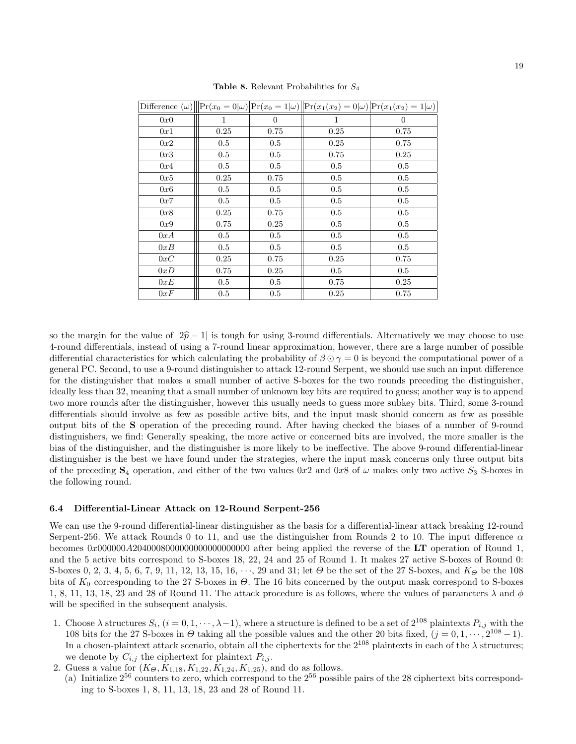**Table 8.** Relevant Probabilities for $S_4$

| Difference ($\omega$) | $\Pr(x_0 = 0 \vert \omega)$ | $\Pr(x_0 = 1 \vert \omega)$ | $\Pr(x_1(x_2) = 0 \vert \omega)$ | $\Pr(x_1(x_2) = 1 \vert \omega)$ |
|---|---|---|---|---|
| $0x0$ | 1 | 0 | 1 | 0 |
| $0x1$ | 0.25 | 0.75 | 0.25 | 0.75 |
| $0x2$ | 0.5 | 0.5 | 0.25 | 0.75 |
| $0x3$ | 0.5 | 0.5 | 0.75 | 0.25 |
| $0x4$ | 0.5 | 0.5 | 0.5 | 0.5 |
| $0x5$ | 0.25 | 0.75 | 0.5 | 0.5 |
| $0x6$ | 0.5 | 0.5 | 0.5 | 0.5 |
| $0x7$ | 0.5 | 0.5 | 0.5 | 0.5 |
| $0x8$ | 0.25 | 0.75 | 0.5 | 0.5 |
| $0x9$ | 0.75 | 0.25 | 0.5 | 0.5 |
| $0xA$ | 0.5 | 0.5 | 0.5 | 0.5 |
| $0xB$ | 0.5 | 0.5 | 0.5 | 0.5 |
| $0xC$ | 0.25 | 0.75 | 0.25 | 0.75 |
| $0xD$ | 0.75 | 0.25 | 0.5 | 0.5 |
| $0xE$ | 0.5 | 0.5 | 0.75 | 0.25 |
| $0xF$ | 0.5 | 0.5 | 0.25 | 0.75 |

so the margin for the value of $|2\widehat{p} - 1|$ is tough for using 3-round differentials. Alternatively we may choose to use 4-round differentials, instead of using a 7-round linear approximation, however, there are a large number of possible differential characteristics for which calculating the probability of $\beta \odot \gamma = 0$ is beyond the computational power of a general PC. Second, to use a 9-round distinguisher to attack 12-round Serpent, we should use such an input difference for the distinguisher that makes a small number of active S-boxes for the two rounds preceding the distinguisher, ideally less than 32, meaning that a small number of unknown key bits are required to guess; another way is to append two more rounds after the distinguisher, however this usually needs to guess more subkey bits. Third, some 3-round differentials should involve as few as possible active bits, and the input mask should concern as few as possible output bits of the **S** operation of the preceding round. After having checked the biases of a number of 9-round distinguishers, we find: Generally speaking, the more active or concerned bits are involved, the more smaller is the bias of the distinguisher, and the distinguisher is more likely to be ineffective. The above 9-round differential-linear distinguisher is the best we have found under the strategies, where the input mask concerns only three output bits of the preceding $\mathbf{S}_4$ operation, and either of the two values $0x2$ and $0x8$ of $\omega$ makes only two active $S_3$ S-boxes in the following round.

### 6.4 Differential-Linear Attack on 12-Round Serpent-256

We can use the 9-round differential-linear distinguisher as the basis for a differential-linear attack breaking 12-round Serpent-256. We attack Rounds 0 to 11, and use the distinguisher from Rounds 2 to 10. The input difference $\alpha$ becomes $0x000000A204000800000000000000000$ after being applied the reverse of the **LT** operation of Round 1, and the 5 active bits correspond to S-boxes 18, 22, 24 and 25 of Round 1. It makes 27 active S-boxes of Round 0: S-boxes 0, 2, 3, 4, 5, 6, 7, 9, 11, 12, 13, 15, 16, $\cdots$, 29 and 31; let $\Theta$ be the set of the 27 S-boxes, and $K_\Theta$ be the 108 bits of $K_0$ corresponding to the 27 S-boxes in $\Theta$. The 16 bits concerned by the output mask correspond to S-boxes 1, 8, 11, 13, 18, 23 and 28 of Round 11. The attack procedure is as follows, where the values of parameters $\lambda$ and $\phi$ will be specified in the subsequent analysis.

1. Choose $\lambda$ structures $S_i$, $(i = 0, 1, \cdots, \lambda - 1)$, where a structure is defined to be a set of $2^{108}$ plaintexts $P_{i,j}$ with the 108 bits for the 27 S-boxes in $\Theta$ taking all the possible values and the other 20 bits fixed, $(j = 0, 1, \cdots, 2^{108} - 1)$. In a chosen-plaintext attack scenario, obtain all the ciphertexts for the $2^{108}$ plaintexts in each of the $\lambda$ structures; we denote by $C_{i,j}$ the ciphertext for plaintext $P_{i,j}$.
2. Guess a value for $(K_\Theta, K_{1,18}, K_{1,22}, K_{1,24}, K_{1,25})$, and do as follows.
   (a) Initialize $2^{56}$ counters to zero, which correspond to the $2^{56}$ possible pairs of the 28 ciphertext bits corresponding to S-boxes 1, 8, 11, 13, 18, 23 and 28 of Round 11.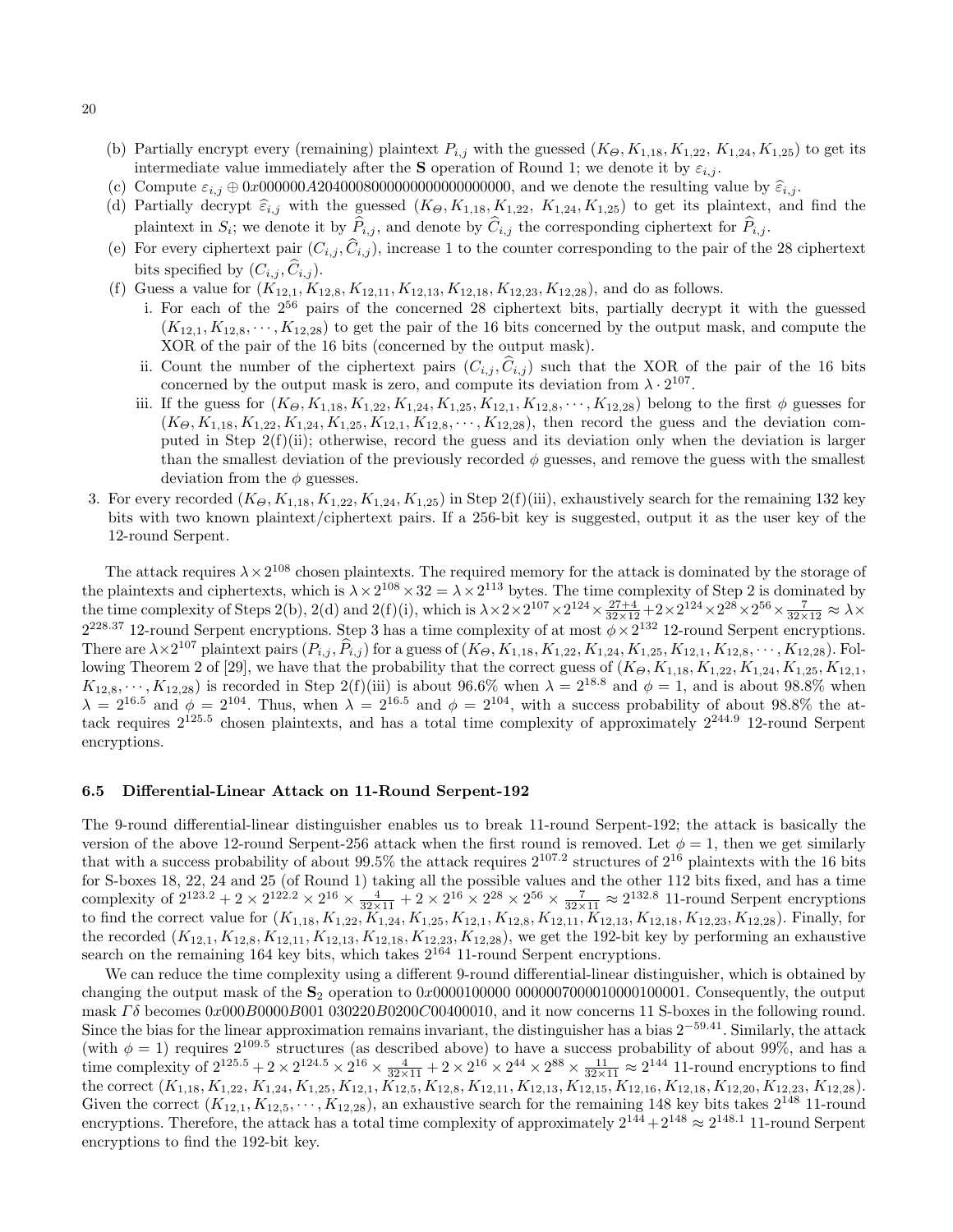(b) Partially encrypt every (remaining) plaintext $P_{i,j}$ with the guessed $(K_\Theta, K_{1,18}, K_{1,22}, K_{1,24}, K_{1,25})$ to get its intermediate value immediately after the **S** operation of Round 1; we denote it by $\varepsilon_{i,j}$.

(c) Compute $\varepsilon_{i,j} \oplus 0x000000A204000800000000000000000$, and we denote the resulting value by $\widehat{\varepsilon}_{i,j}$.

(d) Partially decrypt $\widehat{\varepsilon}_{i,j}$ with the guessed $(K_\Theta, K_{1,18}, K_{1,22}, K_{1,24}, K_{1,25})$ to get its plaintext, and find the plaintext in $S_i$; we denote it by $\widehat{P}_{i,j}$, and denote by $\widehat{C}_{i,j}$ the corresponding ciphertext for $\widehat{P}_{i,j}$.

(e) For every ciphertext pair $(C_{i,j}, \widehat{C}_{i,j})$, increase 1 to the counter corresponding to the pair of the 28 ciphertext bits specified by $(C_{i,j}, \widehat{C}_{i,j})$.

(f) Guess a value for $(K_{12,1}, K_{12,8}, K_{12,11}, K_{12,13}, K_{12,18}, K_{12,23}, K_{12,28})$, and do as follows.

   i. For each of the $2^{56}$ pairs of the concerned 28 ciphertext bits, partially decrypt it with the guessed $(K_{12,1}, K_{12,8}, \cdots, K_{12,28})$ to get the pair of the 16 bits concerned by the output mask, and compute the XOR of the pair of the 16 bits (concerned by the output mask).

   ii. Count the number of the ciphertext pairs $(C_{i,j}, \widehat{C}_{i,j})$ such that the XOR of the pair of the 16 bits concerned by the output mask is zero, and compute its deviation from $\lambda \cdot 2^{107}$.

   iii. If the guess for $(K_\Theta, K_{1,18}, K_{1,22}, K_{1,24}, K_{1,25}, K_{12,1}, K_{12,8}, \cdots, K_{12,28})$ belong to the first $\phi$ guesses for $(K_\Theta, K_{1,18}, K_{1,22}, K_{1,24}, K_{1,25}, K_{12,1}, K_{12,8}, \cdots, K_{12,28})$, then record the guess and the deviation computed in Step 2(f)(ii); otherwise, record the guess and its deviation only when the deviation is larger than the smallest deviation of the previously recorded $\phi$ guesses, and remove the guess with the smallest deviation from the $\phi$ guesses.

3. For every recorded $(K_\Theta, K_{1,18}, K_{1,22}, K_{1,24}, K_{1,25})$ in Step 2(f)(iii), exhaustively search for the remaining 132 key bits with two known plaintext/ciphertext pairs. If a 256-bit key is suggested, output it as the user key of the 12-round Serpent.

The attack requires $\lambda \times 2^{108}$ chosen plaintexts. The required memory for the attack is dominated by the storage of the plaintexts and ciphertexts, which is $\lambda \times 2^{108} \times 32 = \lambda \times 2^{113}$ bytes. The time complexity of Step 2 is dominated by the time complexity of Steps 2(b), 2(d) and 2(f)(i), which is $\lambda \times 2 \times 2^{107} \times 2^{124} \times \frac{27+4}{32\times 12} + 2 \times 2^{124} \times 2^{28} \times 2^{56} \times \frac{7}{32\times 12} \approx \lambda \times 2^{228.37}$ 12-round Serpent encryptions. Step 3 has a time complexity of at most $\phi \times 2^{132}$ 12-round Serpent encryptions. There are $\lambda \times 2^{107}$ plaintext pairs $(P_{i,j}, \widehat{P}_{i,j})$ for a guess of $(K_\Theta, K_{1,18}, K_{1,22}, K_{1,24}, K_{1,25}, K_{12,1}, K_{12,8}, \cdots, K_{12,28})$. Following Theorem 2 of [29], we have that the probability that the correct guess of $(K_\Theta, K_{1,18}, K_{1,22}, K_{1,24}, K_{1,25}, K_{12,1}, K_{12,8}, \cdots, K_{12,28})$ is recorded in Step 2(f)(iii) is about 96.6% when $\lambda = 2^{18.8}$ and $\phi = 1$, and is about 98.8% when $\lambda = 2^{16.5}$ and $\phi = 2^{104}$. Thus, when $\lambda = 2^{16.5}$ and $\phi = 2^{104}$, with a success probability of about 98.8% the attack requires $2^{125.5}$ chosen plaintexts, and has a total time complexity of approximately $2^{244.9}$ 12-round Serpent encryptions.

### 6.5 Differential-Linear Attack on 11-Round Serpent-192

The 9-round differential-linear distinguisher enables us to break 11-round Serpent-192; the attack is basically the version of the above 12-round Serpent-256 attack when the first round is removed. Let $\phi = 1$, then we get similarly that with a success probability of about 99.5% the attack requires $2^{107.2}$ structures of $2^{16}$ plaintexts with the 16 bits for S-boxes 18, 22, 24 and 25 (of Round 1) taking all the possible values and the other 112 bits fixed, and has a time complexity of $2^{123.2} + 2 \times 2^{122.2} \times 2^{16} \times \frac{4}{32\times 11} + 2 \times 2^{16} \times 2^{28} \times 2^{56} \times \frac{7}{32\times 11} \approx 2^{132.8}$ 11-round Serpent encryptions to find the correct value for $(K_{1,18}, K_{1,22}, K_{1,24}, K_{1,25}, K_{12,1}, K_{12,8}, K_{12,11}, K_{12,13}, K_{12,18}, K_{12,23}, K_{12,28})$. Finally, for the recorded $(K_{12,1}, K_{12,8}, K_{12,11}, K_{12,13}, K_{12,18}, K_{12,23}, K_{12,28})$, we get the 192-bit key by performing an exhaustive search on the remaining 164 key bits, which takes $2^{164}$ 11-round Serpent encryptions.

We can reduce the time complexity using a different 9-round differential-linear distinguisher, which is obtained by changing the output mask of the $\mathbf{S}_2$ operation to $0x0000100000\ 0000007000010000100001$. Consequently, the output mask $\Gamma\delta$ becomes $0x000B0000B001\ 030220B0200C00400010$, and it now concerns 11 S-boxes in the following round. Since the bias for the linear approximation remains invariant, the distinguisher has a bias $2^{-59.41}$. Similarly, the attack (with $\phi = 1$) requires $2^{109.5}$ structures (as described above) to have a success probability of about 99%, and has a time complexity of $2^{125.5} + 2 \times 2^{124.5} \times 2^{16} \times \frac{4}{32\times 11} + 2 \times 2^{16} \times 2^{44} \times 2^{88} \times \frac{11}{32\times 11} \approx 2^{144}$ 11-round encryptions to find the correct $(K_{1,18}, K_{1,22}, K_{1,24}, K_{1,25}, K_{12,1}, K_{12,5}, K_{12,8}, K_{12,11}, K_{12,13}, K_{12,15}, K_{12,16}, K_{12,18}, K_{12,20}, K_{12,23}, K_{12,28})$. Given the correct $(K_{12,1}, K_{12,5}, \cdots, K_{12,28})$, an exhaustive search for the remaining 148 key bits takes $2^{148}$ 11-round encryptions. Therefore, the attack has a total time complexity of approximately $2^{144} + 2^{148} \approx 2^{148.1}$ 11-round Serpent encryptions to find the 192-bit key.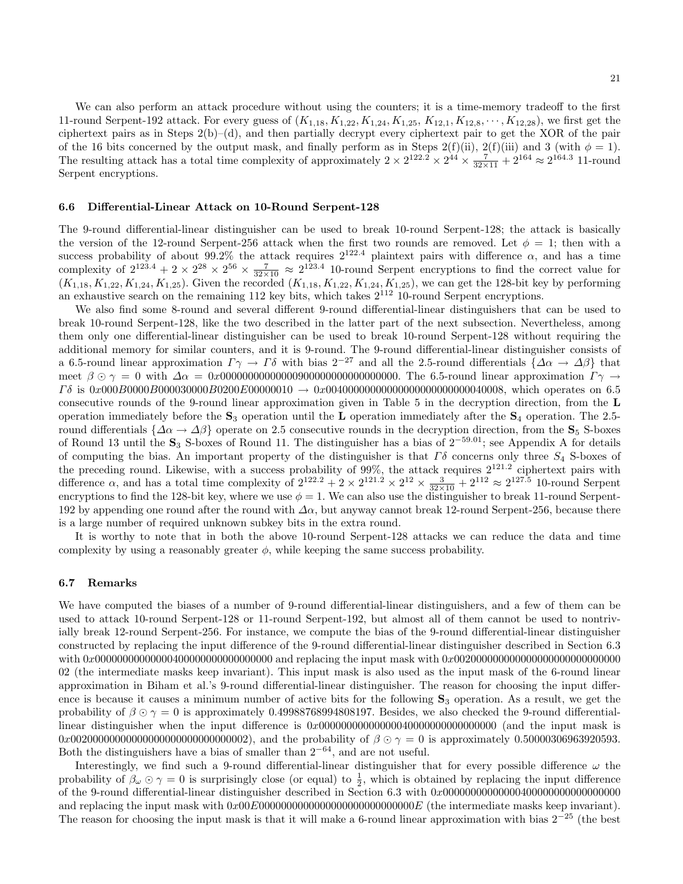We can also perform an attack procedure without using the counters; it is a time-memory tradeoff to the first 11-round Serpent-192 attack. For every guess of $(K_{1,18}, K_{1,22}, K_{1,24}, K_{1,25}, K_{12,1}, K_{12,8}, \cdots, K_{12,28})$, we first get the ciphertext pairs as in Steps 2(b)–(d), and then partially decrypt every ciphertext pair to get the XOR of the pair of the 16 bits concerned by the output mask, and finally perform as in Steps 2(f)(ii), 2(f)(iii) and 3 (with $\phi = 1$). The resulting attack has a total time complexity of approximately $2 \times 2^{122.2} \times 2^{44} \times \frac{7}{32\times 11} + 2^{164} \approx 2^{164.3}$ 11-round Serpent encryptions.

### 6.6 Differential-Linear Attack on 10-Round Serpent-128

The 9-round differential-linear distinguisher can be used to break 10-round Serpent-128; the attack is basically the version of the 12-round Serpent-256 attack when the first two rounds are removed. Let $\phi = 1$; then with a success probability of about 99.2% the attack requires $2^{122.4}$ plaintext pairs with difference $\alpha$, and has a time complexity of $2^{123.4} + 2 \times 2^{28} \times 2^{56} \times \frac{7}{32\times 10} \approx 2^{123.4}$ 10-round Serpent encryptions to find the correct value for $(K_{1,18}, K_{1,22}, K_{1,24}, K_{1,25})$. Given the recorded $(K_{1,18}, K_{1,22}, K_{1,24}, K_{1,25})$, we can get the 128-bit key by performing an exhaustive search on the remaining 112 key bits, which takes $2^{112}$ 10-round Serpent encryptions.

We also find some 8-round and several different 9-round differential-linear distinguishers that can be used to break 10-round Serpent-128, like the two described in the latter part of the next subsection. Nevertheless, among them only one differential-linear distinguisher can be used to break 10-round Serpent-128 without requiring the additional memory for similar counters, and it is 9-round. The 9-round differential-linear distinguisher consists of a 6.5-round linear approximation $\Gamma\gamma \to \Gamma\delta$ with bias $2^{-27}$ and all the 2.5-round differentials $\{\Delta\alpha \to \Delta\beta\}$ that meet $\beta \odot \gamma = 0$ with $\Delta\alpha = 0x00000000000000090000000000000000$. The 6.5-round linear approximation $\Gamma\gamma \to \Gamma\delta$ is $0x000B0000B000030000B0200E00000010 \to 0x00400000000000000000000000040008$, which operates on 6.5 consecutive rounds of the 9-round linear approximation given in Table 5 in the decryption direction, from the $\mathbf{L}$ operation immediately before the $\mathbf{S}_3$ operation until the $\mathbf{L}$ operation immediately after the $\mathbf{S}_4$ operation. The 2.5-round differentials $\{\Delta\alpha \to \Delta\beta\}$ operate on 2.5 consecutive rounds in the decryption direction, from the $\mathbf{S}_5$ S-boxes of Round 13 until the $\mathbf{S}_3$ S-boxes of Round 11. The distinguisher has a bias of $2^{-59.01}$; see Appendix A for details of computing the bias. An important property of the distinguisher is that $\Gamma\delta$ concerns only three $S_4$ S-boxes of the preceding round. Likewise, with a success probability of 99%, the attack requires $2^{121.2}$ ciphertext pairs with difference $\alpha$, and has a total time complexity of $2^{122.2} + 2 \times 2^{121.2} \times 2^{12} \times \frac{3}{32\times 10} + 2^{112} \approx 2^{127.5}$ 10-round Serpent encryptions to find the 128-bit key, where we use $\phi = 1$. We can also use the distinguisher to break 11-round Serpent-192 by appending one round after the round with $\Delta\alpha$, but anyway cannot break 12-round Serpent-256, because there is a large number of required unknown subkey bits in the extra round.

It is worthy to note that in both the above 10-round Serpent-128 attacks we can reduce the data and time complexity by using a reasonably greater $\phi$, while keeping the same success probability.

### 6.7 Remarks

We have computed the biases of a number of 9-round differential-linear distinguishers, and a few of them can be used to attack 10-round Serpent-128 or 11-round Serpent-192, but almost all of them cannot be used to nontrivially break 12-round Serpent-256. For instance, we compute the bias of the 9-round differential-linear distinguisher constructed by replacing the input difference of the 9-round differential-linear distinguisher described in Section 6.3 with $0x00000000000000400000000000000000$ and replacing the input mask with $0x00200000000000000000000000000002$ (the intermediate masks keep invariant). This input mask is also used as the input mask of the 6-round linear approximation in Biham et al.'s 9-round differential-linear distinguisher. The reason for choosing the input difference is because it causes a minimum number of active bits for the following $\mathbf{S}_3$ operation. As a result, we get the probability of $\beta \odot \gamma = 0$ is approximately 0.49988768994808197. Besides, we also checked the 9-round differential-linear distinguisher when the input difference is $0x00000000000000040000000000000000$ (and the input mask is $0x00200000000000000000000000000002$), and the probability of $\beta \odot \gamma = 0$ is approximately 0.50000306963920593. Both the distinguishers have a bias of smaller than $2^{-64}$, and are not useful.

Interestingly, we find such a 9-round differential-linear distinguisher that for every possible difference $\omega$ the probability of $\beta_\omega \odot \gamma = 0$ is surprisingly close (or equal) to $\frac{1}{2}$, which is obtained by replacing the input difference of the 9-round differential-linear distinguisher described in Section 6.3 with $0x00000000000000400000000000000000$ and replacing the input mask with $0x00E0000000000000000000000000000E$ (the intermediate masks keep invariant). The reason for choosing the input mask is that it will make a 6-round linear approximation with bias $2^{-25}$ (the best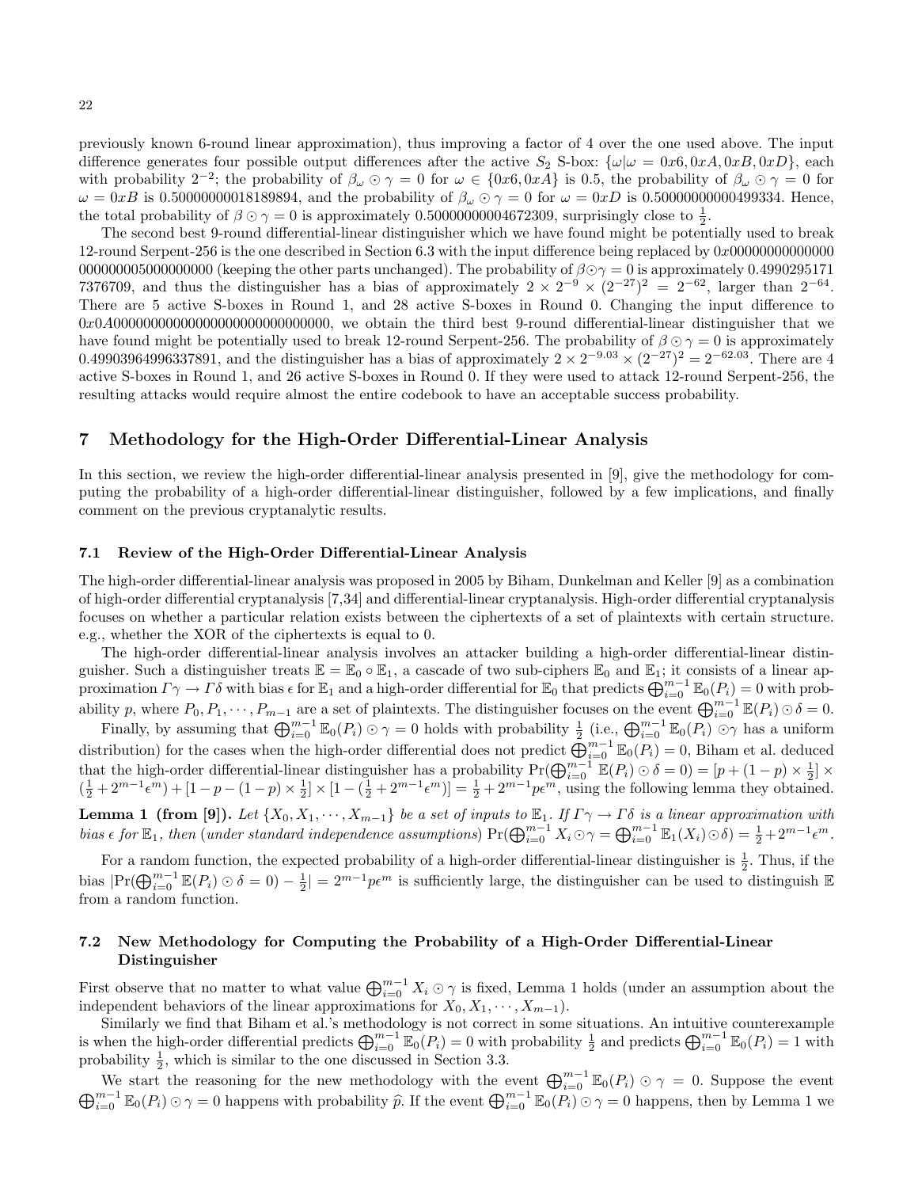previously known 6-round linear approximation), thus improving a factor of 4 over the one used above. The input difference generates four possible output differences after the active $S_2$ S-box: $\{\omega|\omega = 0x6, 0xA, 0xB, 0xD\}$, each with probability $2^{-2}$; the probability of $\beta_\omega \odot \gamma = 0$ for $\omega \in \{0x6, 0xA\}$ is 0.5, the probability of $\beta_\omega \odot \gamma = 0$ for $\omega = 0xB$ is 0.50000000018189894, and the probability of $\beta_\omega \odot \gamma = 0$ for $\omega = 0xD$ is 0.50000000000499334. Hence, the total probability of $\beta \odot \gamma = 0$ is approximately 0.50000000004672309, surprisingly close to $\frac{1}{2}$.

The second best 9-round differential-linear distinguisher which we have found might be potentially used to break 12-round Serpent-256 is the one described in Section 6.3 with the input difference being replaced by $0x00000000000000000000005000000000$ (keeping the other parts unchanged). The probability of $\beta \odot \gamma = 0$ is approximately 0.49902951717376709, and thus the distinguisher has a bias of approximately $2 \times 2^{-9} \times (2^{-27})^2 = 2^{-62}$, larger than $2^{-64}$. There are 5 active S-boxes in Round 1, and 28 active S-boxes in Round 0. Changing the input difference to $0x0A000000000000000000000000000000$, we obtain the third best 9-round differential-linear distinguisher that we have found might be potentially used to break 12-round Serpent-256. The probability of $\beta \odot \gamma = 0$ is approximately 0.49903964996337891, and the distinguisher has a bias of approximately $2 \times 2^{-9.03} \times (2^{-27})^2 = 2^{-62.03}$. There are 4 active S-boxes in Round 1, and 26 active S-boxes in Round 0. If they were used to attack 12-round Serpent-256, the resulting attacks would require almost the entire codebook to have an acceptable success probability.

## 7 Methodology for the High-Order Differential-Linear Analysis

In this section, we review the high-order differential-linear analysis presented in [9], give the methodology for computing the probability of a high-order differential-linear distinguisher, followed by a few implications, and finally comment on the previous cryptanalytic results.

### 7.1 Review of the High-Order Differential-Linear Analysis

The high-order differential-linear analysis was proposed in 2005 by Biham, Dunkelman and Keller [9] as a combination of high-order differential cryptanalysis [7,34] and differential-linear cryptanalysis. High-order differential cryptanalysis focuses on whether a particular relation exists between the ciphertexts of a set of plaintexts with certain structure. e.g., whether the XOR of the ciphertexts is equal to 0.

The high-order differential-linear analysis involves an attacker building a high-order differential-linear distinguisher. Such a distinguisher treats $\mathbb{E} = \mathbb{E}_0 \circ \mathbb{E}_1$, a cascade of two sub-ciphers $\mathbb{E}_0$ and $\mathbb{E}_1$; it consists of a linear approximation $\Gamma\gamma \to \Gamma\delta$ with bias $\epsilon$ for $\mathbb{E}_1$ and a high-order differential for $\mathbb{E}_0$ that predicts $\bigoplus_{i=0}^{m-1} \mathbb{E}_0(P_i) = 0$ with probability $p$, where $P_0, P_1, \cdots, P_{m-1}$ are a set of plaintexts. The distinguisher focuses on the event $\bigoplus_{i=0}^{m-1} \mathbb{E}(P_i) \odot \delta = 0$.

Finally, by assuming that $\bigoplus_{i=0}^{m-1} \mathbb{E}_0(P_i) \odot \gamma = 0$ holds with probability $\frac{1}{2}$ (i.e., $\bigoplus_{i=0}^{m-1} \mathbb{E}_0(P_i) \odot \gamma$ has a uniform distribution) for the cases when the high-order differential does not predict $\bigoplus_{i=0}^{m-1} \mathbb{E}_0(P_i) = 0$, Biham et al. deduced that the high-order differential-linear distinguisher has a probability $\Pr(\bigoplus_{i=0}^{m-1} \mathbb{E}(P_i) \odot \delta = 0) = [p + (1-p) \times \frac{1}{2}] \times (\frac{1}{2} + 2^{m-1}\epsilon^m) + [1 - p - (1-p) \times \frac{1}{2}] \times [1 - (\frac{1}{2} + 2^{m-1}\epsilon^m)] = \frac{1}{2} + 2^{m-1}p\epsilon^m$, using the following lemma they obtained.

**Lemma 1 (from [9]).** *Let $\{X_0, X_1, \cdots, X_{m-1}\}$ be a set of inputs to $\mathbb{E}_1$. If $\Gamma\gamma \to \Gamma\delta$ is a linear approximation with bias $\epsilon$ for $\mathbb{E}_1$, then (under standard independence assumptions) $\Pr(\bigoplus_{i=0}^{m-1} X_i \odot \gamma = \bigoplus_{i=0}^{m-1} \mathbb{E}_1(X_i) \odot \delta) = \frac{1}{2} + 2^{m-1}\epsilon^m$.*

For a random function, the expected probability of a high-order differential-linear distinguisher is $\frac{1}{2}$. Thus, if the bias $|\Pr(\bigoplus_{i=0}^{m-1} \mathbb{E}(P_i) \odot \delta = 0) - \frac{1}{2}| = 2^{m-1}p\epsilon^m$ is sufficiently large, the distinguisher can be used to distinguish $\mathbb{E}$ from a random function.

### 7.2 New Methodology for Computing the Probability of a High-Order Differential-Linear Distinguisher

First observe that no matter to what value $\bigoplus_{i=0}^{m-1} X_i \odot \gamma$ is fixed, Lemma 1 holds (under an assumption about the independent behaviors of the linear approximations for $X_0, X_1, \cdots, X_{m-1}$).

Similarly we find that Biham et al.'s methodology is not correct in some situations. An intuitive counterexample is when the high-order differential predicts $\bigoplus_{i=0}^{m-1} \mathbb{E}_0(P_i) = 0$ with probability $\frac{1}{2}$ and predicts $\bigoplus_{i=0}^{m-1} \mathbb{E}_0(P_i) = 1$ with probability $\frac{1}{2}$, which is similar to the one discussed in Section 3.3.

We start the reasoning for the new methodology with the event $\bigoplus_{i=0}^{m-1} \mathbb{E}_0(P_i) \odot \gamma = 0$. Suppose the event $\bigoplus_{i=0}^{m-1} \mathbb{E}_0(P_i) \odot \gamma = 0$ happens with probability $\widehat{p}$. If the event $\bigoplus_{i=0}^{m-1} \mathbb{E}_0(P_i) \odot \gamma = 0$ happens, then by Lemma 1 we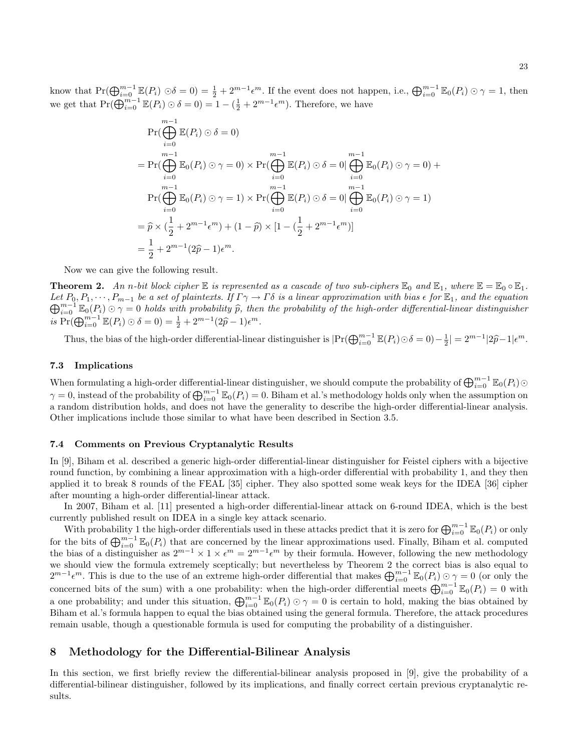know that $\Pr(\bigoplus_{i=0}^{m-1} \mathbb{E}(P_i) \odot \delta = 0) = \frac{1}{2} + 2^{m-1}\epsilon^m$. If the event does not happen, i.e., $\bigoplus_{i=0}^{m-1} \mathbb{E}_0(P_i) \odot \gamma = 1$, then we get that $\Pr(\bigoplus_{i=0}^{m-1} \mathbb{E}(P_i) \odot \delta = 0) = 1 - (\frac{1}{2} + 2^{m-1}\epsilon^m)$. Therefore, we have

$$
\begin{aligned}
&\Pr(\bigoplus_{i=0}^{m-1} \mathbb{E}(P_i) \odot \delta = 0) \\
&= \Pr(\bigoplus_{i=0}^{m-1} \mathbb{E}_0(P_i) \odot \gamma = 0) \times \Pr(\bigoplus_{i=0}^{m-1} \mathbb{E}(P_i) \odot \delta = 0 | \bigoplus_{i=0}^{m-1} \mathbb{E}_0(P_i) \odot \gamma = 0) + \\
&\quad \Pr(\bigoplus_{i=0}^{m-1} \mathbb{E}_0(P_i) \odot \gamma = 1) \times \Pr(\bigoplus_{i=0}^{m-1} \mathbb{E}(P_i) \odot \delta = 0 | \bigoplus_{i=0}^{m-1} \mathbb{E}_0(P_i) \odot \gamma = 1) \\
&= \widehat{p} \times (\frac{1}{2} + 2^{m-1}\epsilon^m) + (1 - \widehat{p}) \times [1 - (\frac{1}{2} + 2^{m-1}\epsilon^m)] \\
&= \frac{1}{2} + 2^{m-1}(2\widehat{p} - 1)\epsilon^m.
\end{aligned}
$$

Now we can give the following result.

**Theorem 2.** *An $n$-bit block cipher $\mathbb{E}$ is represented as a cascade of two sub-ciphers $\mathbb{E}_0$ and $\mathbb{E}_1$, where $\mathbb{E} = \mathbb{E}_0 \circ \mathbb{E}_1$. Let $P_0, P_1, \cdots, P_{m-1}$ be a set of plaintexts. If $\Gamma\gamma \rightarrow \Gamma\delta$ is a linear approximation with bias $\epsilon$ for $\mathbb{E}_1$, and the equation $\bigoplus_{i=0}^{m-1} \mathbb{E}_0(P_i) \odot \gamma = 0$ holds with probability $\widehat{p}$, then the probability of the high-order differential-linear distinguisher is $\Pr(\bigoplus_{i=0}^{m-1} \mathbb{E}(P_i) \odot \delta = 0) = \frac{1}{2} + 2^{m-1}(2\widehat{p} - 1)\epsilon^m$.*

Thus, the bias of the high-order differential-linear distinguisher is $|\Pr(\bigoplus_{i=0}^{m-1} \mathbb{E}(P_i) \odot \delta = 0) - \frac{1}{2}| = 2^{m-1}|2\widehat{p} - 1|\epsilon^m$.

### 7.3 Implications

When formulating a high-order differential-linear distinguisher, we should compute the probability of $\bigoplus_{i=0}^{m-1} \mathbb{E}_0(P_i) \odot \gamma = 0$, instead of the probability of $\bigoplus_{i=0}^{m-1} \mathbb{E}_0(P_i) = 0$. Biham et al.'s methodology holds only when the assumption on a random distribution holds, and does not have the generality to describe the high-order differential-linear analysis. Other implications include those similar to what have been described in Section 3.5.

### 7.4 Comments on Previous Cryptanalytic Results

In [9], Biham et al. described a generic high-order differential-linear distinguisher for Feistel ciphers with a bijective round function, by combining a linear approximation with a high-order differential with probability 1, and they then applied it to break 8 rounds of the FEAL [35] cipher. They also spotted some weak keys for the IDEA [36] cipher after mounting a high-order differential-linear attack.

In 2007, Biham et al. [11] presented a high-order differential-linear attack on 6-round IDEA, which is the best currently published result on IDEA in a single key attack scenario.

With probability 1 the high-order differentials used in these attacks predict that it is zero for $\bigoplus_{i=0}^{m-1} \mathbb{E}_0(P_i)$ or only for the bits of $\bigoplus_{i=0}^{m-1} \mathbb{E}_0(P_i)$ that are concerned by the linear approximations used. Finally, Biham et al. computed the bias of a distinguisher as $2^{m-1} \times 1 \times \epsilon^m = 2^{m-1}\epsilon^m$ by their formula. However, following the new methodology we should view the formula extremely sceptically; but nevertheless by Theorem 2 the correct bias is also equal to $2^{m-1}\epsilon^m$. This is due to the use of an extreme high-order differential that makes $\bigoplus_{i=0}^{m-1} \mathbb{E}_0(P_i) \odot \gamma = 0$ (or only the concerned bits of the sum) with a one probability: when the high-order differential meets $\bigoplus_{i=0}^{m-1} \mathbb{E}_0(P_i) = 0$ with a one probability; and under this situation, $\bigoplus_{i=0}^{m-1} \mathbb{E}_0(P_i) \odot \gamma = 0$ is certain to hold, making the bias obtained by Biham et al.'s formula happen to equal the bias obtained using the general formula. Therefore, the attack procedures remain usable, though a questionable formula is used for computing the probability of a distinguisher.

## 8 Methodology for the Differential-Bilinear Analysis

In this section, we first briefly review the differential-bilinear analysis proposed in [9], give the probability of a differential-bilinear distinguisher, followed by its implications, and finally correct certain previous cryptanalytic results.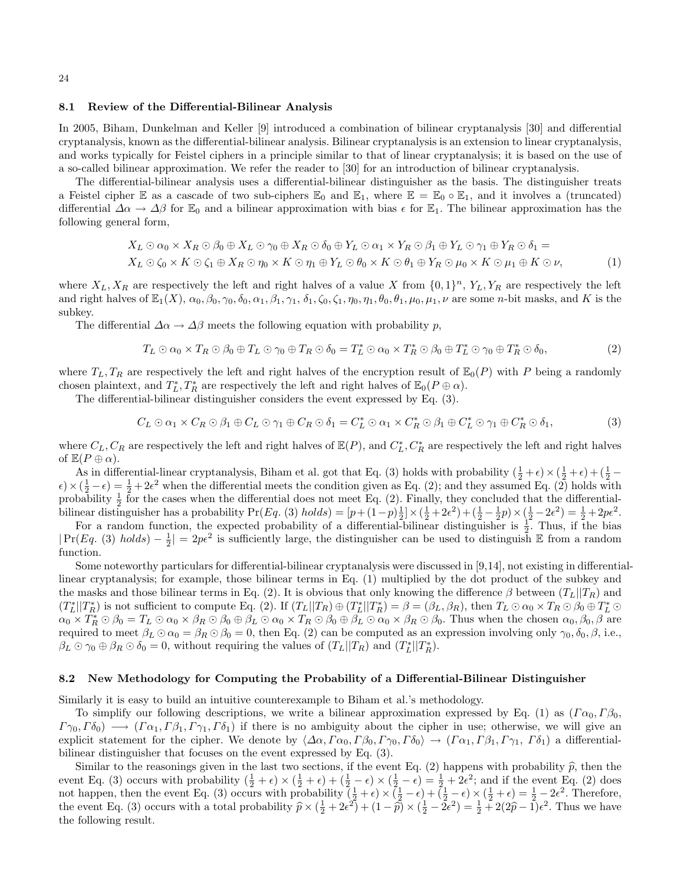### 8.1 Review of the Differential-Bilinear Analysis

In 2005, Biham, Dunkelman and Keller [9] introduced a combination of bilinear cryptanalysis [30] and differential cryptanalysis, known as the differential-bilinear analysis. Bilinear cryptanalysis is an extension to linear cryptanalysis, and works typically for Feistel ciphers in a principle similar to that of linear cryptanalysis; it is based on the use of a so-called bilinear approximation. We refer the reader to [30] for an introduction of bilinear cryptanalysis.

The differential-bilinear analysis uses a differential-bilinear distinguisher as the basis. The distinguisher treats a Feistel cipher $\mathbb{E}$ as a cascade of two sub-ciphers $\mathbb{E}_0$ and $\mathbb{E}_1$, where $\mathbb{E} = \mathbb{E}_0 \circ \mathbb{E}_1$, and it involves a (truncated) differential $\Delta\alpha \rightarrow \Delta\beta$ for $\mathbb{E}_0$ and a bilinear approximation with bias $\epsilon$ for $\mathbb{E}_1$. The bilinear approximation has the following general form,

$$X_L \odot \alpha_0 \times X_R \odot \beta_0 \oplus X_L \odot \gamma_0 \oplus X_R \odot \delta_0 \oplus Y_L \odot \alpha_1 \times Y_R \odot \beta_1 \oplus Y_L \odot \gamma_1 \oplus Y_R \odot \delta_1 =$$
$$X_L \odot \zeta_0 \times K \odot \zeta_1 \oplus X_R \odot \eta_0 \times K \odot \eta_1 \oplus Y_L \odot \theta_0 \times K \odot \theta_1 \oplus Y_R \odot \mu_0 \times K \odot \mu_1 \oplus K \odot \nu, \tag{1}$$

where $X_L, X_R$ are respectively the left and right halves of a value $X$ from $\{0,1\}^n$, $Y_L, Y_R$ are respectively the left and right halves of $\mathbb{E}_1(X)$, $\alpha_0, \beta_0, \gamma_0, \delta_0, \alpha_1, \beta_1, \gamma_1, \delta_1, \zeta_0, \zeta_1, \eta_0, \eta_1, \theta_0, \theta_1, \mu_0, \mu_1, \nu$ are some $n$-bit masks, and $K$ is the subkey.

The differential $\Delta\alpha \rightarrow \Delta\beta$ meets the following equation with probability $p$,

$$T_L \odot \alpha_0 \times T_R \odot \beta_0 \oplus T_L \odot \gamma_0 \oplus T_R \odot \delta_0 = T_L^* \odot \alpha_0 \times T_R^* \odot \beta_0 \oplus T_L^* \odot \gamma_0 \oplus T_R^* \odot \delta_0, \tag{2}$$

where $T_L, T_R$ are respectively the left and right halves of the encryption result of $\mathbb{E}_0(P)$ with $P$ being a randomly chosen plaintext, and $T_L^*, T_R^*$ are respectively the left and right halves of $\mathbb{E}_0(P \oplus \alpha)$.

The differential-bilinear distinguisher considers the event expressed by Eq. (3).

$$C_L \odot \alpha_1 \times C_R \odot \beta_1 \oplus C_L \odot \gamma_1 \oplus C_R \odot \delta_1 = C_L^* \odot \alpha_1 \times C_R^* \odot \beta_1 \oplus C_L^* \odot \gamma_1 \oplus C_R^* \odot \delta_1, \tag{3}$$

where $C_L, C_R$ are respectively the left and right halves of $\mathbb{E}(P)$, and $C_L^*, C_R^*$ are respectively the left and right halves of $\mathbb{E}(P \oplus \alpha)$.

As in differential-linear cryptanalysis, Biham et al. got that Eq. (3) holds with probability $(\frac{1}{2}+\epsilon)\times(\frac{1}{2}+\epsilon)+(\frac{1}{2}-\epsilon)\times(\frac{1}{2}-\epsilon) = \frac{1}{2}+2\epsilon^2$ when the differential meets the condition given as Eq. (2); and they assumed Eq. (2) holds with probability $\frac{1}{2}$ for the cases when the differential does not meet Eq. (2). Finally, they concluded that the differential-bilinear distinguisher has a probability $\Pr(Eq.\ (3)\ holds) = [p+(1-p)\frac{1}{2}]\times(\frac{1}{2}+2\epsilon^2)+(\frac{1}{2}-\frac{1}{2}p)\times(\frac{1}{2}-2\epsilon^2) = \frac{1}{2}+2p\epsilon^2$.

For a random function, the expected probability of a differential-bilinear distinguisher is $\frac{1}{2}$. Thus, if the bias $|\Pr(Eq.\ (3)\ holds) - \frac{1}{2}| = 2p\epsilon^2$ is sufficiently large, the distinguisher can be used to distinguish $\mathbb{E}$ from a random function.

Some noteworthy particulars for differential-bilinear cryptanalysis were discussed in [9,14], not existing in differential-linear cryptanalysis; for example, those bilinear terms in Eq. (1) multiplied by the dot product of the subkey and the masks and those bilinear terms in Eq. (2). It is obvious that only knowing the difference $\beta$ between $(T_L||T_R)$ and $(T_L^*||T_R^*)$ is not sufficient to compute Eq. (2). If $(T_L||T_R) \oplus (T_L^*||T_R^*) = \beta = (\beta_L, \beta_R)$, then $T_L \odot \alpha_0 \times T_R \odot \beta_0 \oplus T_L^* \odot \alpha_0 \times T_R^* \odot \beta_0 = T_L \odot \alpha_0 \times \beta_R \odot \beta_0 \oplus \beta_L \odot \alpha_0 \times T_R \odot \beta_0 \oplus \beta_L \odot \alpha_0 \times \beta_R \odot \beta_0$. Thus when the chosen $\alpha_0, \beta_0, \beta$ are required to meet $\beta_L \odot \alpha_0 = \beta_R \odot \beta_0 = 0$, then Eq. (2) can be computed as an expression involving only $\gamma_0, \delta_0, \beta$, i.e., $\beta_L \odot \gamma_0 \oplus \beta_R \odot \delta_0 = 0$, without requiring the values of $(T_L||T_R)$ and $(T_L^*||T_R^*)$.

### 8.2 New Methodology for Computing the Probability of a Differential-Bilinear Distinguisher

Similarly it is easy to build an intuitive counterexample to Biham et al.'s methodology.

To simplify our following descriptions, we write a bilinear approximation expressed by Eq. (1) as $(\Gamma\alpha_0, \Gamma\beta_0, \Gamma\gamma_0, \Gamma\delta_0) \longrightarrow (\Gamma\alpha_1, \Gamma\beta_1, \Gamma\gamma_1, \Gamma\delta_1)$ if there is no ambiguity about the cipher in use; otherwise, we will give an explicit statement for the cipher. We denote by $\langle\Delta\alpha, \Gamma\alpha_0, \Gamma\beta_0, \Gamma\gamma_0, \Gamma\delta_0\rangle \rightarrow (\Gamma\alpha_1, \Gamma\beta_1, \Gamma\gamma_1, \Gamma\delta_1)$ a differential-bilinear distinguisher that focuses on the event expressed by Eq. (3).

Similar to the reasonings given in the last two sections, if the event Eq. (2) happens with probability $\widehat{p}$, then the event Eq. (3) occurs with probability $(\frac{1}{2}+\epsilon)\times(\frac{1}{2}+\epsilon)+(\frac{1}{2}-\epsilon)\times(\frac{1}{2}-\epsilon) = \frac{1}{2}+2\epsilon^2$; and if the event Eq. (2) does not happen, then the event Eq. (3) occurs with probability $(\frac{1}{2}+\epsilon)\times(\frac{1}{2}-\epsilon)+(\frac{1}{2}-\epsilon)\times(\frac{1}{2}+\epsilon) = \frac{1}{2}-2\epsilon^2$. Therefore, the event Eq. (3) occurs with a total probability $\widehat{p}\times(\frac{1}{2}+2\epsilon^2)+(1-\widehat{p})\times(\frac{1}{2}-2\epsilon^2) = \frac{1}{2}+2(2\widehat{p}-1)\epsilon^2$. Thus we have the following result.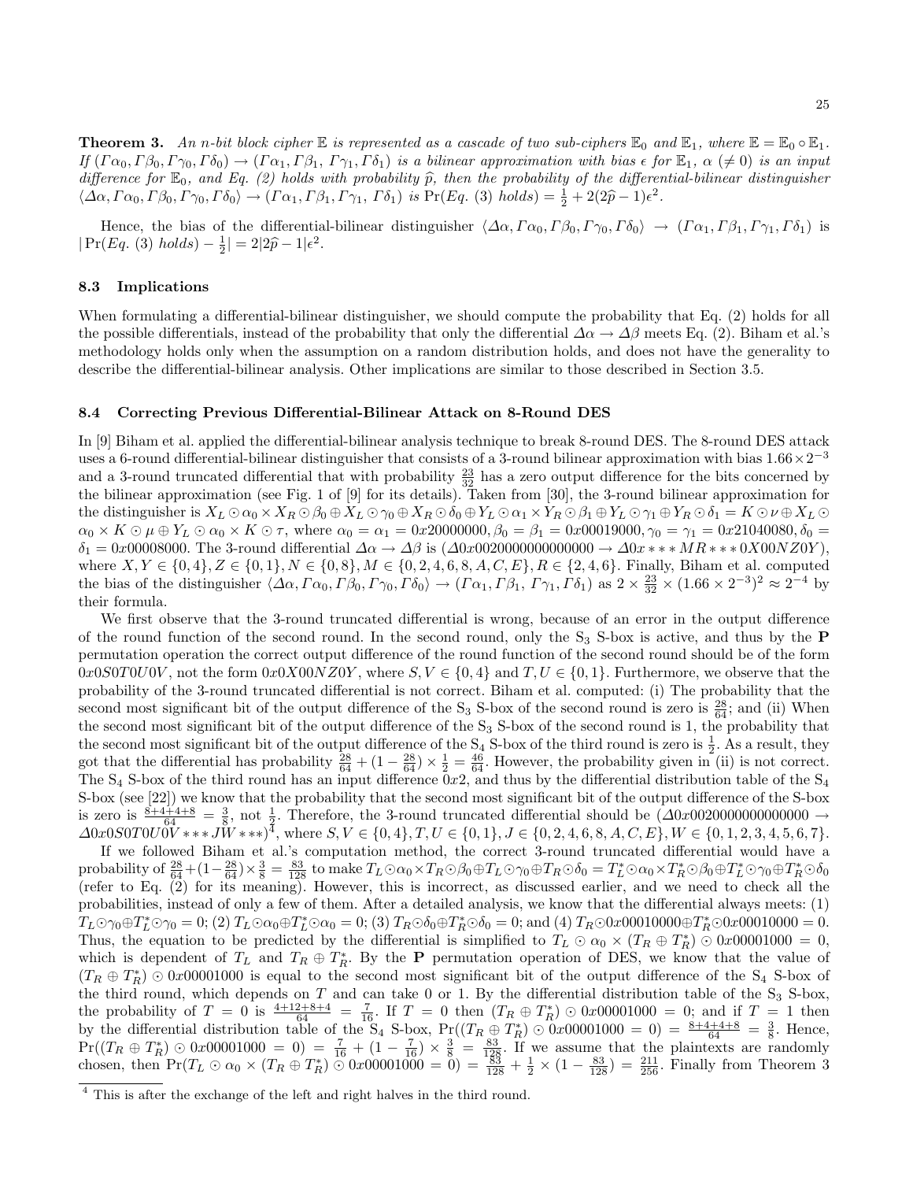**Theorem 3.** *An n-bit block cipher $\mathbb{E}$ is represented as a cascade of two sub-ciphers $\mathbb{E}_0$ and $\mathbb{E}_1$, where $\mathbb{E} = \mathbb{E}_0 \circ \mathbb{E}_1$. If $(\Gamma\alpha_0, \Gamma\beta_0, \Gamma\gamma_0, \Gamma\delta_0) \rightarrow (\Gamma\alpha_1, \Gamma\beta_1, \Gamma\gamma_1, \Gamma\delta_1)$ is a bilinear approximation with bias $\epsilon$ for $\mathbb{E}_1$, $\alpha$ ($\neq 0$) is an input difference for $\mathbb{E}_0$, and Eq. (2) holds with probability $\widehat{p}$, then the probability of the differential-bilinear distinguisher $\langle \Delta\alpha, \Gamma\alpha_0, \Gamma\beta_0, \Gamma\gamma_0, \Gamma\delta_0 \rangle \rightarrow (\Gamma\alpha_1, \Gamma\beta_1, \Gamma\gamma_1, \Gamma\delta_1)$ is $\Pr(Eq.\ (3)\ holds) = \frac{1}{2} + 2(2\widehat{p} - 1)\epsilon^2$.*

Hence, the bias of the differential-bilinear distinguisher $\langle \Delta\alpha, \Gamma\alpha_0, \Gamma\beta_0, \Gamma\gamma_0, \Gamma\delta_0 \rangle \rightarrow (\Gamma\alpha_1, \Gamma\beta_1, \Gamma\gamma_1, \Gamma\delta_1)$ is $|\Pr(Eq.\ (3)\ holds) - \frac{1}{2}| = 2|2\widehat{p} - 1|\epsilon^2$.

### 8.3 Implications

When formulating a differential-bilinear distinguisher, we should compute the probability that Eq. (2) holds for all the possible differentials, instead of the probability that only the differential $\Delta\alpha \rightarrow \Delta\beta$ meets Eq. (2). Biham et al.'s methodology holds only when the assumption on a random distribution holds, and does not have the generality to describe the differential-bilinear analysis. Other implications are similar to those described in Section 3.5.

### 8.4 Correcting Previous Differential-Bilinear Attack on 8-Round DES

In [9] Biham et al. applied the differential-bilinear analysis technique to break 8-round DES. The 8-round DES attack uses a 6-round differential-bilinear distinguisher that consists of a 3-round bilinear approximation with bias $1.66 \times 2^{-3}$ and a 3-round truncated differential that with probability $\frac{23}{32}$ has a zero output difference for the bits concerned by the bilinear approximation (see Fig. 1 of [9] for its details). Taken from [30], the 3-round bilinear approximation for the distinguisher is $X_L \odot \alpha_0 \times X_R \odot \beta_0 \oplus X_L \odot \gamma_0 \oplus X_R \odot \delta_0 \oplus Y_L \odot \alpha_1 \times Y_R \odot \beta_1 \oplus Y_L \odot \gamma_1 \oplus Y_R \odot \delta_1 = K \odot \nu \oplus X_L \odot \alpha_0 \times K \odot \mu \oplus Y_L \odot \alpha_0 \times K \odot \tau$, where $\alpha_0 = \alpha_1 = 0x20000000, \beta_0 = \beta_1 = 0x00019000, \gamma_0 = \gamma_1 = 0x21040080, \delta_0 = \delta_1 = 0x00008000$. The 3-round differential $\Delta\alpha \rightarrow \Delta\beta$ is $(\Delta 0x0020000000000000 \rightarrow \Delta 0x***MR***0X00NZ0Y)$, where $X, Y \in \{0, 4\}, Z \in \{0, 1\}, N \in \{0, 8\}, M \in \{0, 2, 4, 6, 8, A, C, E\}, R \in \{2, 4, 6\}$. Finally, Biham et al. computed the bias of the distinguisher $\langle \Delta\alpha, \Gamma\alpha_0, \Gamma\beta_0, \Gamma\gamma_0, \Gamma\delta_0 \rangle \rightarrow (\Gamma\alpha_1, \Gamma\beta_1, \Gamma\gamma_1, \Gamma\delta_1)$ as $2 \times \frac{23}{32} \times (1.66 \times 2^{-3})^2 \approx 2^{-4}$ by their formula.

We first observe that the 3-round truncated differential is wrong, because of an error in the output difference of the round function of the second round. In the second round, only the $S_3$ S-box is active, and thus by the **P** permutation operation the correct output difference of the round function of the second round should be of the form $0x0S0T0U0V$, not the form $0x0X00NZ0Y$, where $S, V \in \{0, 4\}$ and $T, U \in \{0, 1\}$. Furthermore, we observe that the probability of the 3-round truncated differential is not correct. Biham et al. computed: (i) The probability that the second most significant bit of the output difference of the $S_3$ S-box of the second round is zero is $\frac{28}{64}$; and (ii) When the second most significant bit of the output difference of the $S_3$ S-box of the second round is 1, the probability that the second most significant bit of the output difference of the $S_4$ S-box of the third round is zero is $\frac{1}{2}$. As a result, they got that the differential has probability $\frac{28}{64} + (1 - \frac{28}{64}) \times \frac{1}{2} = \frac{46}{64}$. However, the probability given in (ii) is not correct. The $S_4$ S-box of the third round has an input difference $0x2$, and thus by the differential distribution table of the $S_4$ S-box (see [22]) we know that the probability that the second most significant bit of the output difference of the S-box is zero is $\frac{8+4+4+8}{64} = \frac{3}{8}$, not $\frac{1}{2}$. Therefore, the 3-round truncated differential should be $(\Delta 0x0020000000000000 \rightarrow \Delta 0x0S0T0U0V***JW***)$[4], where $S, V \in \{0, 4\}, T, U \in \{0, 1\}, J \in \{0, 2, 4, 6, 8, A, C, E\}, W \in \{0, 1, 2, 3, 4, 5, 6, 7\}$.

If we followed Biham et al.'s computation method, the correct 3-round truncated differential would have a probability of $\frac{28}{64} + (1 - \frac{28}{64}) \times \frac{3}{8} = \frac{83}{128}$ to make $T_L \odot \alpha_0 \times T_R \odot \beta_0 \oplus T_L \odot \gamma_0 \oplus T_R \odot \delta_0 = T_L^* \odot \alpha_0 \times T_R^* \odot \beta_0 \oplus T_L^* \odot \gamma_0 \oplus T_R^* \odot \delta_0$ (refer to Eq. (2) for its meaning). However, this is incorrect, as discussed earlier, and we need to check all the probabilities, instead of only a few of them. After a detailed analysis, we know that the differential always meets: (1) $T_L \odot \gamma_0 \oplus T_L^* \odot \gamma_0 = 0$; (2) $T_L \odot \alpha_0 \oplus T_L^* \odot \alpha_0 = 0$; (3) $T_R \odot \delta_0 \oplus T_R^* \odot \delta_0 = 0$; and (4) $T_R \odot 0x00010000 \oplus T_R^* \odot 0x00010000 = 0$. Thus, the equation to be predicted by the differential is simplified to $T_L \odot \alpha_0 \times (T_R \oplus T_R^*) \odot 0x00001000 = 0$, which is dependent of $T_L$ and $T_R \oplus T_R^*$. By the **P** permutation operation of DES, we know that the value of $(T_R \oplus T_R^*) \odot 0x00001000$ is equal to the second most significant bit of the output difference of the $S_4$ S-box of the third round, which depends on $T$ and can take 0 or 1. By the differential distribution table of the $S_3$ S-box, the probability of $T = 0$ is $\frac{4+12+8+4}{64} = \frac{7}{16}$. If $T = 0$ then $(T_R \oplus T_R^*) \odot 0x00001000 = 0$; and if $T = 1$ then by the differential distribution table of the $S_4$ S-box, $\Pr((T_R \oplus T_R^*) \odot 0x00001000 = 0) = \frac{8+4+4+8}{64} = \frac{3}{8}$. Hence, $\Pr((T_R \oplus T_R^*) \odot 0x00001000 = 0) = \frac{7}{16} + (1 - \frac{7}{16}) \times \frac{3}{8} = \frac{83}{128}$. If we assume that the plaintexts are randomly chosen, then $\Pr(T_L \odot \alpha_0 \times (T_R \oplus T_R^*) \odot 0x00001000 = 0) = \frac{83}{128} + \frac{1}{2} \times (1 - \frac{83}{128}) = \frac{211}{256}$. Finally from Theorem 3

[4] This is after the exchange of the left and right halves in the third round.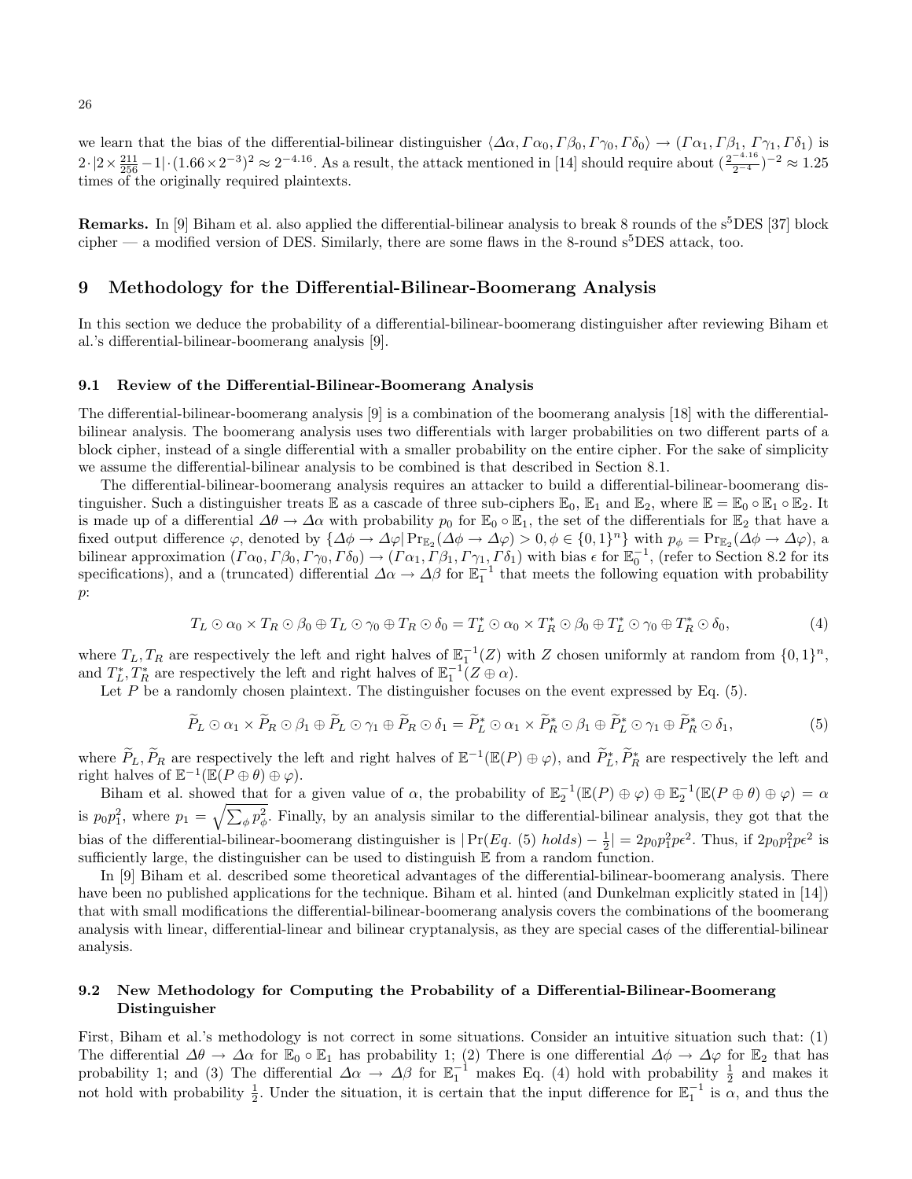we learn that the bias of the differential-bilinear distinguisher $\langle \Delta\alpha, \Gamma\alpha_0, \Gamma\beta_0, \Gamma\gamma_0, \Gamma\delta_0 \rangle \to (\Gamma\alpha_1, \Gamma\beta_1, \Gamma\gamma_1, \Gamma\delta_1)$ is $2 \cdot |2 \times \frac{211}{256} - 1| \cdot (1.66 \times 2^{-3})^2 \approx 2^{-4.16}$. As a result, the attack mentioned in [14] should require about $(\frac{2^{-4.16}}{2^{-4}})^{-2} \approx 1.25$ times of the originally required plaintexts.

**Remarks.** In [9] Biham et al. also applied the differential-bilinear analysis to break 8 rounds of the s$^5$DES [37] block cipher — a modified version of DES. Similarly, there are some flaws in the 8-round s$^5$DES attack, too.

## 9 Methodology for the Differential-Bilinear-Boomerang Analysis

In this section we deduce the probability of a differential-bilinear-boomerang distinguisher after reviewing Biham et al.'s differential-bilinear-boomerang analysis [9].

### 9.1 Review of the Differential-Bilinear-Boomerang Analysis

The differential-bilinear-boomerang analysis [9] is a combination of the boomerang analysis [18] with the differential-bilinear analysis. The boomerang analysis uses two differentials with larger probabilities on two different parts of a block cipher, instead of a single differential with a smaller probability on the entire cipher. For the sake of simplicity we assume the differential-bilinear analysis to be combined is that described in Section 8.1.

The differential-bilinear-boomerang analysis requires an attacker to build a differential-bilinear-boomerang distinguisher. Such a distinguisher treats $\mathbb{E}$ as a cascade of three sub-ciphers $\mathbb{E}_0$, $\mathbb{E}_1$ and $\mathbb{E}_2$, where $\mathbb{E} = \mathbb{E}_0 \circ \mathbb{E}_1 \circ \mathbb{E}_2$. It is made up of a differential $\Delta\theta \to \Delta\alpha$ with probability $p_0$ for $\mathbb{E}_0 \circ \mathbb{E}_1$, the set of the differentials for $\mathbb{E}_2$ that have a fixed output difference $\varphi$, denoted by $\{\Delta\phi \to \Delta\varphi | \Pr_{\mathbb{E}_2}(\Delta\phi \to \Delta\varphi) > 0, \phi \in \{0,1\}^n\}$ with $p_\phi = \Pr_{\mathbb{E}_2}(\Delta\phi \to \Delta\varphi)$, a bilinear approximation $(\Gamma\alpha_0, \Gamma\beta_0, \Gamma\gamma_0, \Gamma\delta_0) \to (\Gamma\alpha_1, \Gamma\beta_1, \Gamma\gamma_1, \Gamma\delta_1)$ with bias $\epsilon$ for $\mathbb{E}_0^{-1}$, (refer to Section 8.2 for its specifications), and a (truncated) differential $\Delta\alpha \to \Delta\beta$ for $\mathbb{E}_1^{-1}$ that meets the following equation with probability $p$:

$$T_L \odot \alpha_0 \times T_R \odot \beta_0 \oplus T_L \odot \gamma_0 \oplus T_R \odot \delta_0 = T_L^* \odot \alpha_0 \times T_R^* \odot \beta_0 \oplus T_L^* \odot \gamma_0 \oplus T_R^* \odot \delta_0, \tag{4}$$

where $T_L, T_R$ are respectively the left and right halves of $\mathbb{E}_1^{-1}(Z)$ with $Z$ chosen uniformly at random from $\{0,1\}^n$, and $T_L^*, T_R^*$ are respectively the left and right halves of $\mathbb{E}_1^{-1}(Z \oplus \alpha)$.

Let $P$ be a randomly chosen plaintext. The distinguisher focuses on the event expressed by Eq. (5).

$$\widetilde{P}_L \odot \alpha_1 \times \widetilde{P}_R \odot \beta_1 \oplus \widetilde{P}_L \odot \gamma_1 \oplus \widetilde{P}_R \odot \delta_1 = \widetilde{P}_L^* \odot \alpha_1 \times \widetilde{P}_R^* \odot \beta_1 \oplus \widetilde{P}_L^* \odot \gamma_1 \oplus \widetilde{P}_R^* \odot \delta_1, \tag{5}$$

where $\widetilde{P}_L, \widetilde{P}_R$ are respectively the left and right halves of $\mathbb{E}^{-1}(\mathbb{E}(P) \oplus \varphi)$, and $\widetilde{P}_L^*, \widetilde{P}_R^*$ are respectively the left and right halves of $\mathbb{E}^{-1}(\mathbb{E}(P \oplus \theta) \oplus \varphi)$.

Biham et al. showed that for a given value of $\alpha$, the probability of $\mathbb{E}_2^{-1}(\mathbb{E}(P) \oplus \varphi) \oplus \mathbb{E}_2^{-1}(\mathbb{E}(P \oplus \theta) \oplus \varphi) = \alpha$ is $p_0 p_1^2$, where $p_1 = \sqrt{\sum_\phi p_\phi^2}$. Finally, by an analysis similar to the differential-bilinear analysis, they got that the bias of the differential-bilinear-boomerang distinguisher is $|\Pr(Eq.~(5)~holds) - \frac{1}{2}| = 2p_0 p_1^2 p \epsilon^2$. Thus, if $2p_0 p_1^2 p \epsilon^2$ is sufficiently large, the distinguisher can be used to distinguish $\mathbb{E}$ from a random function.

In [9] Biham et al. described some theoretical advantages of the differential-bilinear-boomerang analysis. There have been no published applications for the technique. Biham et al. hinted (and Dunkelman explicitly stated in [14]) that with small modifications the differential-bilinear-boomerang analysis covers the combinations of the boomerang analysis with linear, differential-linear and bilinear cryptanalysis, as they are special cases of the differential-bilinear analysis.

### 9.2 New Methodology for Computing the Probability of a Differential-Bilinear-Boomerang Distinguisher

First, Biham et al.'s methodology is not correct in some situations. Consider an intuitive situation such that: (1) The differential $\Delta\theta \to \Delta\alpha$ for $\mathbb{E}_0 \circ \mathbb{E}_1$ has probability 1; (2) There is one differential $\Delta\phi \to \Delta\varphi$ for $\mathbb{E}_2$ that has probability 1; and (3) The differential $\Delta\alpha \to \Delta\beta$ for $\mathbb{E}_1^{-1}$ makes Eq. (4) hold with probability $\frac{1}{2}$ and makes it not hold with probability $\frac{1}{2}$. Under the situation, it is certain that the input difference for $\mathbb{E}_1^{-1}$ is $\alpha$, and thus the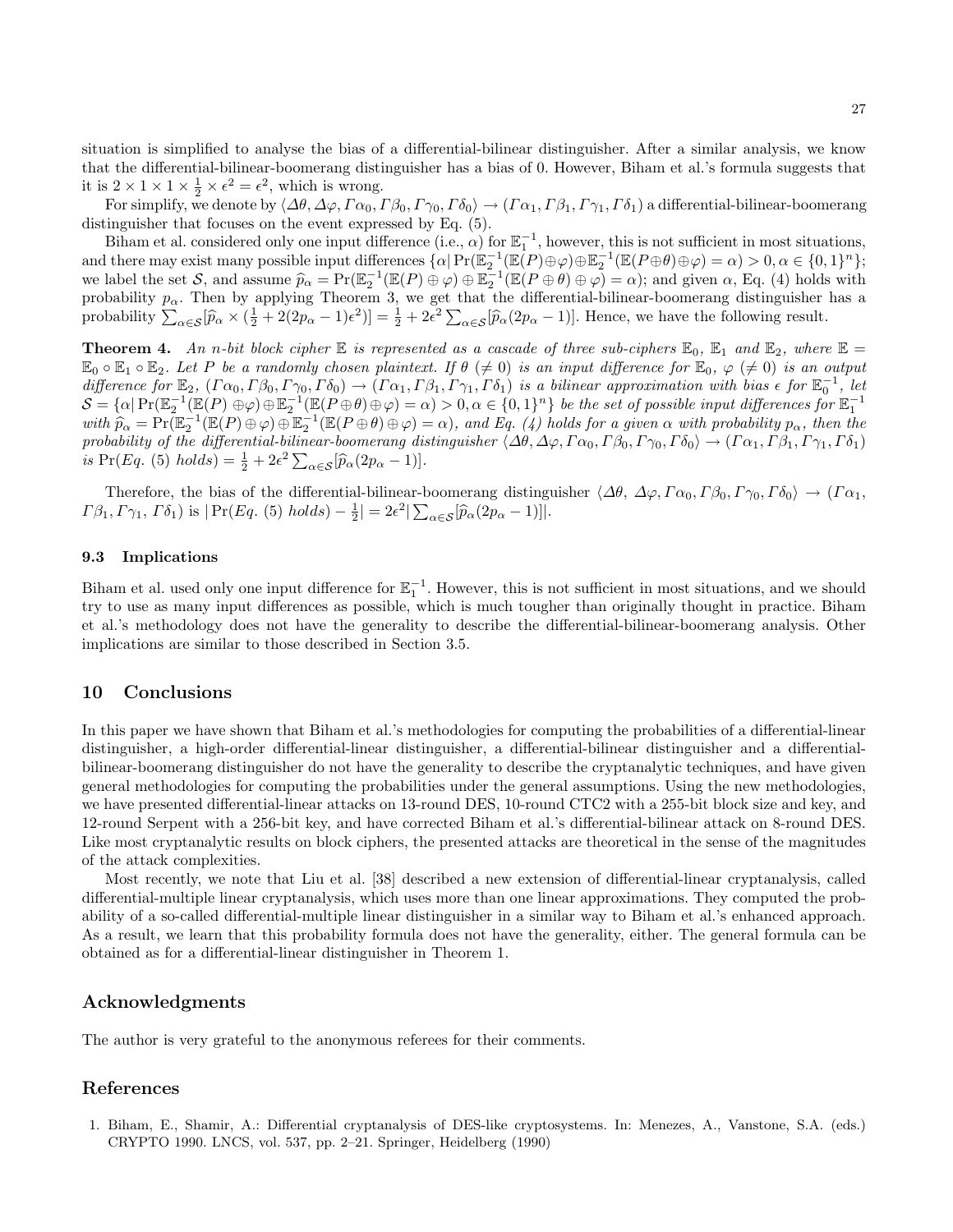situation is simplified to analyse the bias of a differential-bilinear distinguisher. After a similar analysis, we know that the differential-bilinear-boomerang distinguisher has a bias of 0. However, Biham et al.'s formula suggests that it is $2 \times 1 \times 1 \times \frac{1}{2} \times \epsilon^2 = \epsilon^2$, which is wrong.

For simplify, we denote by $\langle \Delta\theta, \Delta\varphi, \Gamma\alpha_0, \Gamma\beta_0, \Gamma\gamma_0, \Gamma\delta_0 \rangle \to (\Gamma\alpha_1, \Gamma\beta_1, \Gamma\gamma_1, \Gamma\delta_1)$ a differential-bilinear-boomerang distinguisher that focuses on the event expressed by Eq. (5).

Biham et al. considered only one input difference (i.e., $\alpha$) for $\mathbb{E}_1^{-1}$, however, this is not sufficient in most situations, and there may exist many possible input differences $\{\alpha | \Pr(\mathbb{E}_2^{-1}(\mathbb{E}(P)\oplus\varphi)\oplus\mathbb{E}_2^{-1}(\mathbb{E}(P\oplus\theta)\oplus\varphi) = \alpha) > 0, \alpha \in \{0,1\}^n\}$; we label the set $\mathcal{S}$, and assume $\widehat{p}_\alpha = \Pr(\mathbb{E}_2^{-1}(\mathbb{E}(P)\oplus\varphi)\oplus\mathbb{E}_2^{-1}(\mathbb{E}(P\oplus\theta)\oplus\varphi) = \alpha)$; and given $\alpha$, Eq. (4) holds with probability $p_\alpha$. Then by applying Theorem 3, we get that the differential-bilinear-boomerang distinguisher has a probability $\sum_{\alpha\in\mathcal{S}}[\widehat{p}_\alpha \times (\frac{1}{2} + 2(2p_\alpha - 1)\epsilon^2)] = \frac{1}{2} + 2\epsilon^2 \sum_{\alpha\in\mathcal{S}}[\widehat{p}_\alpha(2p_\alpha - 1)]$. Hence, we have the following result.

**Theorem 4.** *An n-bit block cipher $\mathbb{E}$ is represented as a cascade of three sub-ciphers $\mathbb{E}_0$, $\mathbb{E}_1$ and $\mathbb{E}_2$, where $\mathbb{E} = \mathbb{E}_0 \circ \mathbb{E}_1 \circ \mathbb{E}_2$. Let $P$ be a randomly chosen plaintext. If $\theta$ ($\neq 0$) is an input difference for $\mathbb{E}_0$, $\varphi$ ($\neq 0$) is an output difference for $\mathbb{E}_2$, $(\Gamma\alpha_0, \Gamma\beta_0, \Gamma\gamma_0, \Gamma\delta_0) \to (\Gamma\alpha_1, \Gamma\beta_1, \Gamma\gamma_1, \Gamma\delta_1)$ is a bilinear approximation with bias $\epsilon$ for $\mathbb{E}_0^{-1}$, let $\mathcal{S} = \{\alpha | \Pr(\mathbb{E}_2^{-1}(\mathbb{E}(P)\oplus\varphi)\oplus\mathbb{E}_2^{-1}(\mathbb{E}(P\oplus\theta)\oplus\varphi) = \alpha) > 0, \alpha \in \{0,1\}^n\}$ be the set of possible input differences for $\mathbb{E}_1^{-1}$ with $\widehat{p}_\alpha = \Pr(\mathbb{E}_2^{-1}(\mathbb{E}(P)\oplus\varphi)\oplus\mathbb{E}_2^{-1}(\mathbb{E}(P\oplus\theta)\oplus\varphi) = \alpha)$, and Eq. (4) holds for a given $\alpha$ with probability $p_\alpha$, then the probability of the differential-bilinear-boomerang distinguisher $\langle \Delta\theta, \Delta\varphi, \Gamma\alpha_0, \Gamma\beta_0, \Gamma\gamma_0, \Gamma\delta_0 \rangle \to (\Gamma\alpha_1, \Gamma\beta_1, \Gamma\gamma_1, \Gamma\delta_1)$ is $\Pr(Eq.\ (5)\ holds) = \frac{1}{2} + 2\epsilon^2 \sum_{\alpha\in\mathcal{S}}[\widehat{p}_\alpha(2p_\alpha - 1)]$.*

Therefore, the bias of the differential-bilinear-boomerang distinguisher $\langle \Delta\theta, \Delta\varphi, \Gamma\alpha_0, \Gamma\beta_0, \Gamma\gamma_0, \Gamma\delta_0 \rangle \to (\Gamma\alpha_1, \Gamma\beta_1, \Gamma\gamma_1, \Gamma\delta_1)$ is $|\Pr(Eq.\ (5)\ holds) - \frac{1}{2}| = 2\epsilon^2 |\sum_{\alpha\in\mathcal{S}}[\widehat{p}_\alpha(2p_\alpha - 1)]|$.

### 9.3 Implications

Biham et al. used only one input difference for $\mathbb{E}_1^{-1}$. However, this is not sufficient in most situations, and we should try to use as many input differences as possible, which is much tougher than originally thought in practice. Biham et al.'s methodology does not have the generality to describe the differential-bilinear-boomerang analysis. Other implications are similar to those described in Section 3.5.

## 10 Conclusions

In this paper we have shown that Biham et al.'s methodologies for computing the probabilities of a differential-linear distinguisher, a high-order differential-linear distinguisher, a differential-bilinear distinguisher and a differential-bilinear-boomerang distinguisher do not have the generality to describe the cryptanalytic techniques, and have given general methodologies for computing the probabilities under the general assumptions. Using the new methodologies, we have presented differential-linear attacks on 13-round DES, 10-round CTC2 with a 255-bit block size and key, and 12-round Serpent with a 256-bit key, and have corrected Biham et al.'s differential-bilinear attack on 8-round DES. Like most cryptanalytic results on block ciphers, the presented attacks are theoretical in the sense of the magnitudes of the attack complexities.

Most recently, we note that Liu et al. [38] described a new extension of differential-linear cryptanalysis, called differential-multiple linear cryptanalysis, which uses more than one linear approximations. They computed the probability of a so-called differential-multiple linear distinguisher in a similar way to Biham et al.'s enhanced approach. As a result, we learn that this probability formula does not have the generality, either. The general formula can be obtained as for a differential-linear distinguisher in Theorem 1.

## Acknowledgments

The author is very grateful to the anonymous referees for their comments.

## References

1. Biham, E., Shamir, A.: Differential cryptanalysis of DES-like cryptosystems. In: Menezes, A., Vanstone, S.A. (eds.) CRYPTO 1990. LNCS, vol. 537, pp. 2–21. Springer, Heidelberg (1990)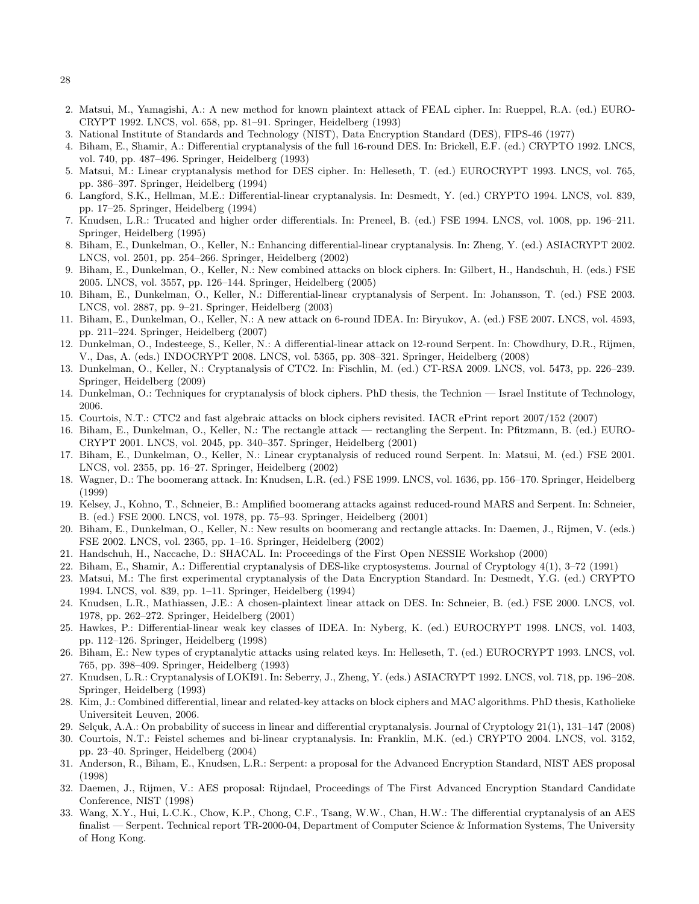2. Matsui, M., Yamagishi, A.: A new method for known plaintext attack of FEAL cipher. In: Rueppel, R.A. (ed.) EUROCRYPT 1992. LNCS, vol. 658, pp. 81–91. Springer, Heidelberg (1993)
3. National Institute of Standards and Technology (NIST), Data Encryption Standard (DES), FIPS-46 (1977)
4. Biham, E., Shamir, A.: Differential cryptanalysis of the full 16-round DES. In: Brickell, E.F. (ed.) CRYPTO 1992. LNCS, vol. 740, pp. 487–496. Springer, Heidelberg (1993)
5. Matsui, M.: Linear cryptanalysis method for DES cipher. In: Helleseth, T. (ed.) EUROCRYPT 1993. LNCS, vol. 765, pp. 386–397. Springer, Heidelberg (1994)
6. Langford, S.K., Hellman, M.E.: Differential-linear cryptanalysis. In: Desmedt, Y. (ed.) CRYPTO 1994. LNCS, vol. 839, pp. 17–25. Springer, Heidelberg (1994)
7. Knudsen, L.R.: Trucated and higher order differentials. In: Preneel, B. (ed.) FSE 1994. LNCS, vol. 1008, pp. 196–211. Springer, Heidelberg (1995)
8. Biham, E., Dunkelman, O., Keller, N.: Enhancing differential-linear cryptanalysis. In: Zheng, Y. (ed.) ASIACRYPT 2002. LNCS, vol. 2501, pp. 254–266. Springer, Heidelberg (2002)
9. Biham, E., Dunkelman, O., Keller, N.: New combined attacks on block ciphers. In: Gilbert, H., Handschuh, H. (eds.) FSE 2005. LNCS, vol. 3557, pp. 126–144. Springer, Heidelberg (2005)
10. Biham, E., Dunkelman, O., Keller, N.: Differential-linear cryptanalysis of Serpent. In: Johansson, T. (ed.) FSE 2003. LNCS, vol. 2887, pp. 9–21. Springer, Heidelberg (2003)
11. Biham, E., Dunkelman, O., Keller, N.: A new attack on 6-round IDEA. In: Biryukov, A. (ed.) FSE 2007. LNCS, vol. 4593, pp. 211–224. Springer, Heidelberg (2007)
12. Dunkelman, O., Indesteege, S., Keller, N.: A differential-linear attack on 12-round Serpent. In: Chowdhury, D.R., Rijmen, V., Das, A. (eds.) INDOCRYPT 2008. LNCS, vol. 5365, pp. 308–321. Springer, Heidelberg (2008)
13. Dunkelman, O., Keller, N.: Cryptanalysis of CTC2. In: Fischlin, M. (ed.) CT-RSA 2009. LNCS, vol. 5473, pp. 226–239. Springer, Heidelberg (2009)
14. Dunkelman, O.: Techniques for cryptanalysis of block ciphers. PhD thesis, the Technion — Israel Institute of Technology, 2006.
15. Courtois, N.T.: CTC2 and fast algebraic attacks on block ciphers revisited. IACR ePrint report 2007/152 (2007)
16. Biham, E., Dunkelman, O., Keller, N.: The rectangle attack — rectangling the Serpent. In: Pfitzmann, B. (ed.) EUROCRYPT 2001. LNCS, vol. 2045, pp. 340–357. Springer, Heidelberg (2001)
17. Biham, E., Dunkelman, O., Keller, N.: Linear cryptanalysis of reduced round Serpent. In: Matsui, M. (ed.) FSE 2001. LNCS, vol. 2355, pp. 16–27. Springer, Heidelberg (2002)
18. Wagner, D.: The boomerang attack. In: Knudsen, L.R. (ed.) FSE 1999. LNCS, vol. 1636, pp. 156–170. Springer, Heidelberg (1999)
19. Kelsey, J., Kohno, T., Schneier, B.: Amplified boomerang attacks against reduced-round MARS and Serpent. In: Schneier, B. (ed.) FSE 2000. LNCS, vol. 1978, pp. 75–93. Springer, Heidelberg (2001)
20. Biham, E., Dunkelman, O., Keller, N.: New results on boomerang and rectangle attacks. In: Daemen, J., Rijmen, V. (eds.) FSE 2002. LNCS, vol. 2365, pp. 1–16. Springer, Heidelberg (2002)
21. Handschuh, H., Naccache, D.: SHACAL. In: Proceedings of the First Open NESSIE Workshop (2000)
22. Biham, E., Shamir, A.: Differential cryptanalysis of DES-like cryptosystems. Journal of Cryptology 4(1), 3–72 (1991)
23. Matsui, M.: The first experimental cryptanalysis of the Data Encryption Standard. In: Desmedt, Y.G. (ed.) CRYPTO 1994. LNCS, vol. 839, pp. 1–11. Springer, Heidelberg (1994)
24. Knudsen, L.R., Mathiassen, J.E.: A chosen-plaintext linear attack on DES. In: Schneier, B. (ed.) FSE 2000. LNCS, vol. 1978, pp. 262–272. Springer, Heidelberg (2001)
25. Hawkes, P.: Differential-linear weak key classes of IDEA. In: Nyberg, K. (ed.) EUROCRYPT 1998. LNCS, vol. 1403, pp. 112–126. Springer, Heidelberg (1998)
26. Biham, E.: New types of cryptanalytic attacks using related keys. In: Helleseth, T. (ed.) EUROCRYPT 1993. LNCS, vol. 765, pp. 398–409. Springer, Heidelberg (1993)
27. Knudsen, L.R.: Cryptanalysis of LOKI91. In: Seberry, J., Zheng, Y. (eds.) ASIACRYPT 1992. LNCS, vol. 718, pp. 196–208. Springer, Heidelberg (1993)
28. Kim, J.: Combined differential, linear and related-key attacks on block ciphers and MAC algorithms. PhD thesis, Katholieke Universiteit Leuven, 2006.
29. Selçuk, A.A.: On probability of success in linear and differential cryptanalysis. Journal of Cryptology 21(1), 131–147 (2008)
30. Courtois, N.T.: Feistel schemes and bi-linear cryptanalysis. In: Franklin, M.K. (ed.) CRYPTO 2004. LNCS, vol. 3152, pp. 23–40. Springer, Heidelberg (2004)
31. Anderson, R., Biham, E., Knudsen, L.R.: Serpent: a proposal for the Advanced Encryption Standard, NIST AES proposal (1998)
32. Daemen, J., Rijmen, V.: AES proposal: Rijndael, Proceedings of The First Advanced Encryption Standard Candidate Conference, NIST (1998)
33. Wang, X.Y., Hui, L.C.K., Chow, K.P., Chong, C.F., Tsang, W.W., Chan, H.W.: The differential cryptanalysis of an AES finalist — Serpent. Technical report TR-2000-04, Department of Computer Science & Information Systems, The University of Hong Kong.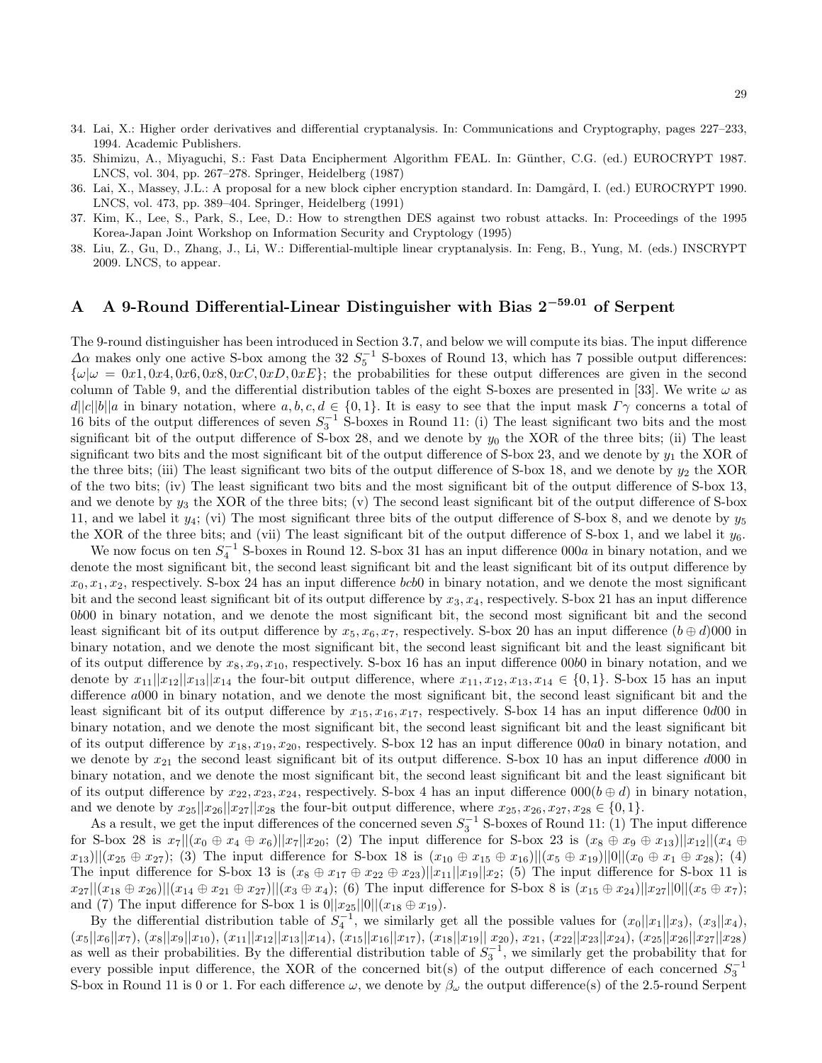34. Lai, X.: Higher order derivatives and differential cryptanalysis. In: Communications and Cryptography, pages 227–233, 1994. Academic Publishers.
35. Shimizu, A., Miyaguchi, S.: Fast Data Encipherment Algorithm FEAL. In: Günther, C.G. (ed.) EUROCRYPT 1987. LNCS, vol. 304, pp. 267–278. Springer, Heidelberg (1987)
36. Lai, X., Massey, J.L.: A proposal for a new block cipher encryption standard. In: Damgård, I. (ed.) EUROCRYPT 1990. LNCS, vol. 473, pp. 389–404. Springer, Heidelberg (1991)
37. Kim, K., Lee, S., Park, S., Lee, D.: How to strengthen DES against two robust attacks. In: Proceedings of the 1995 Korea-Japan Joint Workshop on Information Security and Cryptology (1995)
38. Liu, Z., Gu, D., Zhang, J., Li, W.: Differential-multiple linear cryptanalysis. In: Feng, B., Yung, M. (eds.) INSCRYPT 2009. LNCS, to appear.

# A A 9-Round Differential-Linear Distinguisher with Bias $2^{-59.01}$ of Serpent

The 9-round distinguisher has been introduced in Section 3.7, and below we will compute its bias. The input difference $\Delta\alpha$ makes only one active S-box among the 32 $S_5^{-1}$ S-boxes of Round 13, which has 7 possible output differences: $\{\omega|\omega = 0x1, 0x4, 0x6, 0x8, 0xC, 0xD, 0xE\}$; the probabilities for these output differences are given in the second column of Table 9, and the differential distribution tables of the eight S-boxes are presented in [33]. We write $\omega$ as $d||c||b||a$ in binary notation, where $a, b, c, d \in \{0, 1\}$. It is easy to see that the input mask $\Gamma\gamma$ concerns a total of 16 bits of the output differences of seven $S_3^{-1}$ S-boxes in Round 11: (i) The least significant two bits and the most significant bit of the output difference of S-box 28, and we denote by $y_0$ the XOR of the three bits; (ii) The least significant two bits and the most significant bit of the output difference of S-box 23, and we denote by $y_1$ the XOR of the three bits; (iii) The least significant two bits of the output difference of S-box 18, and we denote by $y_2$ the XOR of the two bits; (iv) The least significant two bits and the most significant bit of the output difference of S-box 13, and we denote by $y_3$ the XOR of the three bits; (v) The second least significant bit of the output difference of S-box 11, and we label it $y_4$; (vi) The most significant three bits of the output difference of S-box 8, and we denote by $y_5$ the XOR of the three bits; and (vii) The least significant bit of the output difference of S-box 1, and we label it $y_6$.

We now focus on ten $S_4^{-1}$ S-boxes in Round 12. S-box 31 has an input difference $000a$ in binary notation, and we denote the most significant bit, the second least significant bit and the least significant bit of its output difference by $x_0, x_1, x_2$, respectively. S-box 24 has an input difference $bcb0$ in binary notation, and we denote the most significant bit and the second least significant bit of its output difference by $x_3, x_4$, respectively. S-box 21 has an input difference $0b00$ in binary notation, and we denote the most significant bit, the second most significant bit and the second least significant bit of its output difference by $x_5, x_6, x_7$, respectively. S-box 20 has an input difference $(b \oplus d)000$ in binary notation, and we denote the most significant bit, the second least significant bit and the least significant bit of its output difference by $x_8, x_9, x_{10}$, respectively. S-box 16 has an input difference $00b0$ in binary notation, and we denote by $x_{11}||x_{12}||x_{13}||x_{14}$ the four-bit output difference, where $x_{11}, x_{12}, x_{13}, x_{14} \in \{0, 1\}$. S-box 15 has an input difference $a000$ in binary notation, and we denote the most significant bit, the second least significant bit and the least significant bit of its output difference by $x_{15}, x_{16}, x_{17}$, respectively. S-box 14 has an input difference $0d00$ in binary notation, and we denote the most significant bit, the second least significant bit and the least significant bit of its output difference by $x_{18}, x_{19}, x_{20}$, respectively. S-box 12 has an input difference $00a0$ in binary notation, and we denote by $x_{21}$ the second least significant bit of its output difference. S-box 10 has an input difference $d000$ in binary notation, and we denote the most significant bit, the second least significant bit and the least significant bit of its output difference by $x_{22}, x_{23}, x_{24}$, respectively. S-box 4 has an input difference $000(b \oplus d)$ in binary notation, and we denote by $x_{25}||x_{26}||x_{27}||x_{28}$ the four-bit output difference, where $x_{25}, x_{26}, x_{27}, x_{28} \in \{0, 1\}$.

As a result, we get the input differences of the concerned seven $S_3^{-1}$ S-boxes of Round 11: (1) The input difference for S-box 28 is $x_7||(x_0 \oplus x_4 \oplus x_6)||x_7||x_{20}$; (2) The input difference for S-box 23 is $(x_8 \oplus x_9 \oplus x_{13})||x_{12}||(x_4 \oplus x_{13})||(x_{25} \oplus x_{27})$; (3) The input difference for S-box 18 is $(x_{10} \oplus x_{15} \oplus x_{16})||(x_5 \oplus x_{19})||0||(x_0 \oplus x_1 \oplus x_{28})$; (4) The input difference for S-box 13 is $(x_8 \oplus x_{17} \oplus x_{22} \oplus x_{23})||x_{11}||x_{19}||x_2$; (5) The input difference for S-box 11 is $x_{27}||(x_{18} \oplus x_{26})||(x_{14} \oplus x_{21} \oplus x_{27})||(x_3 \oplus x_4)$; (6) The input difference for S-box 8 is $(x_{15} \oplus x_{24})||x_{27}||0||(x_5 \oplus x_7)$; and (7) The input difference for S-box 1 is $0||x_{25}||0||(x_{18} \oplus x_{19})$.

By the differential distribution table of $S_4^{-1}$, we similarly get all the possible values for $(x_0||x_1||x_3)$, $(x_3||x_4)$, $(x_5||x_6||x_7)$, $(x_8||x_9||x_{10})$, $(x_{11}||x_{12}||x_{13}||x_{14})$, $(x_{15}||x_{16}||x_{17})$, $(x_{18}||x_{19}||x_{20})$, $x_{21}$, $(x_{22}||x_{23}||x_{24})$, $(x_{25}||x_{26}||x_{27}||x_{28})$ as well as their probabilities. By the differential distribution table of $S_3^{-1}$, we similarly get the probability that for every possible input difference, the XOR of the concerned bit(s) of the output difference of each concerned $S_3^{-1}$ S-box in Round 11 is 0 or 1. For each difference $\omega$, we denote by $\beta_\omega$ the output difference(s) of the 2.5-round Serpent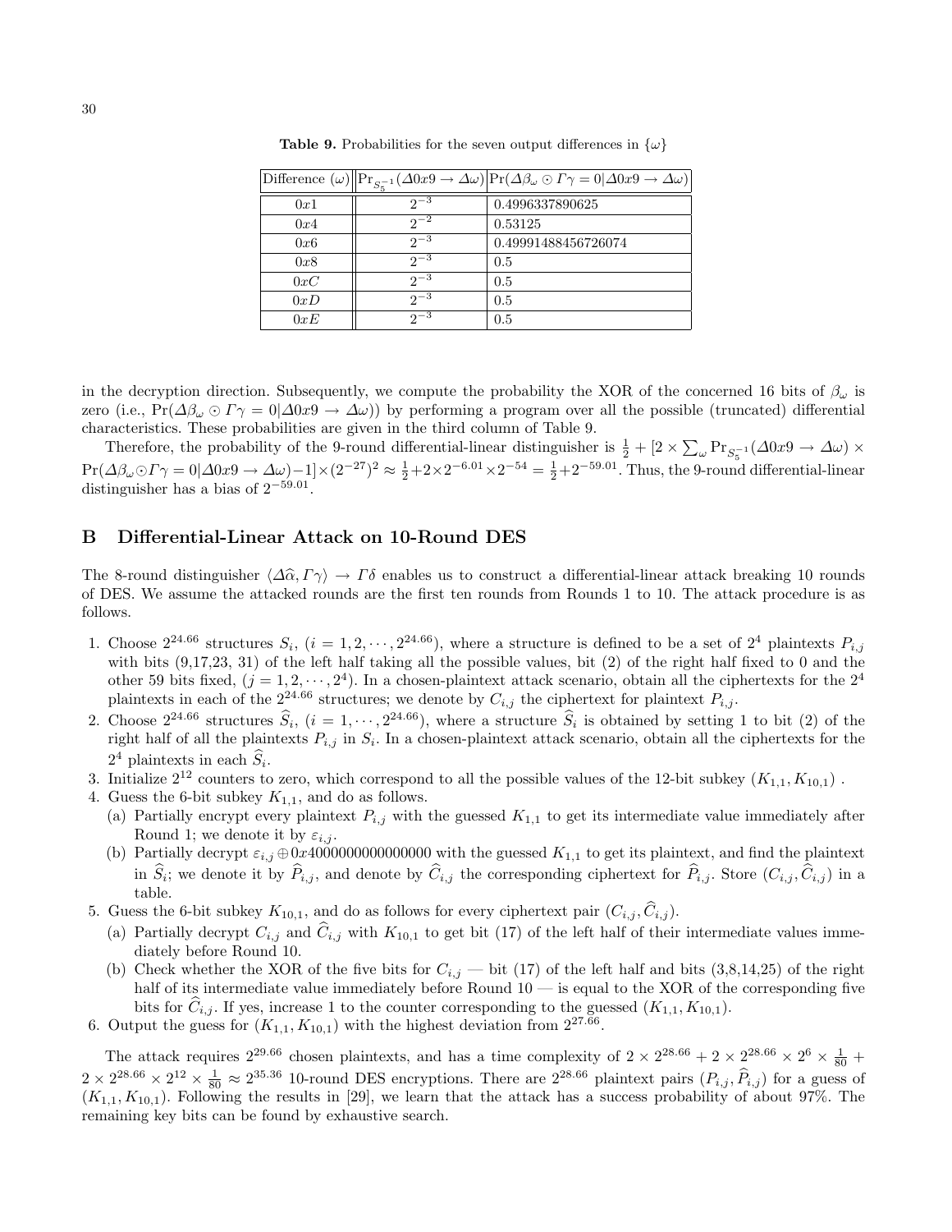**Table 9.** Probabilities for the seven output differences in $\{\omega\}$

| Difference $(\omega)$ | $\Pr_{S_5^{-1}}(\Delta 0x9 \to \Delta\omega)$ | $\Pr(\Delta\beta_\omega \odot \Gamma\gamma = 0 \mid \Delta 0x9 \to \Delta\omega)$ |
|---|---|---|
| $0x1$ | $2^{-3}$ | 0.4996337890625 |
| $0x4$ | $2^{-2}$ | 0.53125 |
| $0x6$ | $2^{-3}$ | 0.49991488456726074 |
| $0x8$ | $2^{-3}$ | 0.5 |
| $0xC$ | $2^{-3}$ | 0.5 |
| $0xD$ | $2^{-3}$ | 0.5 |
| $0xE$ | $2^{-3}$ | 0.5 |

in the decryption direction. Subsequently, we compute the probability the XOR of the concerned 16 bits of $\beta_\omega$ is zero (i.e., $\Pr(\Delta\beta_\omega \odot \Gamma\gamma = 0 \mid \Delta 0x9 \to \Delta\omega)$) by performing a program over all the possible (truncated) differential characteristics. These probabilities are given in the third column of Table 9.

Therefore, the probability of the 9-round differential-linear distinguisher is $\frac{1}{2} + [2 \times \sum_\omega \Pr_{S_5^{-1}}(\Delta 0x9 \to \Delta\omega) \times \Pr(\Delta\beta_\omega \odot \Gamma\gamma = 0 \mid \Delta 0x9 \to \Delta\omega) - 1] \times (2^{-27})^2 \approx \frac{1}{2} + 2 \times 2^{-6.01} \times 2^{-54} = \frac{1}{2} + 2^{-59.01}$. Thus, the 9-round differential-linear distinguisher has a bias of $2^{-59.01}$.

## B Differential-Linear Attack on 10-Round DES

The 8-round distinguisher $\langle \Delta\widehat{\alpha}, \Gamma\gamma \rangle \to \Gamma\delta$ enables us to construct a differential-linear attack breaking 10 rounds of DES. We assume the attacked rounds are the first ten rounds from Rounds 1 to 10. The attack procedure is as follows.

1. Choose $2^{24.66}$ structures $S_i$, $(i = 1, 2, \cdots, 2^{24.66})$, where a structure is defined to be a set of $2^4$ plaintexts $P_{i,j}$ with bits (9,17,23, 31) of the left half taking all the possible values, bit (2) of the right half fixed to 0 and the other 59 bits fixed, $(j = 1, 2, \cdots, 2^4)$. In a chosen-plaintext attack scenario, obtain all the ciphertexts for the $2^4$ plaintexts in each of the $2^{24.66}$ structures; we denote by $C_{i,j}$ the ciphertext for plaintext $P_{i,j}$.
2. Choose $2^{24.66}$ structures $\widehat{S}_i$, $(i = 1, \cdots, 2^{24.66})$, where a structure $\widehat{S}_i$ is obtained by setting 1 to bit (2) of the right half of all the plaintexts $P_{i,j}$ in $S_i$. In a chosen-plaintext attack scenario, obtain all the ciphertexts for the $2^4$ plaintexts in each $\widehat{S}_i$.
3. Initialize $2^{12}$ counters to zero, which correspond to all the possible values of the 12-bit subkey $(K_{1,1}, K_{10,1})$ .
4. Guess the 6-bit subkey $K_{1,1}$, and do as follows.
   (a) Partially encrypt every plaintext $P_{i,j}$ with the guessed $K_{1,1}$ to get its intermediate value immediately after Round 1; we denote it by $\varepsilon_{i,j}$.
   (b) Partially decrypt $\varepsilon_{i,j} \oplus 0x4000000000000000$ with the guessed $K_{1,1}$ to get its plaintext, and find the plaintext in $\widehat{S}_i$; we denote it by $\widehat{P}_{i,j}$, and denote by $\widehat{C}_{i,j}$ the corresponding ciphertext for $\widehat{P}_{i,j}$. Store $(C_{i,j}, \widehat{C}_{i,j})$ in a table.
5. Guess the 6-bit subkey $K_{10,1}$, and do as follows for every ciphertext pair $(C_{i,j}, \widehat{C}_{i,j})$.
   (a) Partially decrypt $C_{i,j}$ and $\widehat{C}_{i,j}$ with $K_{10,1}$ to get bit (17) of the left half of their intermediate values immediately before Round 10.
   (b) Check whether the XOR of the five bits for $C_{i,j}$ — bit (17) of the left half and bits (3,8,14,25) of the right half of its intermediate value immediately before Round 10 — is equal to the XOR of the corresponding five bits for $\widehat{C}_{i,j}$. If yes, increase 1 to the counter corresponding to the guessed $(K_{1,1}, K_{10,1})$.
6. Output the guess for $(K_{1,1}, K_{10,1})$ with the highest deviation from $2^{27.66}$.

The attack requires $2^{29.66}$ chosen plaintexts, and has a time complexity of $2 \times 2^{28.66} + 2 \times 2^{28.66} \times 2^6 \times \frac{1}{80} + 2 \times 2^{28.66} \times 2^{12} \times \frac{1}{80} \approx 2^{35.36}$ 10-round DES encryptions. There are $2^{28.66}$ plaintext pairs $(P_{i,j}, \widehat{P}_{i,j})$ for a guess of $(K_{1,1}, K_{10,1})$. Following the results in [29], we learn that the attack has a success probability of about 97%. The remaining key bits can be found by exhaustive search.